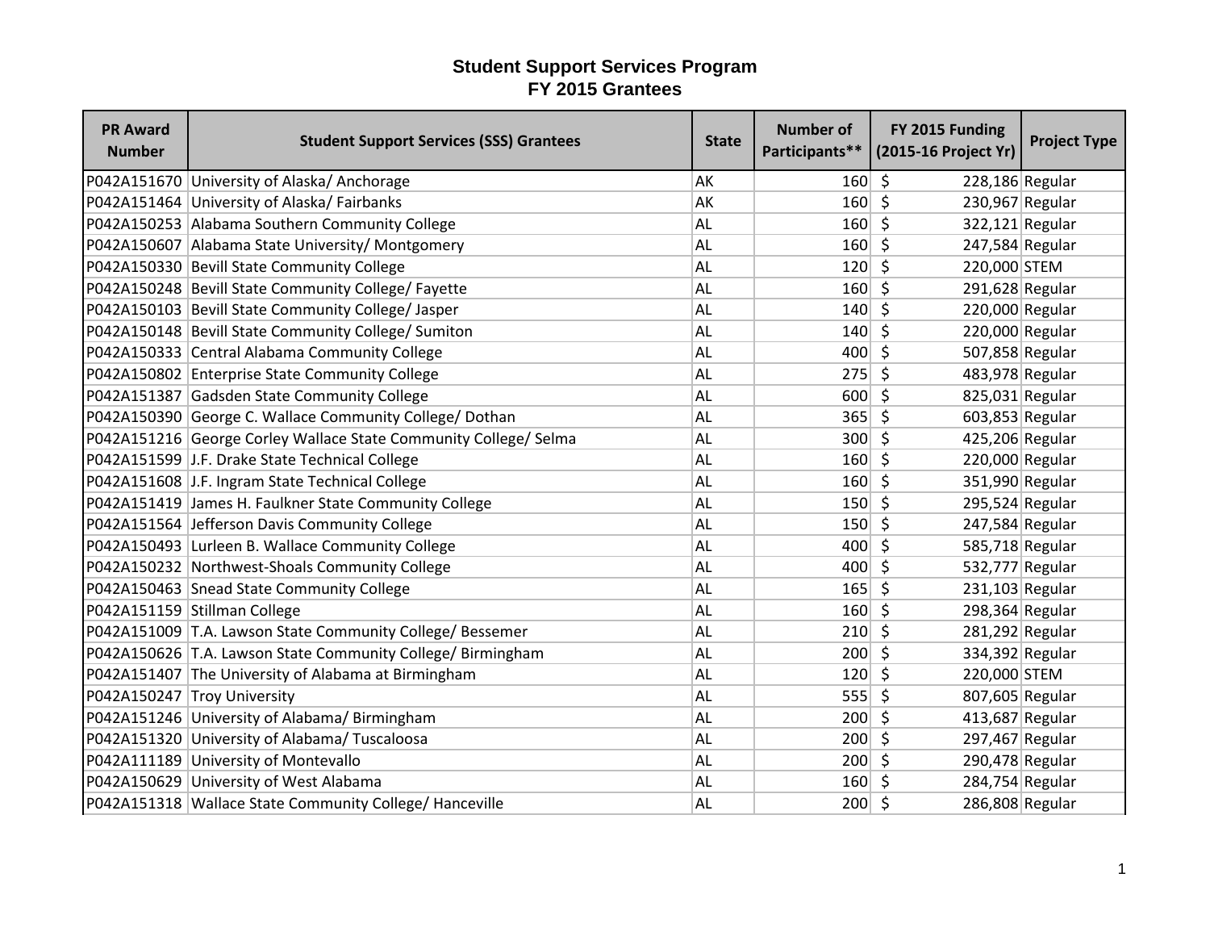# Student Support Services Program
## FY 2015 Grantees

| PR Award Number | Student Support Services (SSS) Grantees | State | Number of Participants** | FY 2015 Funding (2015-16 Project Yr) | Project Type |
|---|---|---|---|---|---|
| P042A151670 | University of Alaska/ Anchorage | AK | 160 | $ 228,186 | Regular |
| P042A151464 | University of Alaska/ Fairbanks | AK | 160 | $ 230,967 | Regular |
| P042A150253 | Alabama Southern Community College | AL | 160 | $ 322,121 | Regular |
| P042A150607 | Alabama State University/ Montgomery | AL | 160 | $ 247,584 | Regular |
| P042A150330 | Bevill State Community College | AL | 120 | $ 220,000 | STEM |
| P042A150248 | Bevill State Community College/ Fayette | AL | 160 | $ 291,628 | Regular |
| P042A150103 | Bevill State Community College/ Jasper | AL | 140 | $ 220,000 | Regular |
| P042A150148 | Bevill State Community College/ Sumiton | AL | 140 | $ 220,000 | Regular |
| P042A150333 | Central Alabama Community College | AL | 400 | $ 507,858 | Regular |
| P042A150802 | Enterprise State Community College | AL | 275 | $ 483,978 | Regular |
| P042A151387 | Gadsden State Community College | AL | 600 | $ 825,031 | Regular |
| P042A150390 | George C. Wallace Community College/ Dothan | AL | 365 | $ 603,853 | Regular |
| P042A151216 | George Corley Wallace State Community College/ Selma | AL | 300 | $ 425,206 | Regular |
| P042A151599 | J.F. Drake State Technical College | AL | 160 | $ 220,000 | Regular |
| P042A151608 | J.F. Ingram State Technical College | AL | 160 | $ 351,990 | Regular |
| P042A151419 | James H. Faulkner State Community College | AL | 150 | $ 295,524 | Regular |
| P042A151564 | Jefferson Davis Community College | AL | 150 | $ 247,584 | Regular |
| P042A150493 | Lurleen B. Wallace Community College | AL | 400 | $ 585,718 | Regular |
| P042A150232 | Northwest-Shoals Community College | AL | 400 | $ 532,777 | Regular |
| P042A150463 | Snead State Community College | AL | 165 | $ 231,103 | Regular |
| P042A151159 | Stillman College | AL | 160 | $ 298,364 | Regular |
| P042A151009 | T.A. Lawson State Community College/ Bessemer | AL | 210 | $ 281,292 | Regular |
| P042A150626 | T.A. Lawson State Community College/ Birmingham | AL | 200 | $ 334,392 | Regular |
| P042A151407 | The University of Alabama at Birmingham | AL | 120 | $ 220,000 | STEM |
| P042A150247 | Troy University | AL | 555 | $ 807,605 | Regular |
| P042A151246 | University of Alabama/ Birmingham | AL | 200 | $ 413,687 | Regular |
| P042A151320 | University of Alabama/ Tuscaloosa | AL | 200 | $ 297,467 | Regular |
| P042A111189 | University of Montevallo | AL | 200 | $ 290,478 | Regular |
| P042A150629 | University of West Alabama | AL | 160 | $ 284,754 | Regular |
| P042A151318 | Wallace State Community College/ Hanceville | AL | 200 | $ 286,808 | Regular |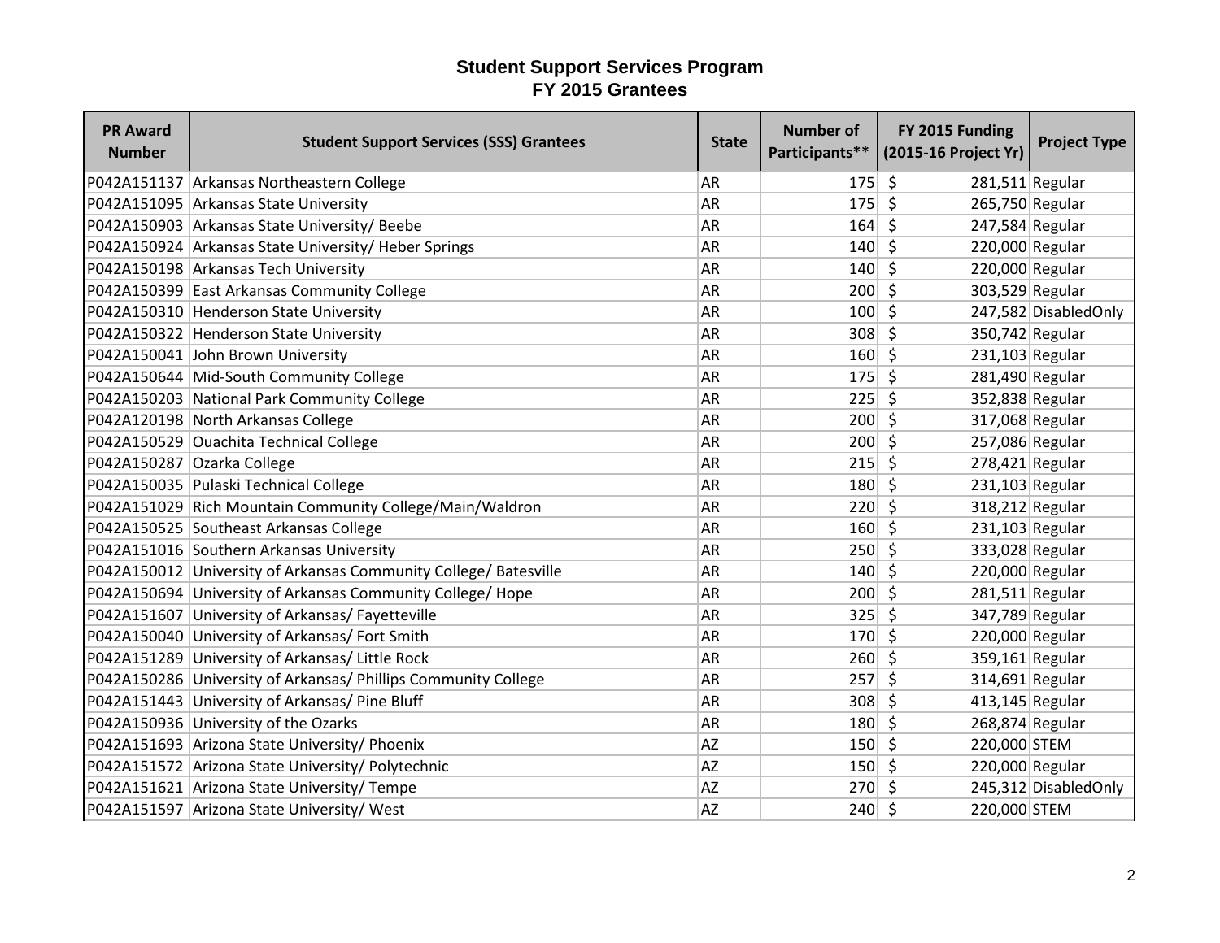# Student Support Services Program
## FY 2015 Grantees

| PR Award Number | Student Support Services (SSS) Grantees | State | Number of Participants** | FY 2015 Funding (2015-16 Project Yr) | Project Type |
|---|---|---|---|---|---|
| P042A151137 | Arkansas Northeastern College | AR | 175 | $ 281,511 | Regular |
| P042A151095 | Arkansas State University | AR | 175 | $ 265,750 | Regular |
| P042A150903 | Arkansas State University/ Beebe | AR | 164 | $ 247,584 | Regular |
| P042A150924 | Arkansas State University/ Heber Springs | AR | 140 | $ 220,000 | Regular |
| P042A150198 | Arkansas Tech University | AR | 140 | $ 220,000 | Regular |
| P042A150399 | East Arkansas Community College | AR | 200 | $ 303,529 | Regular |
| P042A150310 | Henderson State University | AR | 100 | $ 247,582 | DisabledOnly |
| P042A150322 | Henderson State University | AR | 308 | $ 350,742 | Regular |
| P042A150041 | John Brown University | AR | 160 | $ 231,103 | Regular |
| P042A150644 | Mid-South Community College | AR | 175 | $ 281,490 | Regular |
| P042A150203 | National Park Community College | AR | 225 | $ 352,838 | Regular |
| P042A120198 | North Arkansas College | AR | 200 | $ 317,068 | Regular |
| P042A150529 | Ouachita Technical College | AR | 200 | $ 257,086 | Regular |
| P042A150287 | Ozarka College | AR | 215 | $ 278,421 | Regular |
| P042A150035 | Pulaski Technical College | AR | 180 | $ 231,103 | Regular |
| P042A151029 | Rich Mountain Community College/Main/Waldron | AR | 220 | $ 318,212 | Regular |
| P042A150525 | Southeast Arkansas College | AR | 160 | $ 231,103 | Regular |
| P042A151016 | Southern Arkansas University | AR | 250 | $ 333,028 | Regular |
| P042A150012 | University of Arkansas Community College/ Batesville | AR | 140 | $ 220,000 | Regular |
| P042A150694 | University of Arkansas Community College/ Hope | AR | 200 | $ 281,511 | Regular |
| P042A151607 | University of Arkansas/ Fayetteville | AR | 325 | $ 347,789 | Regular |
| P042A150040 | University of Arkansas/ Fort Smith | AR | 170 | $ 220,000 | Regular |
| P042A151289 | University of Arkansas/ Little Rock | AR | 260 | $ 359,161 | Regular |
| P042A150286 | University of Arkansas/ Phillips Community College | AR | 257 | $ 314,691 | Regular |
| P042A151443 | University of Arkansas/ Pine Bluff | AR | 308 | $ 413,145 | Regular |
| P042A150936 | University of the Ozarks | AR | 180 | $ 268,874 | Regular |
| P042A151693 | Arizona State University/ Phoenix | AZ | 150 | $ 220,000 | STEM |
| P042A151572 | Arizona State University/ Polytechnic | AZ | 150 | $ 220,000 | Regular |
| P042A151621 | Arizona State University/ Tempe | AZ | 270 | $ 245,312 | DisabledOnly |
| P042A151597 | Arizona State University/ West | AZ | 240 | $ 220,000 | STEM |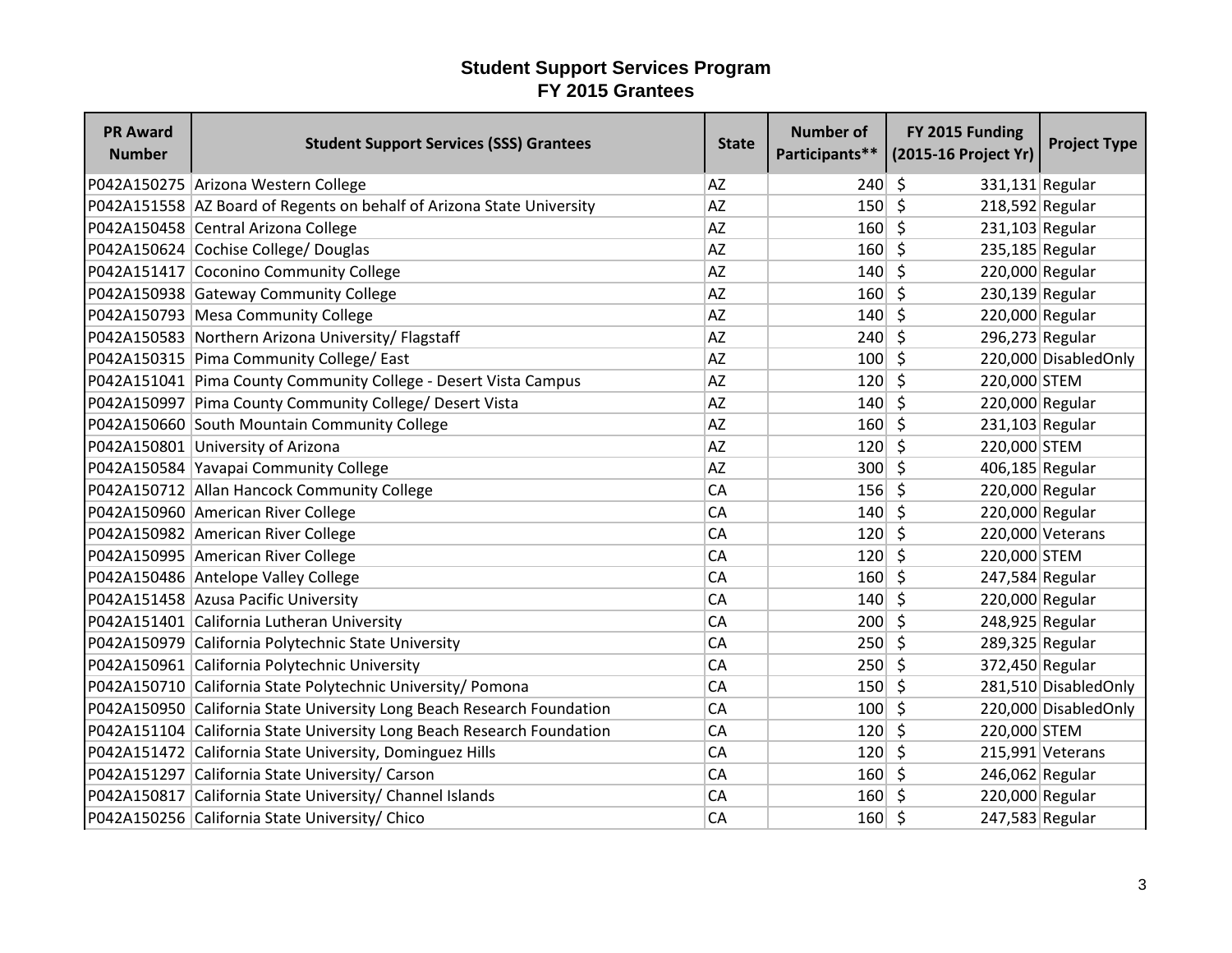# Student Support Services Program
## FY 2015 Grantees

| PR Award Number | Student Support Services (SSS) Grantees | State | Number of Participants** | FY 2015 Funding (2015-16 Project Yr) | Project Type |
|---|---|---|---|---|---|
| P042A150275 | Arizona Western College | AZ | 240 | $ 331,131 | Regular |
| P042A151558 | AZ Board of Regents on behalf of Arizona State University | AZ | 150 | $ 218,592 | Regular |
| P042A150458 | Central Arizona College | AZ | 160 | $ 231,103 | Regular |
| P042A150624 | Cochise College/ Douglas | AZ | 160 | $ 235,185 | Regular |
| P042A151417 | Coconino Community College | AZ | 140 | $ 220,000 | Regular |
| P042A150938 | Gateway Community College | AZ | 160 | $ 230,139 | Regular |
| P042A150793 | Mesa Community College | AZ | 140 | $ 220,000 | Regular |
| P042A150583 | Northern Arizona University/ Flagstaff | AZ | 240 | $ 296,273 | Regular |
| P042A150315 | Pima Community College/ East | AZ | 100 | $ 220,000 | DisabledOnly |
| P042A151041 | Pima County Community College - Desert Vista Campus | AZ | 120 | $ 220,000 | STEM |
| P042A150997 | Pima County Community College/ Desert Vista | AZ | 140 | $ 220,000 | Regular |
| P042A150660 | South Mountain Community College | AZ | 160 | $ 231,103 | Regular |
| P042A150801 | University of Arizona | AZ | 120 | $ 220,000 | STEM |
| P042A150584 | Yavapai Community College | AZ | 300 | $ 406,185 | Regular |
| P042A150712 | Allan Hancock Community College | CA | 156 | $ 220,000 | Regular |
| P042A150960 | American River College | CA | 140 | $ 220,000 | Regular |
| P042A150982 | American River College | CA | 120 | $ 220,000 | Veterans |
| P042A150995 | American River College | CA | 120 | $ 220,000 | STEM |
| P042A150486 | Antelope Valley College | CA | 160 | $ 247,584 | Regular |
| P042A151458 | Azusa Pacific University | CA | 140 | $ 220,000 | Regular |
| P042A151401 | California Lutheran University | CA | 200 | $ 248,925 | Regular |
| P042A150979 | California Polytechnic State University | CA | 250 | $ 289,325 | Regular |
| P042A150961 | California Polytechnic University | CA | 250 | $ 372,450 | Regular |
| P042A150710 | California State Polytechnic University/ Pomona | CA | 150 | $ 281,510 | DisabledOnly |
| P042A150950 | California State University Long Beach Research Foundation | CA | 100 | $ 220,000 | DisabledOnly |
| P042A151104 | California State University Long Beach Research Foundation | CA | 120 | $ 220,000 | STEM |
| P042A151472 | California State University, Dominguez Hills | CA | 120 | $ 215,991 | Veterans |
| P042A151297 | California State University/ Carson | CA | 160 | $ 246,062 | Regular |
| P042A150817 | California State University/ Channel Islands | CA | 160 | $ 220,000 | Regular |
| P042A150256 | California State University/ Chico | CA | 160 | $ 247,583 | Regular |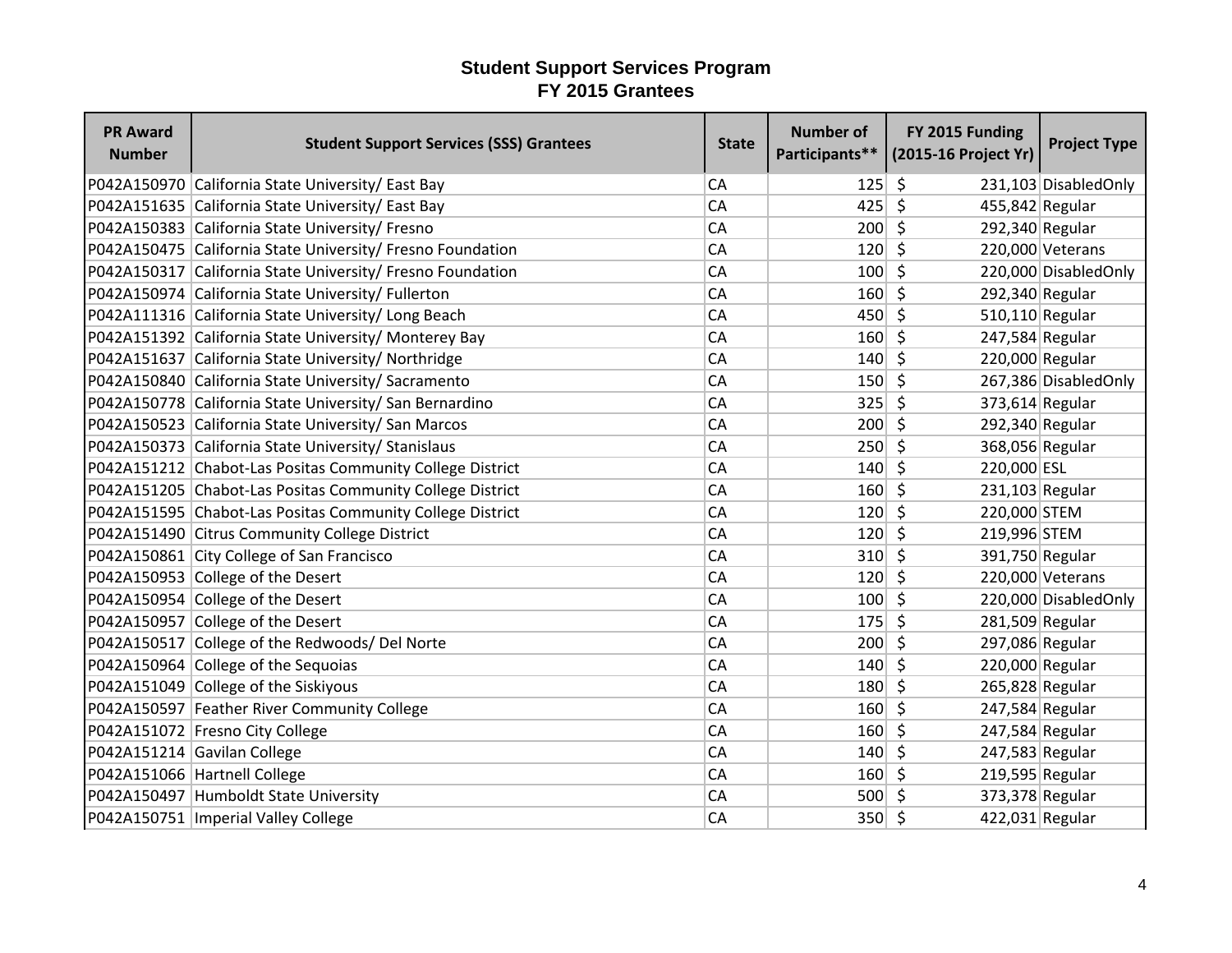# Student Support Services Program
## FY 2015 Grantees

| PR Award Number | Student Support Services (SSS) Grantees | State | Number of Participants** | FY 2015 Funding (2015-16 Project Yr) | Project Type |
|---|---|---|---|---|---|
| P042A150970 | California State University/ East Bay | CA | 125 | $ 231,103 | DisabledOnly |
| P042A151635 | California State University/ East Bay | CA | 425 | $ 455,842 | Regular |
| P042A150383 | California State University/ Fresno | CA | 200 | $ 292,340 | Regular |
| P042A150475 | California State University/ Fresno Foundation | CA | 120 | $ 220,000 | Veterans |
| P042A150317 | California State University/ Fresno Foundation | CA | 100 | $ 220,000 | DisabledOnly |
| P042A150974 | California State University/ Fullerton | CA | 160 | $ 292,340 | Regular |
| P042A111316 | California State University/ Long Beach | CA | 450 | $ 510,110 | Regular |
| P042A151392 | California State University/ Monterey Bay | CA | 160 | $ 247,584 | Regular |
| P042A151637 | California State University/ Northridge | CA | 140 | $ 220,000 | Regular |
| P042A150840 | California State University/ Sacramento | CA | 150 | $ 267,386 | DisabledOnly |
| P042A150778 | California State University/ San Bernardino | CA | 325 | $ 373,614 | Regular |
| P042A150523 | California State University/ San Marcos | CA | 200 | $ 292,340 | Regular |
| P042A150373 | California State University/ Stanislaus | CA | 250 | $ 368,056 | Regular |
| P042A151212 | Chabot-Las Positas Community College District | CA | 140 | $ 220,000 | ESL |
| P042A151205 | Chabot-Las Positas Community College District | CA | 160 | $ 231,103 | Regular |
| P042A151595 | Chabot-Las Positas Community College District | CA | 120 | $ 220,000 | STEM |
| P042A151490 | Citrus Community College District | CA | 120 | $ 219,996 | STEM |
| P042A150861 | City College of San Francisco | CA | 310 | $ 391,750 | Regular |
| P042A150953 | College of the Desert | CA | 120 | $ 220,000 | Veterans |
| P042A150954 | College of the Desert | CA | 100 | $ 220,000 | DisabledOnly |
| P042A150957 | College of the Desert | CA | 175 | $ 281,509 | Regular |
| P042A150517 | College of the Redwoods/ Del Norte | CA | 200 | $ 297,086 | Regular |
| P042A150964 | College of the Sequoias | CA | 140 | $ 220,000 | Regular |
| P042A151049 | College of the Siskiyous | CA | 180 | $ 265,828 | Regular |
| P042A150597 | Feather River Community College | CA | 160 | $ 247,584 | Regular |
| P042A151072 | Fresno City College | CA | 160 | $ 247,584 | Regular |
| P042A151214 | Gavilan College | CA | 140 | $ 247,583 | Regular |
| P042A151066 | Hartnell College | CA | 160 | $ 219,595 | Regular |
| P042A150497 | Humboldt State University | CA | 500 | $ 373,378 | Regular |
| P042A150751 | Imperial Valley College | CA | 350 | $ 422,031 | Regular |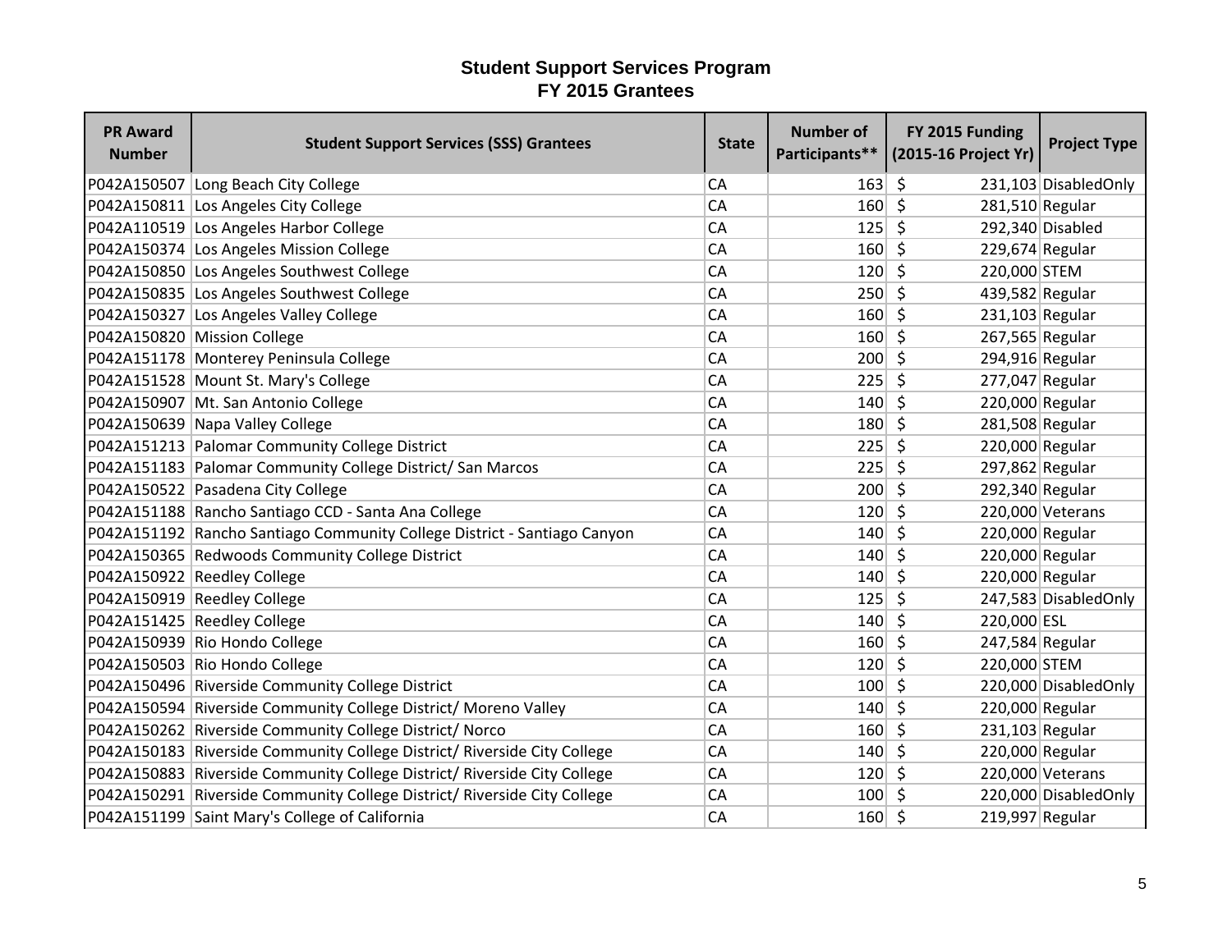# Student Support Services Program
## FY 2015 Grantees

| PR Award Number | Student Support Services (SSS) Grantees | State | Number of Participants** | FY 2015 Funding (2015-16 Project Yr) | Project Type |
|---|---|---|---|---|---|
| P042A150507 | Long Beach City College | CA | 163 | $ 231,103 | DisabledOnly |
| P042A150811 | Los Angeles City College | CA | 160 | $ 281,510 | Regular |
| P042A110519 | Los Angeles Harbor College | CA | 125 | $ 292,340 | Disabled |
| P042A150374 | Los Angeles Mission College | CA | 160 | $ 229,674 | Regular |
| P042A150850 | Los Angeles Southwest College | CA | 120 | $ 220,000 | STEM |
| P042A150835 | Los Angeles Southwest College | CA | 250 | $ 439,582 | Regular |
| P042A150327 | Los Angeles Valley College | CA | 160 | $ 231,103 | Regular |
| P042A150820 | Mission College | CA | 160 | $ 267,565 | Regular |
| P042A151178 | Monterey Peninsula College | CA | 200 | $ 294,916 | Regular |
| P042A151528 | Mount St. Mary's College | CA | 225 | $ 277,047 | Regular |
| P042A150907 | Mt. San Antonio College | CA | 140 | $ 220,000 | Regular |
| P042A150639 | Napa Valley College | CA | 180 | $ 281,508 | Regular |
| P042A151213 | Palomar Community College District | CA | 225 | $ 220,000 | Regular |
| P042A151183 | Palomar Community College District/ San Marcos | CA | 225 | $ 297,862 | Regular |
| P042A150522 | Pasadena City College | CA | 200 | $ 292,340 | Regular |
| P042A151188 | Rancho Santiago CCD - Santa Ana College | CA | 120 | $ 220,000 | Veterans |
| P042A151192 | Rancho Santiago Community College District - Santiago Canyon | CA | 140 | $ 220,000 | Regular |
| P042A150365 | Redwoods Community College District | CA | 140 | $ 220,000 | Regular |
| P042A150922 | Reedley College | CA | 140 | $ 220,000 | Regular |
| P042A150919 | Reedley College | CA | 125 | $ 247,583 | DisabledOnly |
| P042A151425 | Reedley College | CA | 140 | $ 220,000 | ESL |
| P042A150939 | Rio Hondo College | CA | 160 | $ 247,584 | Regular |
| P042A150503 | Rio Hondo College | CA | 120 | $ 220,000 | STEM |
| P042A150496 | Riverside Community College District | CA | 100 | $ 220,000 | DisabledOnly |
| P042A150594 | Riverside Community College District/ Moreno Valley | CA | 140 | $ 220,000 | Regular |
| P042A150262 | Riverside Community College District/ Norco | CA | 160 | $ 231,103 | Regular |
| P042A150183 | Riverside Community College District/ Riverside City College | CA | 140 | $ 220,000 | Regular |
| P042A150883 | Riverside Community College District/ Riverside City College | CA | 120 | $ 220,000 | Veterans |
| P042A150291 | Riverside Community College District/ Riverside City College | CA | 100 | $ 220,000 | DisabledOnly |
| P042A151199 | Saint Mary's College of California | CA | 160 | $ 219,997 | Regular |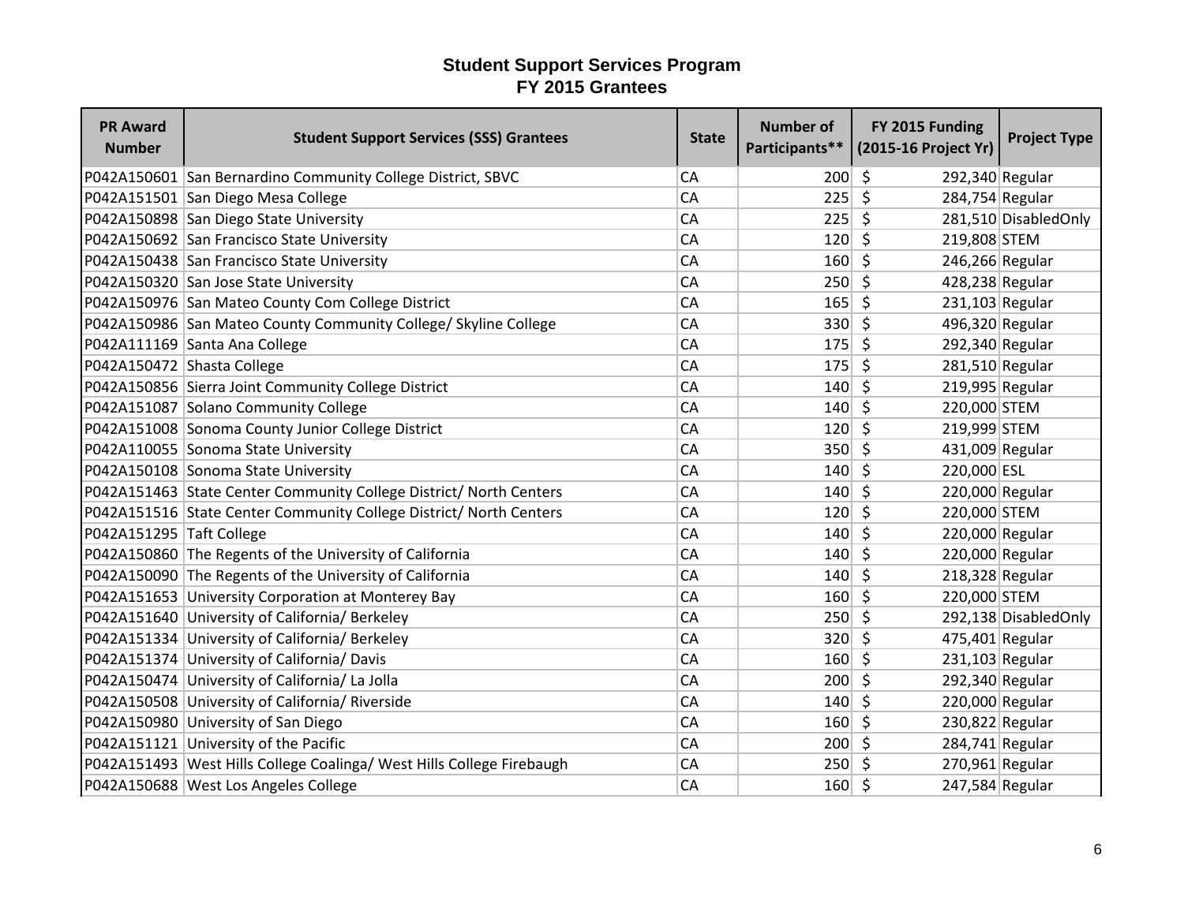# Student Support Services Program
## FY 2015 Grantees

| PR Award Number | Student Support Services (SSS) Grantees | State | Number of Participants** | FY 2015 Funding (2015-16 Project Yr) | Project Type |
|---|---|---|---|---|---|
| P042A150601 | San Bernardino Community College District, SBVC | CA | 200 | $ 292,340 | Regular |
| P042A151501 | San Diego Mesa College | CA | 225 | $ 284,754 | Regular |
| P042A150898 | San Diego State University | CA | 225 | $ 281,510 | DisabledOnly |
| P042A150692 | San Francisco State University | CA | 120 | $ 219,808 | STEM |
| P042A150438 | San Francisco State University | CA | 160 | $ 246,266 | Regular |
| P042A150320 | San Jose State University | CA | 250 | $ 428,238 | Regular |
| P042A150976 | San Mateo County Com College District | CA | 165 | $ 231,103 | Regular |
| P042A150986 | San Mateo County Community College/ Skyline College | CA | 330 | $ 496,320 | Regular |
| P042A111169 | Santa Ana College | CA | 175 | $ 292,340 | Regular |
| P042A150472 | Shasta College | CA | 175 | $ 281,510 | Regular |
| P042A150856 | Sierra Joint Community College District | CA | 140 | $ 219,995 | Regular |
| P042A151087 | Solano Community College | CA | 140 | $ 220,000 | STEM |
| P042A151008 | Sonoma County Junior College District | CA | 120 | $ 219,999 | STEM |
| P042A110055 | Sonoma State University | CA | 350 | $ 431,009 | Regular |
| P042A150108 | Sonoma State University | CA | 140 | $ 220,000 | ESL |
| P042A151463 | State Center Community College District/ North Centers | CA | 140 | $ 220,000 | Regular |
| P042A151516 | State Center Community College District/ North Centers | CA | 120 | $ 220,000 | STEM |
| P042A151295 | Taft College | CA | 140 | $ 220,000 | Regular |
| P042A150860 | The Regents of the University of California | CA | 140 | $ 220,000 | Regular |
| P042A150090 | The Regents of the University of California | CA | 140 | $ 218,328 | Regular |
| P042A151653 | University Corporation at Monterey Bay | CA | 160 | $ 220,000 | STEM |
| P042A151640 | University of California/ Berkeley | CA | 250 | $ 292,138 | DisabledOnly |
| P042A151334 | University of California/ Berkeley | CA | 320 | $ 475,401 | Regular |
| P042A151374 | University of California/ Davis | CA | 160 | $ 231,103 | Regular |
| P042A150474 | University of California/ La Jolla | CA | 200 | $ 292,340 | Regular |
| P042A150508 | University of California/ Riverside | CA | 140 | $ 220,000 | Regular |
| P042A150980 | University of San Diego | CA | 160 | $ 230,822 | Regular |
| P042A151121 | University of the Pacific | CA | 200 | $ 284,741 | Regular |
| P042A151493 | West Hills College Coalinga/ West Hills College Firebaugh | CA | 250 | $ 270,961 | Regular |
| P042A150688 | West Los Angeles College | CA | 160 | $ 247,584 | Regular |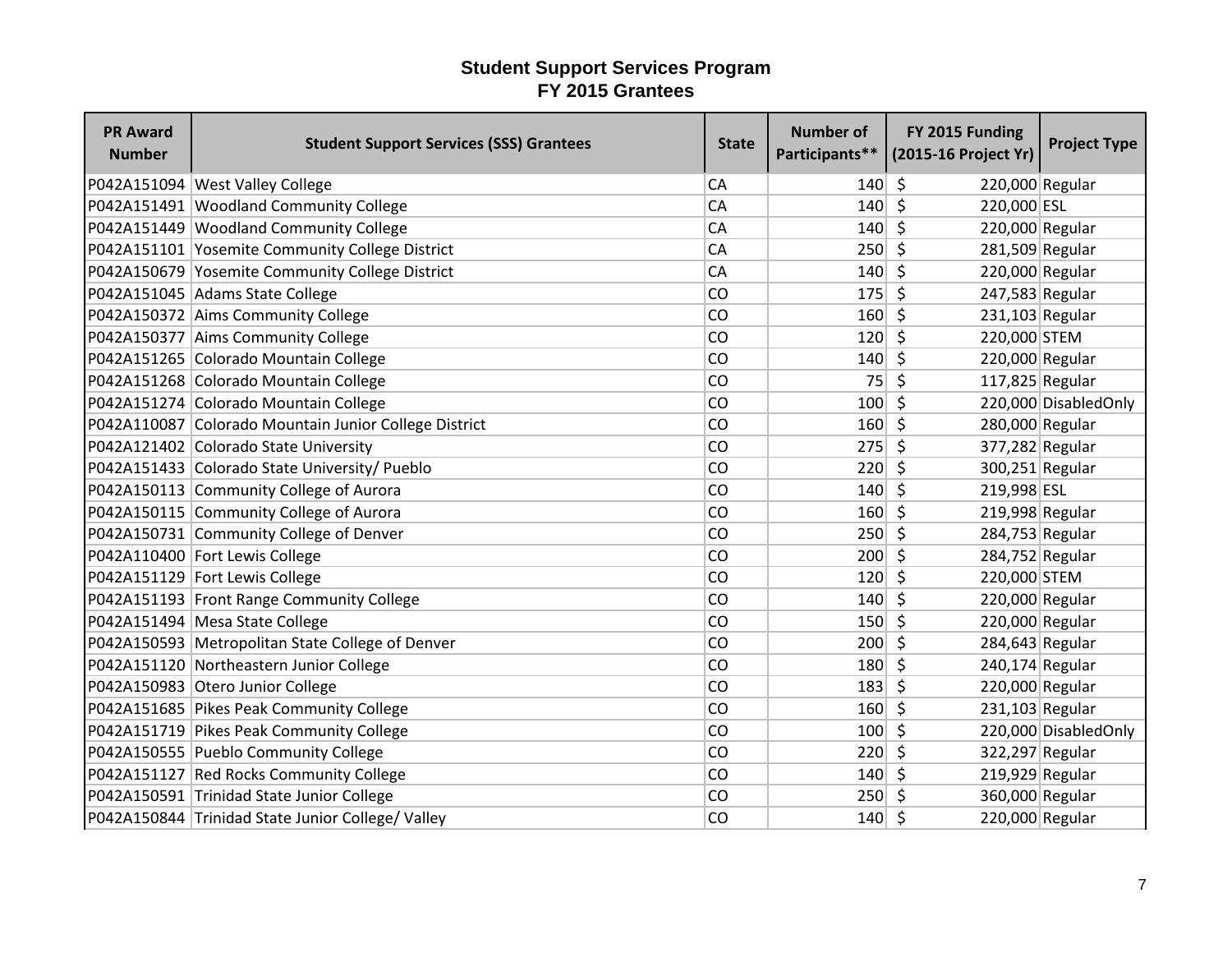# Student Support Services Program
## FY 2015 Grantees

| PR Award Number | Student Support Services (SSS) Grantees | State | Number of Participants** | FY 2015 Funding (2015-16 Project Yr) | Project Type |
|---|---|---|---|---|---|
| P042A151094 | West Valley College | CA | 140 | $ 220,000 | Regular |
| P042A151491 | Woodland Community College | CA | 140 | $ 220,000 | ESL |
| P042A151449 | Woodland Community College | CA | 140 | $ 220,000 | Regular |
| P042A151101 | Yosemite Community College District | CA | 250 | $ 281,509 | Regular |
| P042A150679 | Yosemite Community College District | CA | 140 | $ 220,000 | Regular |
| P042A151045 | Adams State College | CO | 175 | $ 247,583 | Regular |
| P042A150372 | Aims Community College | CO | 160 | $ 231,103 | Regular |
| P042A150377 | Aims Community College | CO | 120 | $ 220,000 | STEM |
| P042A151265 | Colorado Mountain College | CO | 140 | $ 220,000 | Regular |
| P042A151268 | Colorado Mountain College | CO | 75 | $ 117,825 | Regular |
| P042A151274 | Colorado Mountain College | CO | 100 | $ 220,000 | DisabledOnly |
| P042A110087 | Colorado Mountain Junior College District | CO | 160 | $ 280,000 | Regular |
| P042A121402 | Colorado State University | CO | 275 | $ 377,282 | Regular |
| P042A151433 | Colorado State University/ Pueblo | CO | 220 | $ 300,251 | Regular |
| P042A150113 | Community College of Aurora | CO | 140 | $ 219,998 | ESL |
| P042A150115 | Community College of Aurora | CO | 160 | $ 219,998 | Regular |
| P042A150731 | Community College of Denver | CO | 250 | $ 284,753 | Regular |
| P042A110400 | Fort Lewis College | CO | 200 | $ 284,752 | Regular |
| P042A151129 | Fort Lewis College | CO | 120 | $ 220,000 | STEM |
| P042A151193 | Front Range Community College | CO | 140 | $ 220,000 | Regular |
| P042A151494 | Mesa State College | CO | 150 | $ 220,000 | Regular |
| P042A150593 | Metropolitan State College of Denver | CO | 200 | $ 284,643 | Regular |
| P042A151120 | Northeastern Junior College | CO | 180 | $ 240,174 | Regular |
| P042A150983 | Otero Junior College | CO | 183 | $ 220,000 | Regular |
| P042A151685 | Pikes Peak Community College | CO | 160 | $ 231,103 | Regular |
| P042A151719 | Pikes Peak Community College | CO | 100 | $ 220,000 | DisabledOnly |
| P042A150555 | Pueblo Community College | CO | 220 | $ 322,297 | Regular |
| P042A151127 | Red Rocks Community College | CO | 140 | $ 219,929 | Regular |
| P042A150591 | Trinidad State Junior College | CO | 250 | $ 360,000 | Regular |
| P042A150844 | Trinidad State Junior College/ Valley | CO | 140 | $ 220,000 | Regular |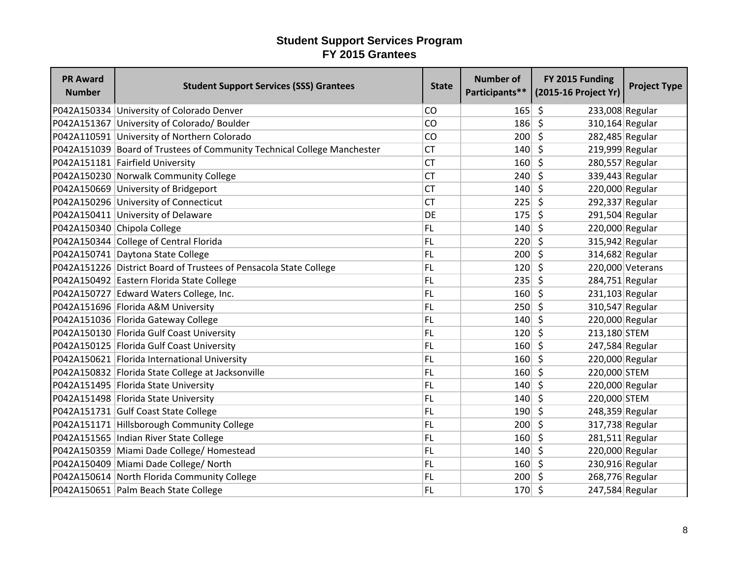# Student Support Services Program
## FY 2015 Grantees

| PR Award Number | Student Support Services (SSS) Grantees | State | Number of Participants** | FY 2015 Funding (2015-16 Project Yr) | Project Type |
|---|---|---|---|---|---|
| P042A150334 | University of Colorado Denver | CO | 165 | $ 233,008 | Regular |
| P042A151367 | University of Colorado/ Boulder | CO | 186 | $ 310,164 | Regular |
| P042A110591 | University of Northern Colorado | CO | 200 | $ 282,485 | Regular |
| P042A151039 | Board of Trustees of Community Technical College Manchester | CT | 140 | $ 219,999 | Regular |
| P042A151181 | Fairfield University | CT | 160 | $ 280,557 | Regular |
| P042A150230 | Norwalk Community College | CT | 240 | $ 339,443 | Regular |
| P042A150669 | University of Bridgeport | CT | 140 | $ 220,000 | Regular |
| P042A150296 | University of Connecticut | CT | 225 | $ 292,337 | Regular |
| P042A150411 | University of Delaware | DE | 175 | $ 291,504 | Regular |
| P042A150340 | Chipola College | FL | 140 | $ 220,000 | Regular |
| P042A150344 | College of Central Florida | FL | 220 | $ 315,942 | Regular |
| P042A150741 | Daytona State College | FL | 200 | $ 314,682 | Regular |
| P042A151226 | District Board of Trustees of Pensacola State College | FL | 120 | $ 220,000 | Veterans |
| P042A150492 | Eastern Florida State College | FL | 235 | $ 284,751 | Regular |
| P042A150727 | Edward Waters College, Inc. | FL | 160 | $ 231,103 | Regular |
| P042A151696 | Florida A&M University | FL | 250 | $ 310,547 | Regular |
| P042A151036 | Florida Gateway College | FL | 140 | $ 220,000 | Regular |
| P042A150130 | Florida Gulf Coast University | FL | 120 | $ 213,180 | STEM |
| P042A150125 | Florida Gulf Coast University | FL | 160 | $ 247,584 | Regular |
| P042A150621 | Florida International University | FL | 160 | $ 220,000 | Regular |
| P042A150832 | Florida State College at Jacksonville | FL | 160 | $ 220,000 | STEM |
| P042A151495 | Florida State University | FL | 140 | $ 220,000 | Regular |
| P042A151498 | Florida State University | FL | 140 | $ 220,000 | STEM |
| P042A151731 | Gulf Coast State College | FL | 190 | $ 248,359 | Regular |
| P042A151171 | Hillsborough Community College | FL | 200 | $ 317,738 | Regular |
| P042A151565 | Indian River State College | FL | 160 | $ 281,511 | Regular |
| P042A150359 | Miami Dade College/ Homestead | FL | 140 | $ 220,000 | Regular |
| P042A150409 | Miami Dade College/ North | FL | 160 | $ 230,916 | Regular |
| P042A150614 | North Florida Community College | FL | 200 | $ 268,776 | Regular |
| P042A150651 | Palm Beach State College | FL | 170 | $ 247,584 | Regular |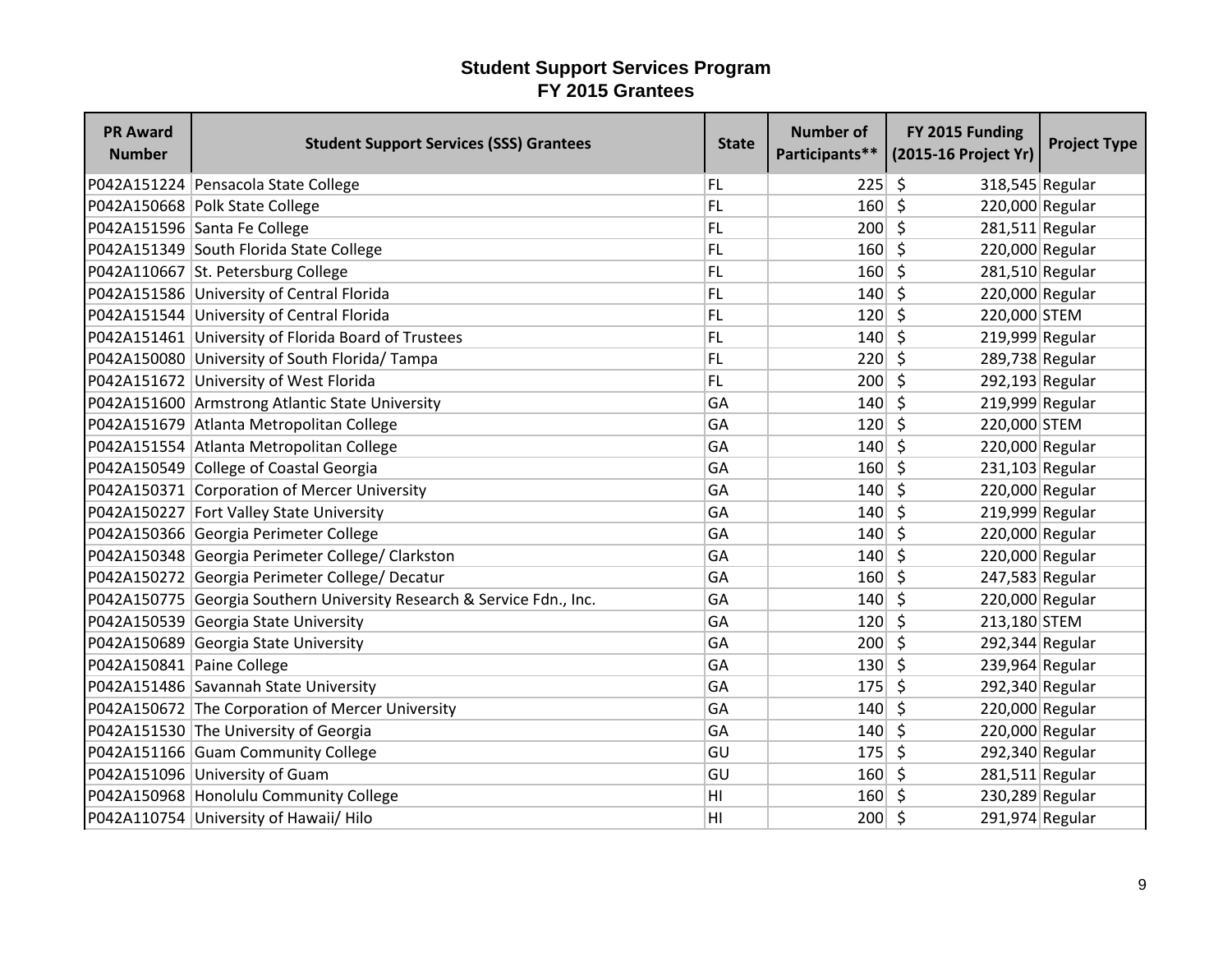# Student Support Services Program
## FY 2015 Grantees

| PR Award Number | Student Support Services (SSS) Grantees | State | Number of Participants** | FY 2015 Funding (2015-16 Project Yr) | Project Type |
|---|---|---|---|---|---|
| P042A151224 | Pensacola State College | FL | 225 | $ 318,545 | Regular |
| P042A150668 | Polk State College | FL | 160 | $ 220,000 | Regular |
| P042A151596 | Santa Fe College | FL | 200 | $ 281,511 | Regular |
| P042A151349 | South Florida State College | FL | 160 | $ 220,000 | Regular |
| P042A110667 | St. Petersburg College | FL | 160 | $ 281,510 | Regular |
| P042A151586 | University of Central Florida | FL | 140 | $ 220,000 | Regular |
| P042A151544 | University of Central Florida | FL | 120 | $ 220,000 | STEM |
| P042A151461 | University of Florida Board of Trustees | FL | 140 | $ 219,999 | Regular |
| P042A150080 | University of South Florida/ Tampa | FL | 220 | $ 289,738 | Regular |
| P042A151672 | University of West Florida | FL | 200 | $ 292,193 | Regular |
| P042A151600 | Armstrong Atlantic State University | GA | 140 | $ 219,999 | Regular |
| P042A151679 | Atlanta Metropolitan College | GA | 120 | $ 220,000 | STEM |
| P042A151554 | Atlanta Metropolitan College | GA | 140 | $ 220,000 | Regular |
| P042A150549 | College of Coastal Georgia | GA | 160 | $ 231,103 | Regular |
| P042A150371 | Corporation of Mercer University | GA | 140 | $ 220,000 | Regular |
| P042A150227 | Fort Valley State University | GA | 140 | $ 219,999 | Regular |
| P042A150366 | Georgia Perimeter College | GA | 140 | $ 220,000 | Regular |
| P042A150348 | Georgia Perimeter College/ Clarkston | GA | 140 | $ 220,000 | Regular |
| P042A150272 | Georgia Perimeter College/ Decatur | GA | 160 | $ 247,583 | Regular |
| P042A150775 | Georgia Southern University Research & Service Fdn., Inc. | GA | 140 | $ 220,000 | Regular |
| P042A150539 | Georgia State University | GA | 120 | $ 213,180 | STEM |
| P042A150689 | Georgia State University | GA | 200 | $ 292,344 | Regular |
| P042A150841 | Paine College | GA | 130 | $ 239,964 | Regular |
| P042A151486 | Savannah State University | GA | 175 | $ 292,340 | Regular |
| P042A150672 | The Corporation of Mercer University | GA | 140 | $ 220,000 | Regular |
| P042A151530 | The University of Georgia | GA | 140 | $ 220,000 | Regular |
| P042A151166 | Guam Community College | GU | 175 | $ 292,340 | Regular |
| P042A151096 | University of Guam | GU | 160 | $ 281,511 | Regular |
| P042A150968 | Honolulu Community College | HI | 160 | $ 230,289 | Regular |
| P042A110754 | University of Hawaii/ Hilo | HI | 200 | $ 291,974 | Regular |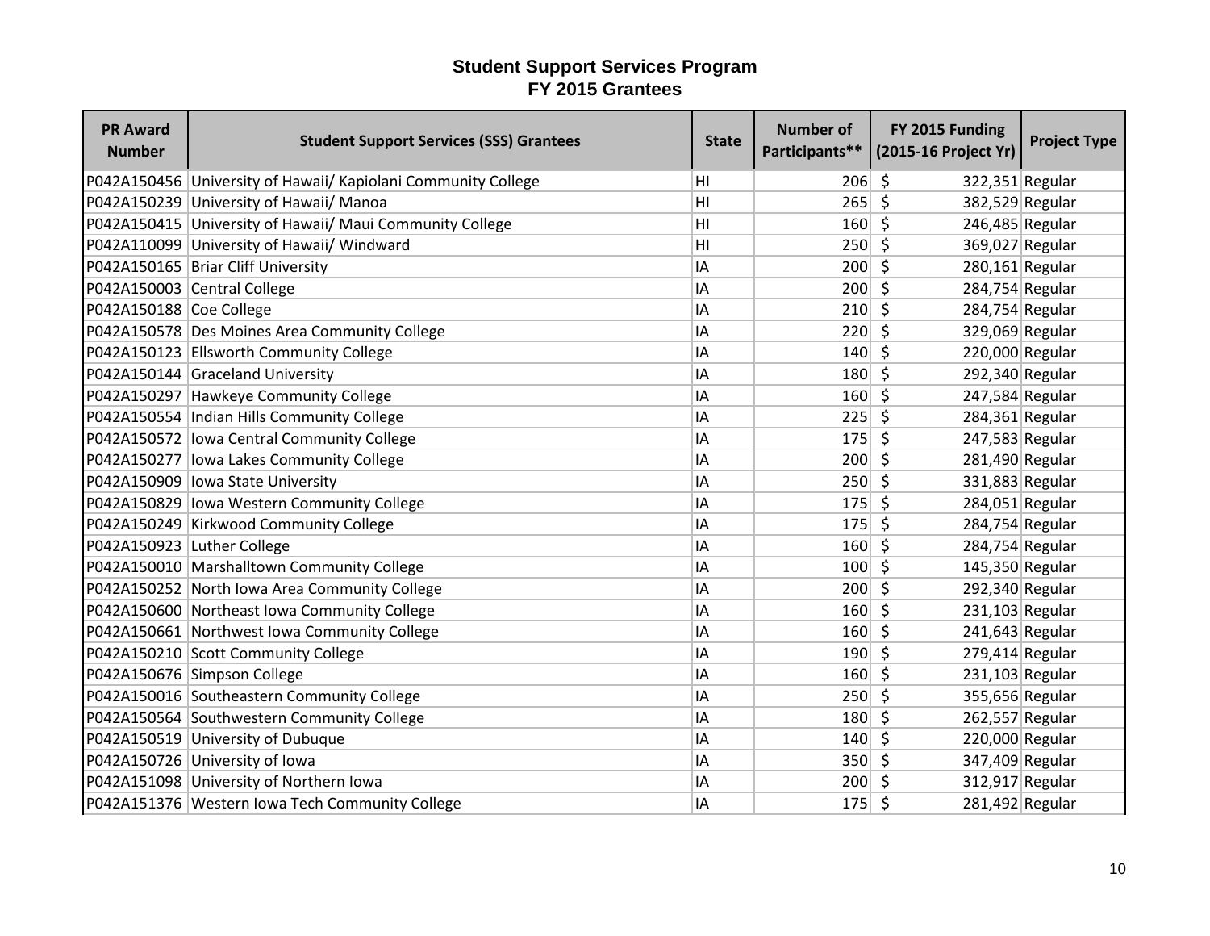# Student Support Services Program
# FY 2015 Grantees

| PR Award Number | Student Support Services (SSS) Grantees | State | Number of Participants** | FY 2015 Funding (2015-16 Project Yr) | Project Type |
|---|---|---|---|---|---|
| P042A150456 | University of Hawaii/ Kapiolani Community College | HI | 206 | $ 322,351 | Regular |
| P042A150239 | University of Hawaii/ Manoa | HI | 265 | $ 382,529 | Regular |
| P042A150415 | University of Hawaii/ Maui Community College | HI | 160 | $ 246,485 | Regular |
| P042A110099 | University of Hawaii/ Windward | HI | 250 | $ 369,027 | Regular |
| P042A150165 | Briar Cliff University | IA | 200 | $ 280,161 | Regular |
| P042A150003 | Central College | IA | 200 | $ 284,754 | Regular |
| P042A150188 | Coe College | IA | 210 | $ 284,754 | Regular |
| P042A150578 | Des Moines Area Community College | IA | 220 | $ 329,069 | Regular |
| P042A150123 | Ellsworth Community College | IA | 140 | $ 220,000 | Regular |
| P042A150144 | Graceland University | IA | 180 | $ 292,340 | Regular |
| P042A150297 | Hawkeye Community College | IA | 160 | $ 247,584 | Regular |
| P042A150554 | Indian Hills Community College | IA | 225 | $ 284,361 | Regular |
| P042A150572 | Iowa Central Community College | IA | 175 | $ 247,583 | Regular |
| P042A150277 | Iowa Lakes Community College | IA | 200 | $ 281,490 | Regular |
| P042A150909 | Iowa State University | IA | 250 | $ 331,883 | Regular |
| P042A150829 | Iowa Western Community College | IA | 175 | $ 284,051 | Regular |
| P042A150249 | Kirkwood Community College | IA | 175 | $ 284,754 | Regular |
| P042A150923 | Luther College | IA | 160 | $ 284,754 | Regular |
| P042A150010 | Marshalltown Community College | IA | 100 | $ 145,350 | Regular |
| P042A150252 | North Iowa Area Community College | IA | 200 | $ 292,340 | Regular |
| P042A150600 | Northeast Iowa Community College | IA | 160 | $ 231,103 | Regular |
| P042A150661 | Northwest Iowa Community College | IA | 160 | $ 241,643 | Regular |
| P042A150210 | Scott Community College | IA | 190 | $ 279,414 | Regular |
| P042A150676 | Simpson College | IA | 160 | $ 231,103 | Regular |
| P042A150016 | Southeastern Community College | IA | 250 | $ 355,656 | Regular |
| P042A150564 | Southwestern Community College | IA | 180 | $ 262,557 | Regular |
| P042A150519 | University of Dubuque | IA | 140 | $ 220,000 | Regular |
| P042A150726 | University of Iowa | IA | 350 | $ 347,409 | Regular |
| P042A151098 | University of Northern Iowa | IA | 200 | $ 312,917 | Regular |
| P042A151376 | Western Iowa Tech Community College | IA | 175 | $ 281,492 | Regular |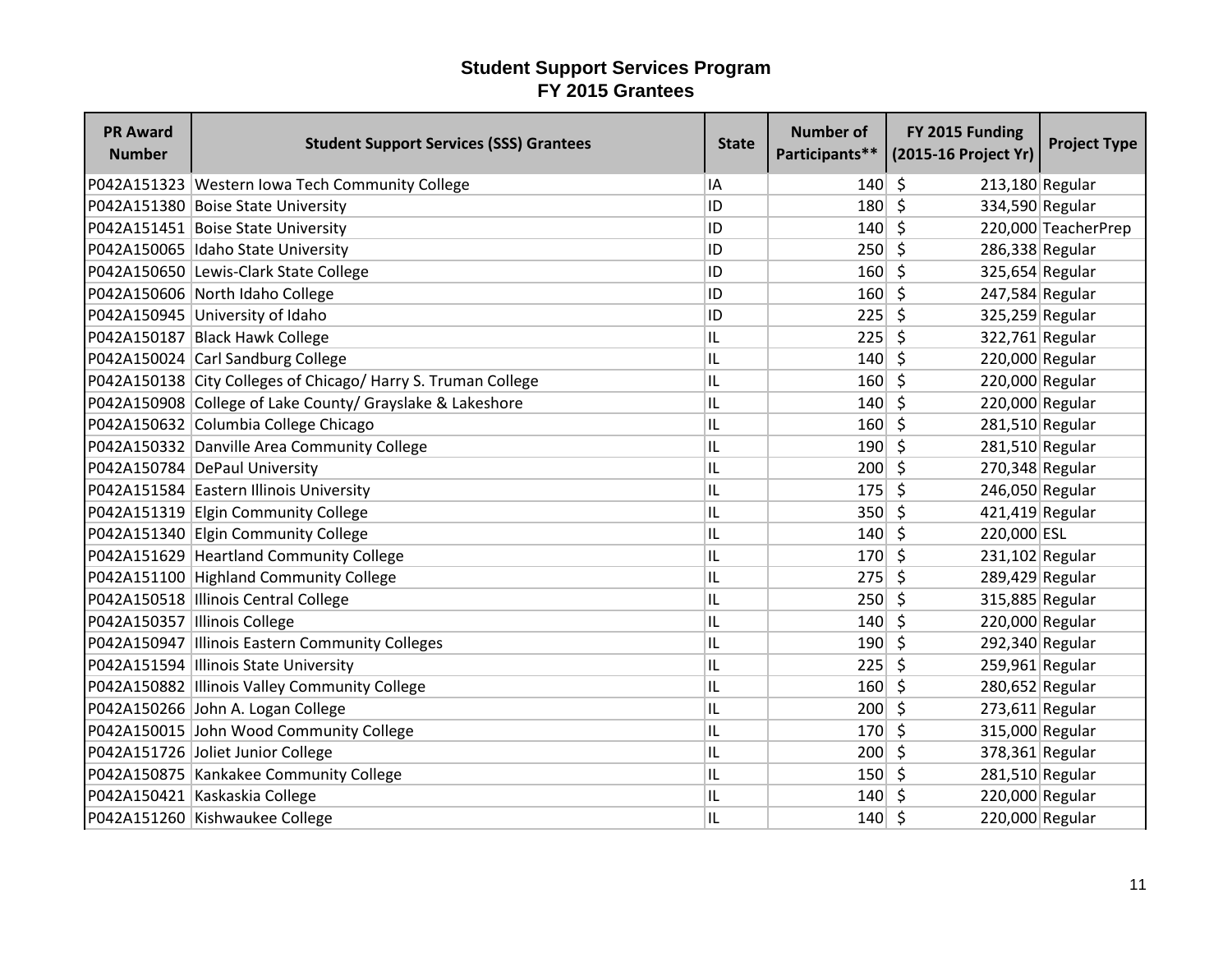## Student Support Services Program
## FY 2015 Grantees

| PR Award Number | Student Support Services (SSS) Grantees | State | Number of Participants** | FY 2015 Funding (2015-16 Project Yr) | Project Type |
|---|---|---|---|---|---|
| P042A151323 | Western Iowa Tech Community College | IA | 140 | $ 213,180 | Regular |
| P042A151380 | Boise State University | ID | 180 | $ 334,590 | Regular |
| P042A151451 | Boise State University | ID | 140 | $ 220,000 | TeacherPrep |
| P042A150065 | Idaho State University | ID | 250 | $ 286,338 | Regular |
| P042A150650 | Lewis-Clark State College | ID | 160 | $ 325,654 | Regular |
| P042A150606 | North Idaho College | ID | 160 | $ 247,584 | Regular |
| P042A150945 | University of Idaho | ID | 225 | $ 325,259 | Regular |
| P042A150187 | Black Hawk College | IL | 225 | $ 322,761 | Regular |
| P042A150024 | Carl Sandburg College | IL | 140 | $ 220,000 | Regular |
| P042A150138 | City Colleges of Chicago/ Harry S. Truman College | IL | 160 | $ 220,000 | Regular |
| P042A150908 | College of Lake County/ Grayslake & Lakeshore | IL | 140 | $ 220,000 | Regular |
| P042A150632 | Columbia College Chicago | IL | 160 | $ 281,510 | Regular |
| P042A150332 | Danville Area Community College | IL | 190 | $ 281,510 | Regular |
| P042A150784 | DePaul University | IL | 200 | $ 270,348 | Regular |
| P042A151584 | Eastern Illinois University | IL | 175 | $ 246,050 | Regular |
| P042A151319 | Elgin Community College | IL | 350 | $ 421,419 | Regular |
| P042A151340 | Elgin Community College | IL | 140 | $ 220,000 | ESL |
| P042A151629 | Heartland Community College | IL | 170 | $ 231,102 | Regular |
| P042A151100 | Highland Community College | IL | 275 | $ 289,429 | Regular |
| P042A150518 | Illinois Central College | IL | 250 | $ 315,885 | Regular |
| P042A150357 | Illinois College | IL | 140 | $ 220,000 | Regular |
| P042A150947 | Illinois Eastern Community Colleges | IL | 190 | $ 292,340 | Regular |
| P042A151594 | Illinois State University | IL | 225 | $ 259,961 | Regular |
| P042A150882 | Illinois Valley Community College | IL | 160 | $ 280,652 | Regular |
| P042A150266 | John A. Logan College | IL | 200 | $ 273,611 | Regular |
| P042A150015 | John Wood Community College | IL | 170 | $ 315,000 | Regular |
| P042A151726 | Joliet Junior College | IL | 200 | $ 378,361 | Regular |
| P042A150875 | Kankakee Community College | IL | 150 | $ 281,510 | Regular |
| P042A150421 | Kaskaskia College | IL | 140 | $ 220,000 | Regular |
| P042A151260 | Kishwaukee College | IL | 140 | $ 220,000 | Regular |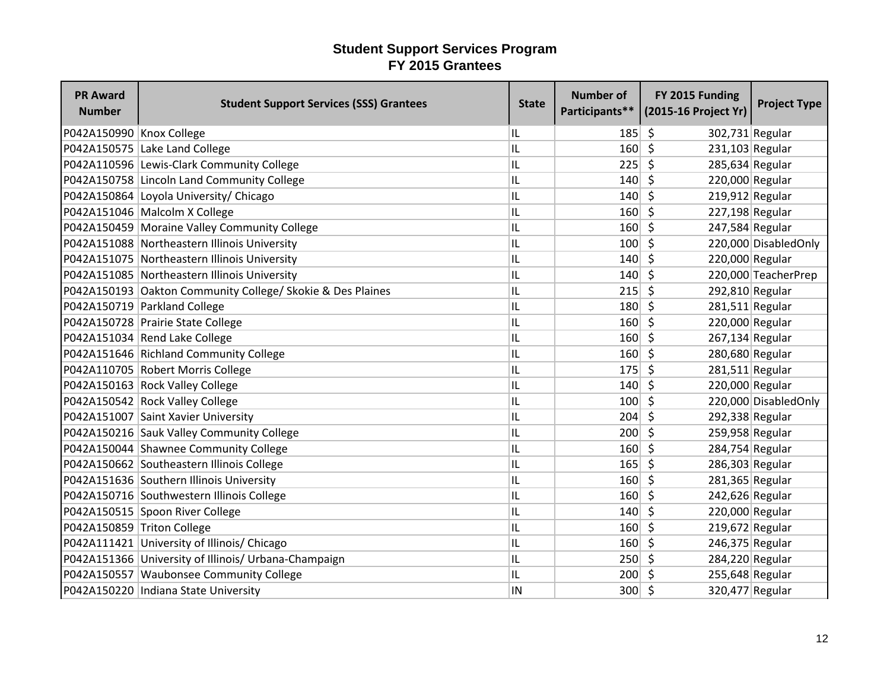# Student Support Services Program
## FY 2015 Grantees

| PR Award Number | Student Support Services (SSS) Grantees | State | Number of Participants** | FY 2015 Funding (2015-16 Project Yr) | Project Type |
|---|---|---|---|---|---|
| P042A150990 | Knox College | IL | 185 | $ 302,731 | Regular |
| P042A150575 | Lake Land College | IL | 160 | $ 231,103 | Regular |
| P042A110596 | Lewis-Clark Community College | IL | 225 | $ 285,634 | Regular |
| P042A150758 | Lincoln Land Community College | IL | 140 | $ 220,000 | Regular |
| P042A150864 | Loyola University/ Chicago | IL | 140 | $ 219,912 | Regular |
| P042A151046 | Malcolm X College | IL | 160 | $ 227,198 | Regular |
| P042A150459 | Moraine Valley Community College | IL | 160 | $ 247,584 | Regular |
| P042A151088 | Northeastern Illinois University | IL | 100 | $ 220,000 | DisabledOnly |
| P042A151075 | Northeastern Illinois University | IL | 140 | $ 220,000 | Regular |
| P042A151085 | Northeastern Illinois University | IL | 140 | $ 220,000 | TeacherPrep |
| P042A150193 | Oakton Community College/ Skokie & Des Plaines | IL | 215 | $ 292,810 | Regular |
| P042A150719 | Parkland College | IL | 180 | $ 281,511 | Regular |
| P042A150728 | Prairie State College | IL | 160 | $ 220,000 | Regular |
| P042A151034 | Rend Lake College | IL | 160 | $ 267,134 | Regular |
| P042A151646 | Richland Community College | IL | 160 | $ 280,680 | Regular |
| P042A110705 | Robert Morris College | IL | 175 | $ 281,511 | Regular |
| P042A150163 | Rock Valley College | IL | 140 | $ 220,000 | Regular |
| P042A150542 | Rock Valley College | IL | 100 | $ 220,000 | DisabledOnly |
| P042A151007 | Saint Xavier University | IL | 204 | $ 292,338 | Regular |
| P042A150216 | Sauk Valley Community College | IL | 200 | $ 259,958 | Regular |
| P042A150044 | Shawnee Community College | IL | 160 | $ 284,754 | Regular |
| P042A150662 | Southeastern Illinois College | IL | 165 | $ 286,303 | Regular |
| P042A151636 | Southern Illinois University | IL | 160 | $ 281,365 | Regular |
| P042A150716 | Southwestern Illinois College | IL | 160 | $ 242,626 | Regular |
| P042A150515 | Spoon River College | IL | 140 | $ 220,000 | Regular |
| P042A150859 | Triton College | IL | 160 | $ 219,672 | Regular |
| P042A111421 | University of Illinois/ Chicago | IL | 160 | $ 246,375 | Regular |
| P042A151366 | University of Illinois/ Urbana-Champaign | IL | 250 | $ 284,220 | Regular |
| P042A150557 | Waubonsee Community College | IL | 200 | $ 255,648 | Regular |
| P042A150220 | Indiana State University | IN | 300 | $ 320,477 | Regular |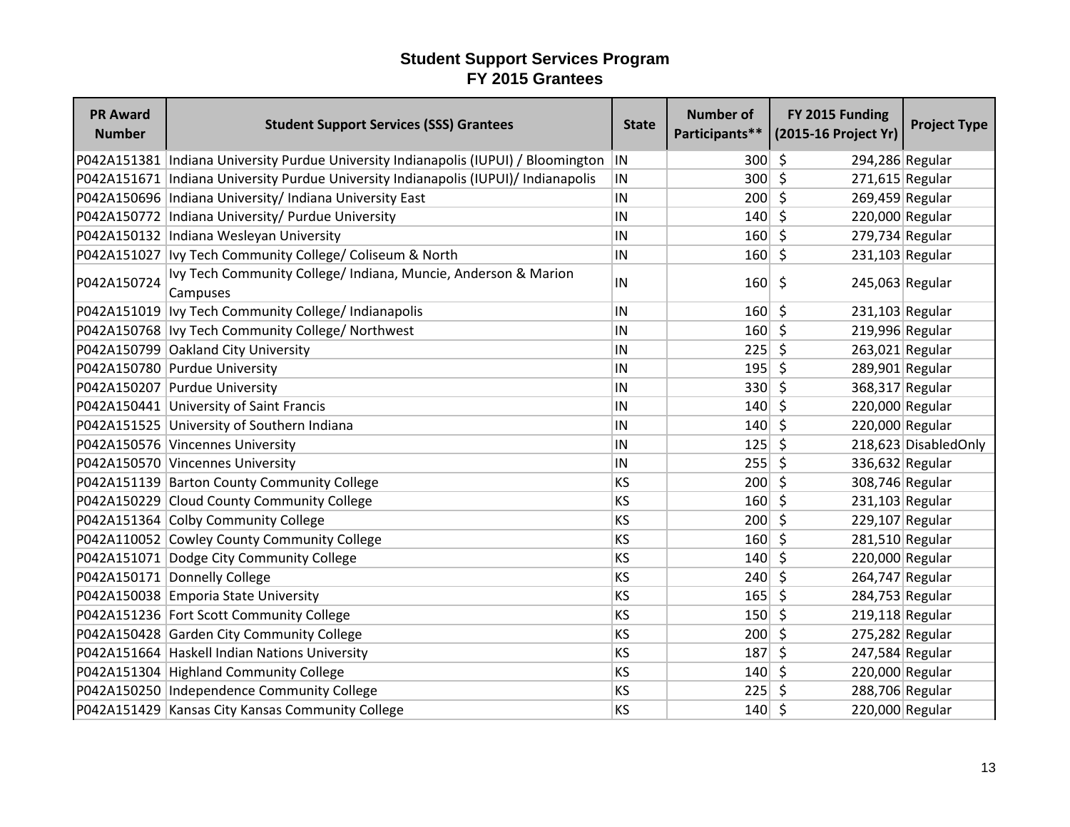# Student Support Services Program
## FY 2015 Grantees

| PR Award Number | Student Support Services (SSS) Grantees | State | Number of Participants** | FY 2015 Funding (2015-16 Project Yr) | Project Type |
|---|---|---|---|---|---|
| P042A151381 | Indiana University Purdue University Indianapolis (IUPUI) / Bloomington | IN | 300 | $ 294,286 | Regular |
| P042A151671 | Indiana University Purdue University Indianapolis (IUPUI)/ Indianapolis | IN | 300 | $ 271,615 | Regular |
| P042A150696 | Indiana University/ Indiana University East | IN | 200 | $ 269,459 | Regular |
| P042A150772 | Indiana University/ Purdue University | IN | 140 | $ 220,000 | Regular |
| P042A150132 | Indiana Wesleyan University | IN | 160 | $ 279,734 | Regular |
| P042A151027 | Ivy Tech Community College/ Coliseum & North | IN | 160 | $ 231,103 | Regular |
| P042A150724 | Ivy Tech Community College/ Indiana, Muncie, Anderson & Marion Campuses | IN | 160 | $ 245,063 | Regular |
| P042A151019 | Ivy Tech Community College/ Indianapolis | IN | 160 | $ 231,103 | Regular |
| P042A150768 | Ivy Tech Community College/ Northwest | IN | 160 | $ 219,996 | Regular |
| P042A150799 | Oakland City University | IN | 225 | $ 263,021 | Regular |
| P042A150780 | Purdue University | IN | 195 | $ 289,901 | Regular |
| P042A150207 | Purdue University | IN | 330 | $ 368,317 | Regular |
| P042A150441 | University of Saint Francis | IN | 140 | $ 220,000 | Regular |
| P042A151525 | University of Southern Indiana | IN | 140 | $ 220,000 | Regular |
| P042A150576 | Vincennes University | IN | 125 | $ 218,623 | DisabledOnly |
| P042A150570 | Vincennes University | IN | 255 | $ 336,632 | Regular |
| P042A151139 | Barton County Community College | KS | 200 | $ 308,746 | Regular |
| P042A150229 | Cloud County Community College | KS | 160 | $ 231,103 | Regular |
| P042A151364 | Colby Community College | KS | 200 | $ 229,107 | Regular |
| P042A110052 | Cowley County Community College | KS | 160 | $ 281,510 | Regular |
| P042A151071 | Dodge City Community College | KS | 140 | $ 220,000 | Regular |
| P042A150171 | Donnelly College | KS | 240 | $ 264,747 | Regular |
| P042A150038 | Emporia State University | KS | 165 | $ 284,753 | Regular |
| P042A151236 | Fort Scott Community College | KS | 150 | $ 219,118 | Regular |
| P042A150428 | Garden City Community College | KS | 200 | $ 275,282 | Regular |
| P042A151664 | Haskell Indian Nations University | KS | 187 | $ 247,584 | Regular |
| P042A151304 | Highland Community College | KS | 140 | $ 220,000 | Regular |
| P042A150250 | Independence Community College | KS | 225 | $ 288,706 | Regular |
| P042A151429 | Kansas City Kansas Community College | KS | 140 | $ 220,000 | Regular |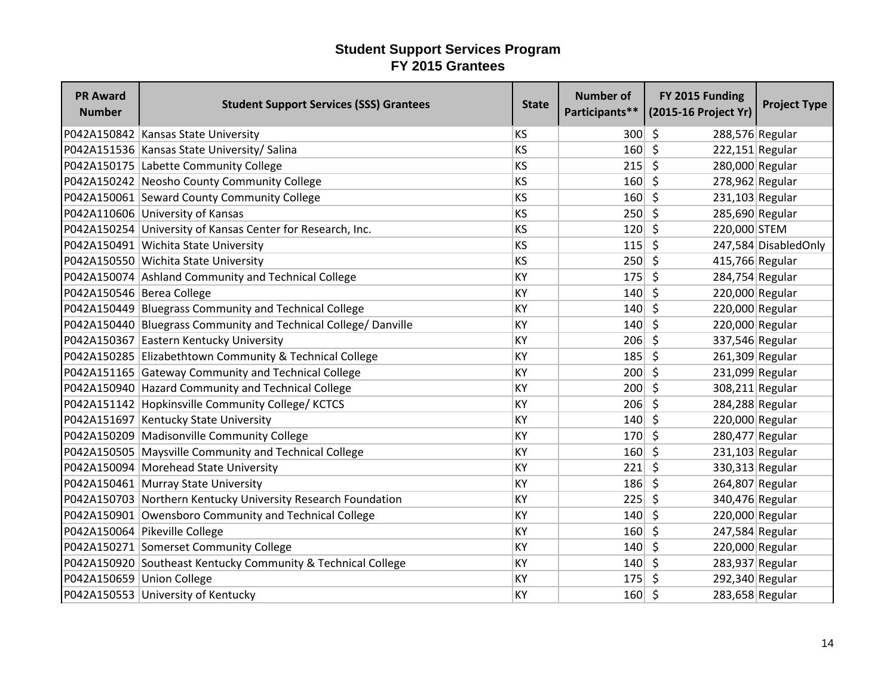# Student Support Services Program
## FY 2015 Grantees

| PR Award Number | Student Support Services (SSS) Grantees | State | Number of Participants** | FY 2015 Funding (2015-16 Project Yr) | Project Type |
|---|---|---|---|---|---|
| P042A150842 | Kansas State University | KS | 300 | $ 288,576 | Regular |
| P042A151536 | Kansas State University/ Salina | KS | 160 | $ 222,151 | Regular |
| P042A150175 | Labette Community College | KS | 215 | $ 280,000 | Regular |
| P042A150242 | Neosho County Community College | KS | 160 | $ 278,962 | Regular |
| P042A150061 | Seward County Community College | KS | 160 | $ 231,103 | Regular |
| P042A110606 | University of Kansas | KS | 250 | $ 285,690 | Regular |
| P042A150254 | University of Kansas Center for Research, Inc. | KS | 120 | $ 220,000 | STEM |
| P042A150491 | Wichita State University | KS | 115 | $ 247,584 | DisabledOnly |
| P042A150550 | Wichita State University | KS | 250 | $ 415,766 | Regular |
| P042A150074 | Ashland Community and Technical College | KY | 175 | $ 284,754 | Regular |
| P042A150546 | Berea College | KY | 140 | $ 220,000 | Regular |
| P042A150449 | Bluegrass Community and Technical College | KY | 140 | $ 220,000 | Regular |
| P042A150440 | Bluegrass Community and Technical College/ Danville | KY | 140 | $ 220,000 | Regular |
| P042A150367 | Eastern Kentucky University | KY | 206 | $ 337,546 | Regular |
| P042A150285 | Elizabethtown Community & Technical College | KY | 185 | $ 261,309 | Regular |
| P042A151165 | Gateway Community and Technical College | KY | 200 | $ 231,099 | Regular |
| P042A150940 | Hazard Community and Technical College | KY | 200 | $ 308,211 | Regular |
| P042A151142 | Hopkinsville Community College/ KCTCS | KY | 206 | $ 284,288 | Regular |
| P042A151697 | Kentucky State University | KY | 140 | $ 220,000 | Regular |
| P042A150209 | Madisonville Community College | KY | 170 | $ 280,477 | Regular |
| P042A150505 | Maysville Community and Technical College | KY | 160 | $ 231,103 | Regular |
| P042A150094 | Morehead State University | KY | 221 | $ 330,313 | Regular |
| P042A150461 | Murray State University | KY | 186 | $ 264,807 | Regular |
| P042A150703 | Northern Kentucky University Research Foundation | KY | 225 | $ 340,476 | Regular |
| P042A150901 | Owensboro Community and Technical College | KY | 140 | $ 220,000 | Regular |
| P042A150064 | Pikeville College | KY | 160 | $ 247,584 | Regular |
| P042A150271 | Somerset Community College | KY | 140 | $ 220,000 | Regular |
| P042A150920 | Southeast Kentucky Community & Technical College | KY | 140 | $ 283,937 | Regular |
| P042A150659 | Union College | KY | 175 | $ 292,340 | Regular |
| P042A150553 | University of Kentucky | KY | 160 | $ 283,658 | Regular |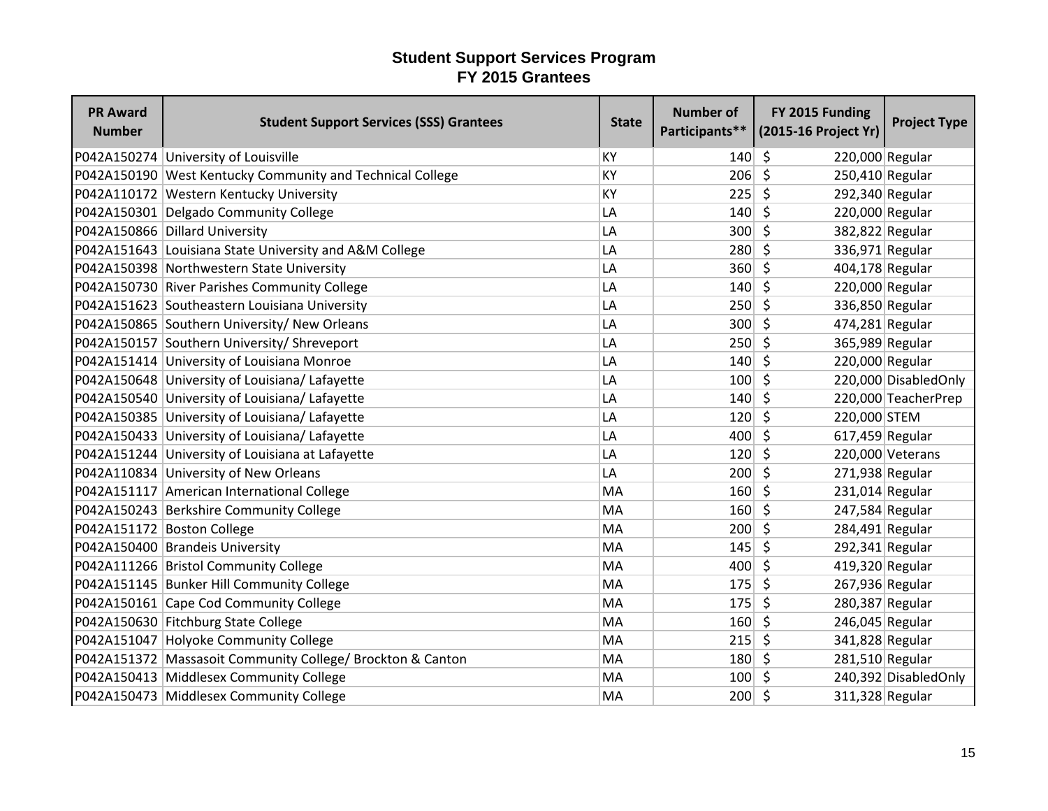# Student Support Services Program
## FY 2015 Grantees

| PR Award Number | Student Support Services (SSS) Grantees | State | Number of Participants** | FY 2015 Funding (2015-16 Project Yr) | Project Type |
|---|---|---|---|---|---|
| P042A150274 | University of Louisville | KY | 140 | $ 220,000 | Regular |
| P042A150190 | West Kentucky Community and Technical College | KY | 206 | $ 250,410 | Regular |
| P042A110172 | Western Kentucky University | KY | 225 | $ 292,340 | Regular |
| P042A150301 | Delgado Community College | LA | 140 | $ 220,000 | Regular |
| P042A150866 | Dillard University | LA | 300 | $ 382,822 | Regular |
| P042A151643 | Louisiana State University and A&M College | LA | 280 | $ 336,971 | Regular |
| P042A150398 | Northwestern State University | LA | 360 | $ 404,178 | Regular |
| P042A150730 | River Parishes Community College | LA | 140 | $ 220,000 | Regular |
| P042A151623 | Southeastern Louisiana University | LA | 250 | $ 336,850 | Regular |
| P042A150865 | Southern University/ New Orleans | LA | 300 | $ 474,281 | Regular |
| P042A150157 | Southern University/ Shreveport | LA | 250 | $ 365,989 | Regular |
| P042A151414 | University of Louisiana Monroe | LA | 140 | $ 220,000 | Regular |
| P042A150648 | University of Louisiana/ Lafayette | LA | 100 | $ 220,000 | DisabledOnly |
| P042A150540 | University of Louisiana/ Lafayette | LA | 140 | $ 220,000 | TeacherPrep |
| P042A150385 | University of Louisiana/ Lafayette | LA | 120 | $ 220,000 | STEM |
| P042A150433 | University of Louisiana/ Lafayette | LA | 400 | $ 617,459 | Regular |
| P042A151244 | University of Louisiana at Lafayette | LA | 120 | $ 220,000 | Veterans |
| P042A110834 | University of New Orleans | LA | 200 | $ 271,938 | Regular |
| P042A151117 | American International College | MA | 160 | $ 231,014 | Regular |
| P042A150243 | Berkshire Community College | MA | 160 | $ 247,584 | Regular |
| P042A151172 | Boston College | MA | 200 | $ 284,491 | Regular |
| P042A150400 | Brandeis University | MA | 145 | $ 292,341 | Regular |
| P042A111266 | Bristol Community College | MA | 400 | $ 419,320 | Regular |
| P042A151145 | Bunker Hill Community College | MA | 175 | $ 267,936 | Regular |
| P042A150161 | Cape Cod Community College | MA | 175 | $ 280,387 | Regular |
| P042A150630 | Fitchburg State College | MA | 160 | $ 246,045 | Regular |
| P042A151047 | Holyoke Community College | MA | 215 | $ 341,828 | Regular |
| P042A151372 | Massasoit Community College/ Brockton & Canton | MA | 180 | $ 281,510 | Regular |
| P042A150413 | Middlesex Community College | MA | 100 | $ 240,392 | DisabledOnly |
| P042A150473 | Middlesex Community College | MA | 200 | $ 311,328 | Regular |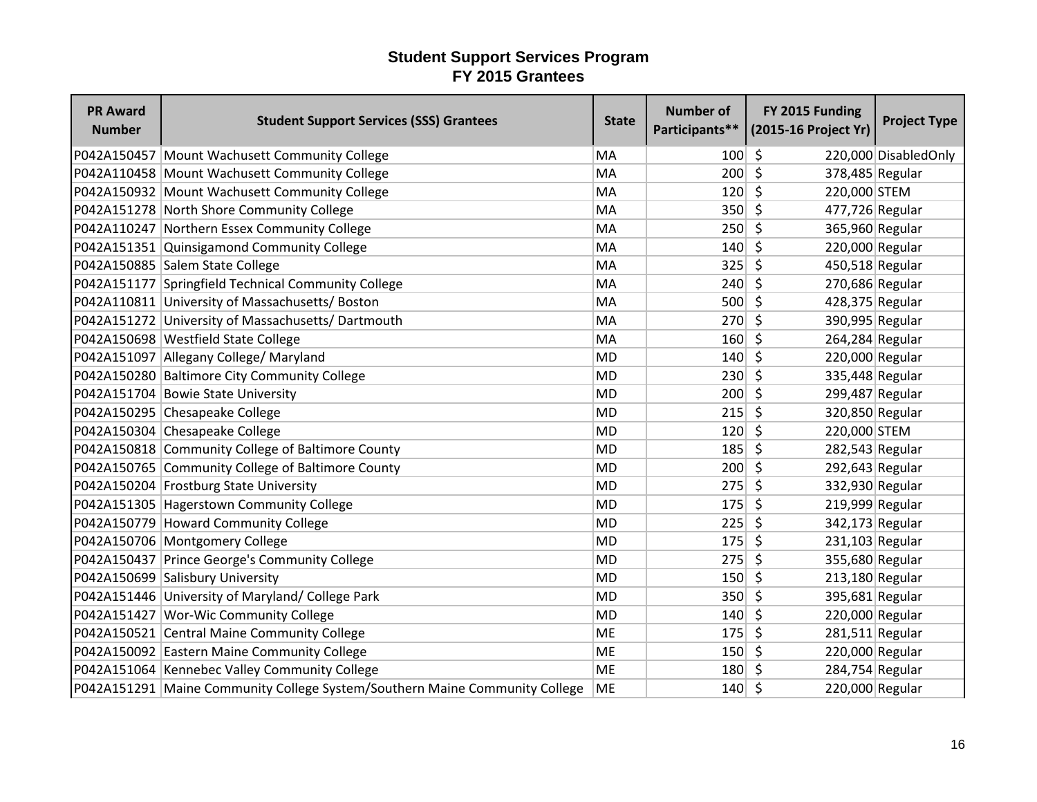# Student Support Services Program
## FY 2015 Grantees

| PR Award Number | Student Support Services (SSS) Grantees | State | Number of Participants** | FY 2015 Funding (2015-16 Project Yr) | Project Type |
|---|---|---|---|---|---|
| P042A150457 | Mount Wachusett Community College | MA | 100 | $ 220,000 | DisabledOnly |
| P042A110458 | Mount Wachusett Community College | MA | 200 | $ 378,485 | Regular |
| P042A150932 | Mount Wachusett Community College | MA | 120 | $ 220,000 | STEM |
| P042A151278 | North Shore Community College | MA | 350 | $ 477,726 | Regular |
| P042A110247 | Northern Essex Community College | MA | 250 | $ 365,960 | Regular |
| P042A151351 | Quinsigamond Community College | MA | 140 | $ 220,000 | Regular |
| P042A150885 | Salem State College | MA | 325 | $ 450,518 | Regular |
| P042A151177 | Springfield Technical Community College | MA | 240 | $ 270,686 | Regular |
| P042A110811 | University of Massachusetts/ Boston | MA | 500 | $ 428,375 | Regular |
| P042A151272 | University of Massachusetts/ Dartmouth | MA | 270 | $ 390,995 | Regular |
| P042A150698 | Westfield State College | MA | 160 | $ 264,284 | Regular |
| P042A151097 | Allegany College/ Maryland | MD | 140 | $ 220,000 | Regular |
| P042A150280 | Baltimore City Community College | MD | 230 | $ 335,448 | Regular |
| P042A151704 | Bowie State University | MD | 200 | $ 299,487 | Regular |
| P042A150295 | Chesapeake College | MD | 215 | $ 320,850 | Regular |
| P042A150304 | Chesapeake College | MD | 120 | $ 220,000 | STEM |
| P042A150818 | Community College of Baltimore County | MD | 185 | $ 282,543 | Regular |
| P042A150765 | Community College of Baltimore County | MD | 200 | $ 292,643 | Regular |
| P042A150204 | Frostburg State University | MD | 275 | $ 332,930 | Regular |
| P042A151305 | Hagerstown Community College | MD | 175 | $ 219,999 | Regular |
| P042A150779 | Howard Community College | MD | 225 | $ 342,173 | Regular |
| P042A150706 | Montgomery College | MD | 175 | $ 231,103 | Regular |
| P042A150437 | Prince George's Community College | MD | 275 | $ 355,680 | Regular |
| P042A150699 | Salisbury University | MD | 150 | $ 213,180 | Regular |
| P042A151446 | University of Maryland/ College Park | MD | 350 | $ 395,681 | Regular |
| P042A151427 | Wor-Wic Community College | MD | 140 | $ 220,000 | Regular |
| P042A150521 | Central Maine Community College | ME | 175 | $ 281,511 | Regular |
| P042A150092 | Eastern Maine Community College | ME | 150 | $ 220,000 | Regular |
| P042A151064 | Kennebec Valley Community College | ME | 180 | $ 284,754 | Regular |
| P042A151291 | Maine Community College System/Southern Maine Community College | ME | 140 | $ 220,000 | Regular |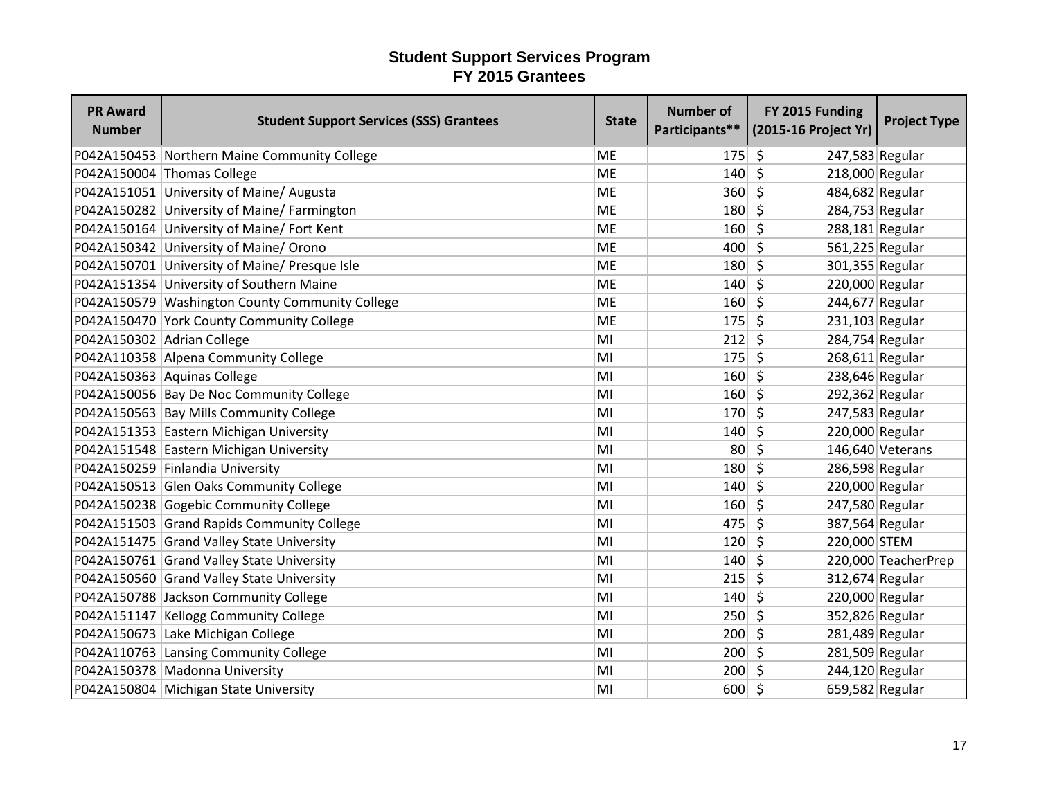# Student Support Services Program
## FY 2015 Grantees

| PR Award Number | Student Support Services (SSS) Grantees | State | Number of Participants** | FY 2015 Funding (2015-16 Project Yr) | Project Type |
|---|---|---|---|---|---|
| P042A150453 | Northern Maine Community College | ME | 175 | $ 247,583 | Regular |
| P042A150004 | Thomas College | ME | 140 | $ 218,000 | Regular |
| P042A151051 | University of Maine/ Augusta | ME | 360 | $ 484,682 | Regular |
| P042A150282 | University of Maine/ Farmington | ME | 180 | $ 284,753 | Regular |
| P042A150164 | University of Maine/ Fort Kent | ME | 160 | $ 288,181 | Regular |
| P042A150342 | University of Maine/ Orono | ME | 400 | $ 561,225 | Regular |
| P042A150701 | University of Maine/ Presque Isle | ME | 180 | $ 301,355 | Regular |
| P042A151354 | University of Southern Maine | ME | 140 | $ 220,000 | Regular |
| P042A150579 | Washington County Community College | ME | 160 | $ 244,677 | Regular |
| P042A150470 | York County Community College | ME | 175 | $ 231,103 | Regular |
| P042A150302 | Adrian College | MI | 212 | $ 284,754 | Regular |
| P042A110358 | Alpena Community College | MI | 175 | $ 268,611 | Regular |
| P042A150363 | Aquinas College | MI | 160 | $ 238,646 | Regular |
| P042A150056 | Bay De Noc Community College | MI | 160 | $ 292,362 | Regular |
| P042A150563 | Bay Mills Community College | MI | 170 | $ 247,583 | Regular |
| P042A151353 | Eastern Michigan University | MI | 140 | $ 220,000 | Regular |
| P042A151548 | Eastern Michigan University | MI | 80 | $ 146,640 | Veterans |
| P042A150259 | Finlandia University | MI | 180 | $ 286,598 | Regular |
| P042A150513 | Glen Oaks Community College | MI | 140 | $ 220,000 | Regular |
| P042A150238 | Gogebic Community College | MI | 160 | $ 247,580 | Regular |
| P042A151503 | Grand Rapids Community College | MI | 475 | $ 387,564 | Regular |
| P042A151475 | Grand Valley State University | MI | 120 | $ 220,000 | STEM |
| P042A150761 | Grand Valley State University | MI | 140 | $ 220,000 | TeacherPrep |
| P042A150560 | Grand Valley State University | MI | 215 | $ 312,674 | Regular |
| P042A150788 | Jackson Community College | MI | 140 | $ 220,000 | Regular |
| P042A151147 | Kellogg Community College | MI | 250 | $ 352,826 | Regular |
| P042A150673 | Lake Michigan College | MI | 200 | $ 281,489 | Regular |
| P042A110763 | Lansing Community College | MI | 200 | $ 281,509 | Regular |
| P042A150378 | Madonna University | MI | 200 | $ 244,120 | Regular |
| P042A150804 | Michigan State University | MI | 600 | $ 659,582 | Regular |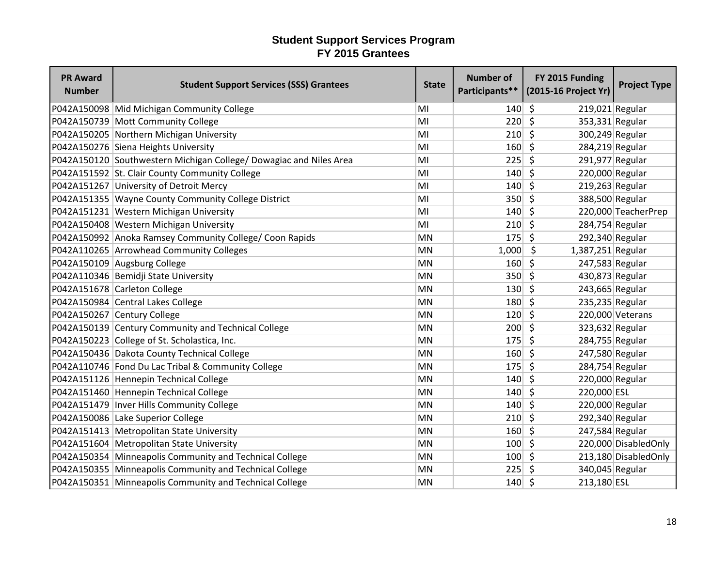# Student Support Services Program
## FY 2015 Grantees

| PR Award Number | Student Support Services (SSS) Grantees | State | Number of Participants** | FY 2015 Funding (2015-16 Project Yr) | Project Type |
|---|---|---|---|---|---|
| P042A150098 | Mid Michigan Community College | MI | 140 | $ 219,021 | Regular |
| P042A150739 | Mott Community College | MI | 220 | $ 353,331 | Regular |
| P042A150205 | Northern Michigan University | MI | 210 | $ 300,249 | Regular |
| P042A150276 | Siena Heights University | MI | 160 | $ 284,219 | Regular |
| P042A150120 | Southwestern Michigan College/ Dowagiac and Niles Area | MI | 225 | $ 291,977 | Regular |
| P042A151592 | St. Clair County Community College | MI | 140 | $ 220,000 | Regular |
| P042A151267 | University of Detroit Mercy | MI | 140 | $ 219,263 | Regular |
| P042A151355 | Wayne County Community College District | MI | 350 | $ 388,500 | Regular |
| P042A151231 | Western Michigan University | MI | 140 | $ 220,000 | TeacherPrep |
| P042A150408 | Western Michigan University | MI | 210 | $ 284,754 | Regular |
| P042A150992 | Anoka Ramsey Community College/ Coon Rapids | MN | 175 | $ 292,340 | Regular |
| P042A110265 | Arrowhead Community Colleges | MN | 1,000 | $ 1,387,251 | Regular |
| P042A150109 | Augsburg College | MN | 160 | $ 247,583 | Regular |
| P042A110346 | Bemidji State University | MN | 350 | $ 430,873 | Regular |
| P042A151678 | Carleton College | MN | 130 | $ 243,665 | Regular |
| P042A150984 | Central Lakes College | MN | 180 | $ 235,235 | Regular |
| P042A150267 | Century College | MN | 120 | $ 220,000 | Veterans |
| P042A150139 | Century Community and Technical College | MN | 200 | $ 323,632 | Regular |
| P042A150223 | College of St. Scholastica, Inc. | MN | 175 | $ 284,755 | Regular |
| P042A150436 | Dakota County Technical College | MN | 160 | $ 247,580 | Regular |
| P042A110746 | Fond Du Lac Tribal & Community College | MN | 175 | $ 284,754 | Regular |
| P042A151126 | Hennepin Technical College | MN | 140 | $ 220,000 | Regular |
| P042A151460 | Hennepin Technical College | MN | 140 | $ 220,000 | ESL |
| P042A151479 | Inver Hills Community College | MN | 140 | $ 220,000 | Regular |
| P042A150086 | Lake Superior College | MN | 210 | $ 292,340 | Regular |
| P042A151413 | Metropolitan State University | MN | 160 | $ 247,584 | Regular |
| P042A151604 | Metropolitan State University | MN | 100 | $ 220,000 | DisabledOnly |
| P042A150354 | Minneapolis Community and Technical College | MN | 100 | $ 213,180 | DisabledOnly |
| P042A150355 | Minneapolis Community and Technical College | MN | 225 | $ 340,045 | Regular |
| P042A150351 | Minneapolis Community and Technical College | MN | 140 | $ 213,180 | ESL |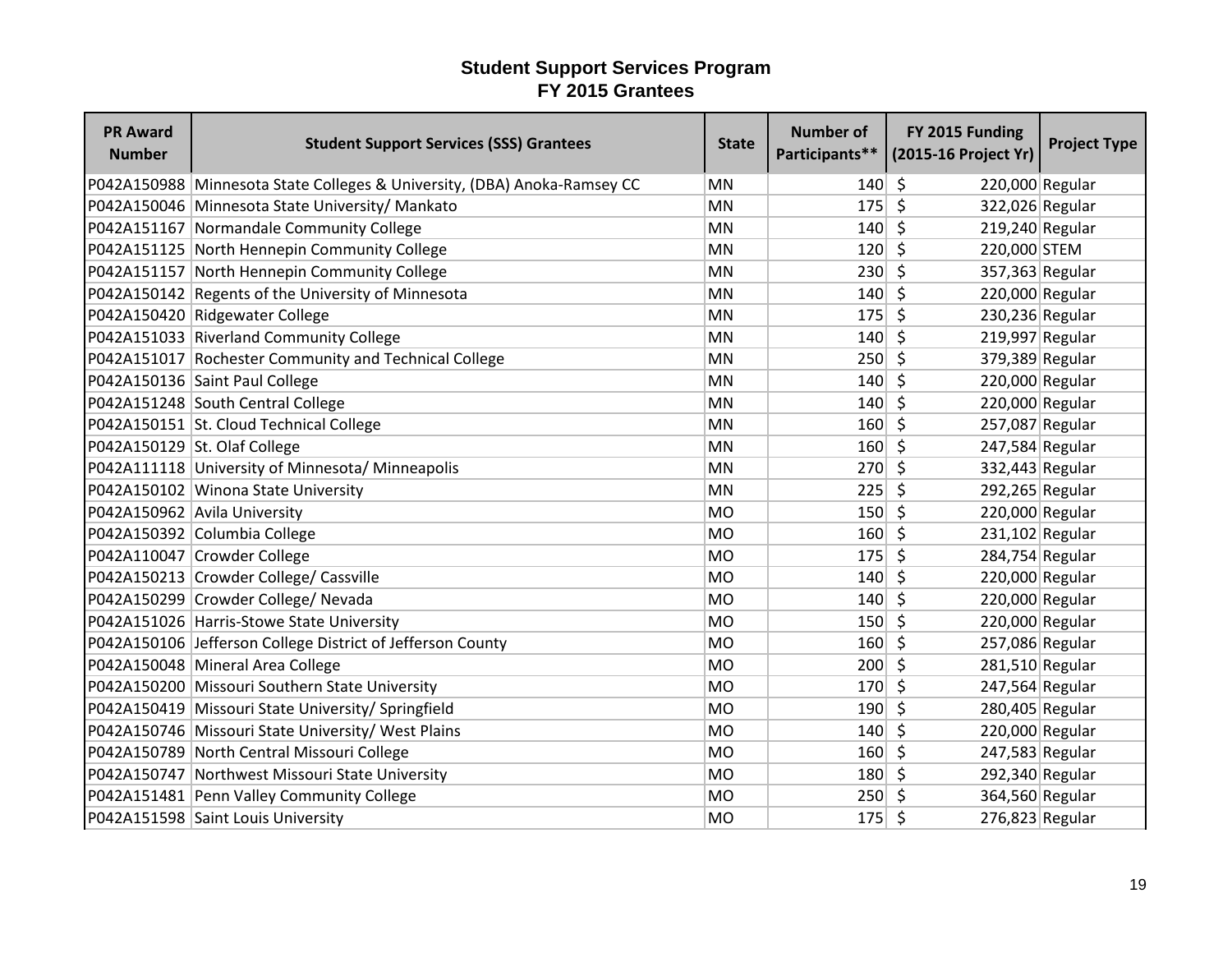# Student Support Services Program
## FY 2015 Grantees

| PR Award Number | Student Support Services (SSS) Grantees | State | Number of Participants** | FY 2015 Funding (2015-16 Project Yr) | Project Type |
|---|---|---|---|---|---|
| P042A150988 | Minnesota State Colleges & University, (DBA) Anoka-Ramsey CC | MN | 140 | $ 220,000 | Regular |
| P042A150046 | Minnesota State University/ Mankato | MN | 175 | $ 322,026 | Regular |
| P042A151167 | Normandale Community College | MN | 140 | $ 219,240 | Regular |
| P042A151125 | North Hennepin Community College | MN | 120 | $ 220,000 | STEM |
| P042A151157 | North Hennepin Community College | MN | 230 | $ 357,363 | Regular |
| P042A150142 | Regents of the University of Minnesota | MN | 140 | $ 220,000 | Regular |
| P042A150420 | Ridgewater College | MN | 175 | $ 230,236 | Regular |
| P042A151033 | Riverland Community College | MN | 140 | $ 219,997 | Regular |
| P042A151017 | Rochester Community and Technical College | MN | 250 | $ 379,389 | Regular |
| P042A150136 | Saint Paul College | MN | 140 | $ 220,000 | Regular |
| P042A151248 | South Central College | MN | 140 | $ 220,000 | Regular |
| P042A150151 | St. Cloud Technical College | MN | 160 | $ 257,087 | Regular |
| P042A150129 | St. Olaf College | MN | 160 | $ 247,584 | Regular |
| P042A111118 | University of Minnesota/ Minneapolis | MN | 270 | $ 332,443 | Regular |
| P042A150102 | Winona State University | MN | 225 | $ 292,265 | Regular |
| P042A150962 | Avila University | MO | 150 | $ 220,000 | Regular |
| P042A150392 | Columbia College | MO | 160 | $ 231,102 | Regular |
| P042A110047 | Crowder College | MO | 175 | $ 284,754 | Regular |
| P042A150213 | Crowder College/ Cassville | MO | 140 | $ 220,000 | Regular |
| P042A150299 | Crowder College/ Nevada | MO | 140 | $ 220,000 | Regular |
| P042A151026 | Harris-Stowe State University | MO | 150 | $ 220,000 | Regular |
| P042A150106 | Jefferson College District of Jefferson County | MO | 160 | $ 257,086 | Regular |
| P042A150048 | Mineral Area College | MO | 200 | $ 281,510 | Regular |
| P042A150200 | Missouri Southern State University | MO | 170 | $ 247,564 | Regular |
| P042A150419 | Missouri State University/ Springfield | MO | 190 | $ 280,405 | Regular |
| P042A150746 | Missouri State University/ West Plains | MO | 140 | $ 220,000 | Regular |
| P042A150789 | North Central Missouri College | MO | 160 | $ 247,583 | Regular |
| P042A150747 | Northwest Missouri State University | MO | 180 | $ 292,340 | Regular |
| P042A151481 | Penn Valley Community College | MO | 250 | $ 364,560 | Regular |
| P042A151598 | Saint Louis University | MO | 175 | $ 276,823 | Regular |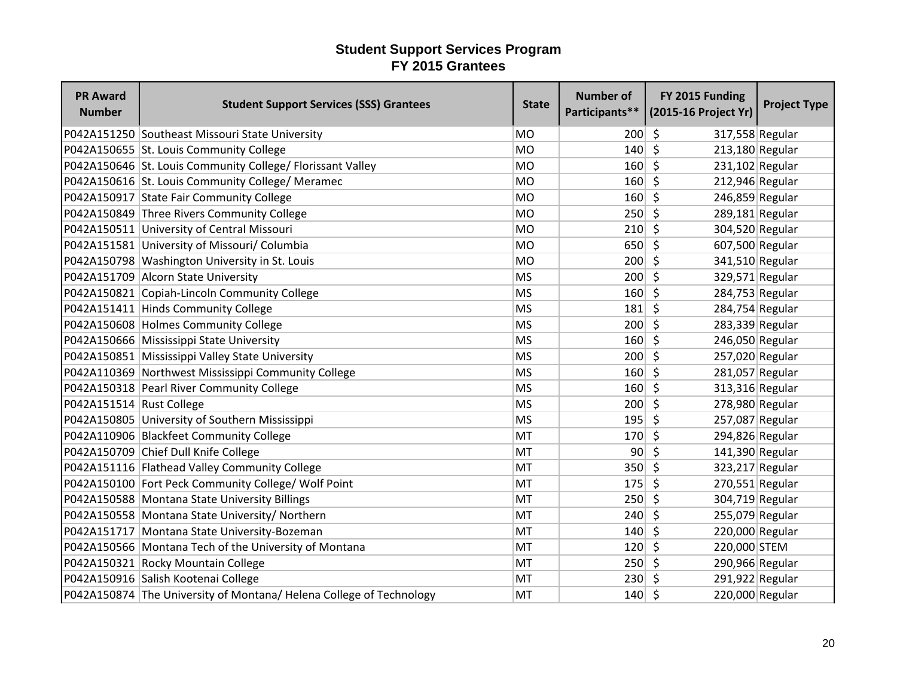# Student Support Services Program
## FY 2015 Grantees

| PR Award Number | Student Support Services (SSS) Grantees | State | Number of Participants** | FY 2015 Funding (2015-16 Project Yr) | Project Type |
|---|---|---|---|---|---|
| P042A151250 | Southeast Missouri State University | MO | 200 | $ 317,558 | Regular |
| P042A150655 | St. Louis Community College | MO | 140 | $ 213,180 | Regular |
| P042A150646 | St. Louis Community College/ Florissant Valley | MO | 160 | $ 231,102 | Regular |
| P042A150616 | St. Louis Community College/ Meramec | MO | 160 | $ 212,946 | Regular |
| P042A150917 | State Fair Community College | MO | 160 | $ 246,859 | Regular |
| P042A150849 | Three Rivers Community College | MO | 250 | $ 289,181 | Regular |
| P042A150511 | University of Central Missouri | MO | 210 | $ 304,520 | Regular |
| P042A151581 | University of Missouri/ Columbia | MO | 650 | $ 607,500 | Regular |
| P042A150798 | Washington University in St. Louis | MO | 200 | $ 341,510 | Regular |
| P042A151709 | Alcorn State University | MS | 200 | $ 329,571 | Regular |
| P042A150821 | Copiah-Lincoln Community College | MS | 160 | $ 284,753 | Regular |
| P042A151411 | Hinds Community College | MS | 181 | $ 284,754 | Regular |
| P042A150608 | Holmes Community College | MS | 200 | $ 283,339 | Regular |
| P042A150666 | Mississippi State University | MS | 160 | $ 246,050 | Regular |
| P042A150851 | Mississippi Valley State University | MS | 200 | $ 257,020 | Regular |
| P042A110369 | Northwest Mississippi Community College | MS | 160 | $ 281,057 | Regular |
| P042A150318 | Pearl River Community College | MS | 160 | $ 313,316 | Regular |
| P042A151514 | Rust College | MS | 200 | $ 278,980 | Regular |
| P042A150805 | University of Southern Mississippi | MS | 195 | $ 257,087 | Regular |
| P042A110906 | Blackfeet Community College | MT | 170 | $ 294,826 | Regular |
| P042A150709 | Chief Dull Knife College | MT | 90 | $ 141,390 | Regular |
| P042A151116 | Flathead Valley Community College | MT | 350 | $ 323,217 | Regular |
| P042A150100 | Fort Peck Community College/ Wolf Point | MT | 175 | $ 270,551 | Regular |
| P042A150588 | Montana State University Billings | MT | 250 | $ 304,719 | Regular |
| P042A150558 | Montana State University/ Northern | MT | 240 | $ 255,079 | Regular |
| P042A151717 | Montana State University-Bozeman | MT | 140 | $ 220,000 | Regular |
| P042A150566 | Montana Tech of the University of Montana | MT | 120 | $ 220,000 | STEM |
| P042A150321 | Rocky Mountain College | MT | 250 | $ 290,966 | Regular |
| P042A150916 | Salish Kootenai College | MT | 230 | $ 291,922 | Regular |
| P042A150874 | The University of Montana/ Helena College of Technology | MT | 140 | $ 220,000 | Regular |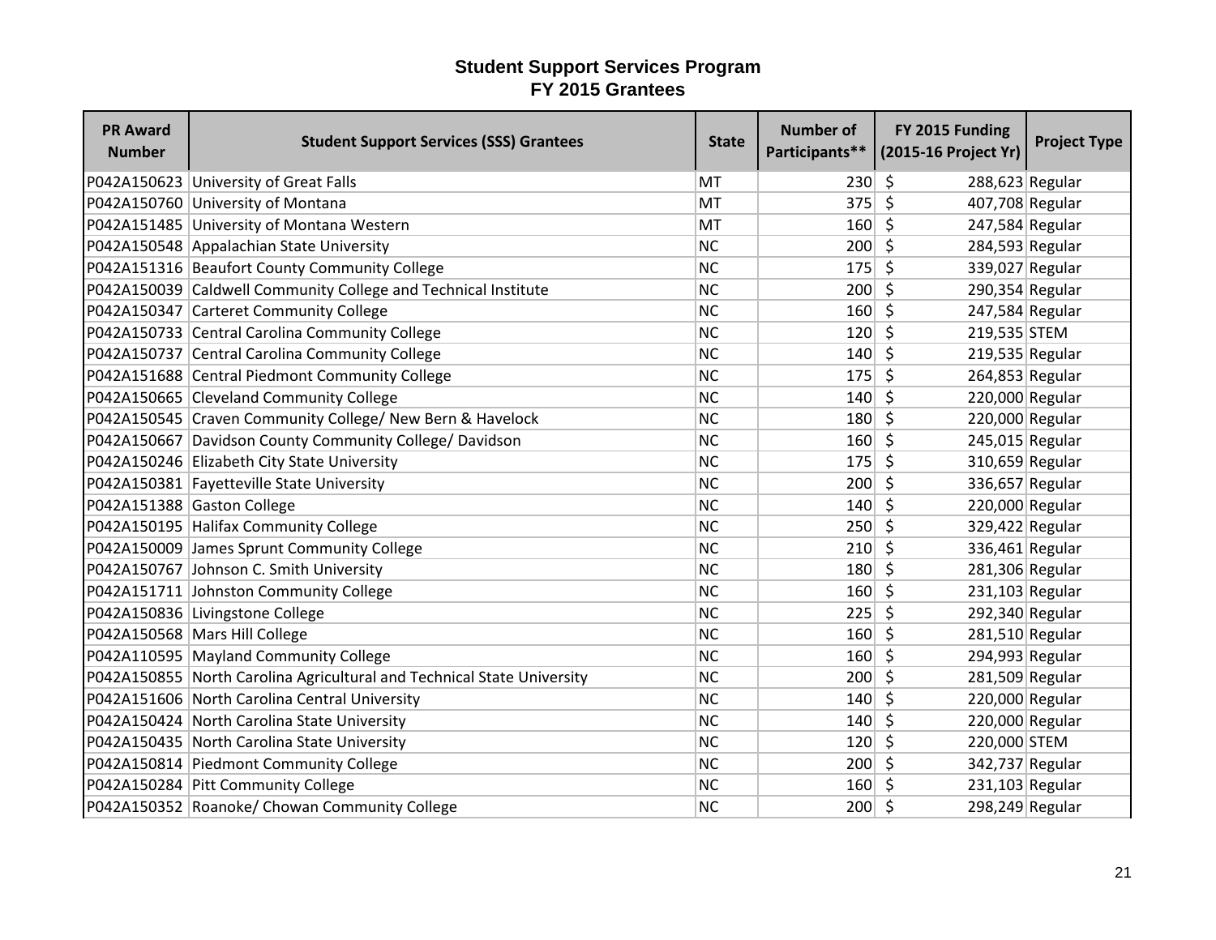# Student Support Services Program
## FY 2015 Grantees

| PR Award Number | Student Support Services (SSS) Grantees | State | Number of Participants** | FY 2015 Funding (2015-16 Project Yr) | Project Type |
|---|---|---|---|---|---|
| P042A150623 | University of Great Falls | MT | 230 | $ 288,623 | Regular |
| P042A150760 | University of Montana | MT | 375 | $ 407,708 | Regular |
| P042A151485 | University of Montana Western | MT | 160 | $ 247,584 | Regular |
| P042A150548 | Appalachian State University | NC | 200 | $ 284,593 | Regular |
| P042A151316 | Beaufort County Community College | NC | 175 | $ 339,027 | Regular |
| P042A150039 | Caldwell Community College and Technical Institute | NC | 200 | $ 290,354 | Regular |
| P042A150347 | Carteret Community College | NC | 160 | $ 247,584 | Regular |
| P042A150733 | Central Carolina Community College | NC | 120 | $ 219,535 | STEM |
| P042A150737 | Central Carolina Community College | NC | 140 | $ 219,535 | Regular |
| P042A151688 | Central Piedmont Community College | NC | 175 | $ 264,853 | Regular |
| P042A150665 | Cleveland Community College | NC | 140 | $ 220,000 | Regular |
| P042A150545 | Craven Community College/ New Bern & Havelock | NC | 180 | $ 220,000 | Regular |
| P042A150667 | Davidson County Community College/ Davidson | NC | 160 | $ 245,015 | Regular |
| P042A150246 | Elizabeth City State University | NC | 175 | $ 310,659 | Regular |
| P042A150381 | Fayetteville State University | NC | 200 | $ 336,657 | Regular |
| P042A151388 | Gaston College | NC | 140 | $ 220,000 | Regular |
| P042A150195 | Halifax Community College | NC | 250 | $ 329,422 | Regular |
| P042A150009 | James Sprunt Community College | NC | 210 | $ 336,461 | Regular |
| P042A150767 | Johnson C. Smith University | NC | 180 | $ 281,306 | Regular |
| P042A151711 | Johnston Community College | NC | 160 | $ 231,103 | Regular |
| P042A150836 | Livingstone College | NC | 225 | $ 292,340 | Regular |
| P042A150568 | Mars Hill College | NC | 160 | $ 281,510 | Regular |
| P042A110595 | Mayland Community College | NC | 160 | $ 294,993 | Regular |
| P042A150855 | North Carolina Agricultural and Technical State University | NC | 200 | $ 281,509 | Regular |
| P042A151606 | North Carolina Central University | NC | 140 | $ 220,000 | Regular |
| P042A150424 | North Carolina State University | NC | 140 | $ 220,000 | Regular |
| P042A150435 | North Carolina State University | NC | 120 | $ 220,000 | STEM |
| P042A150814 | Piedmont Community College | NC | 200 | $ 342,737 | Regular |
| P042A150284 | Pitt Community College | NC | 160 | $ 231,103 | Regular |
| P042A150352 | Roanoke/ Chowan Community College | NC | 200 | $ 298,249 | Regular |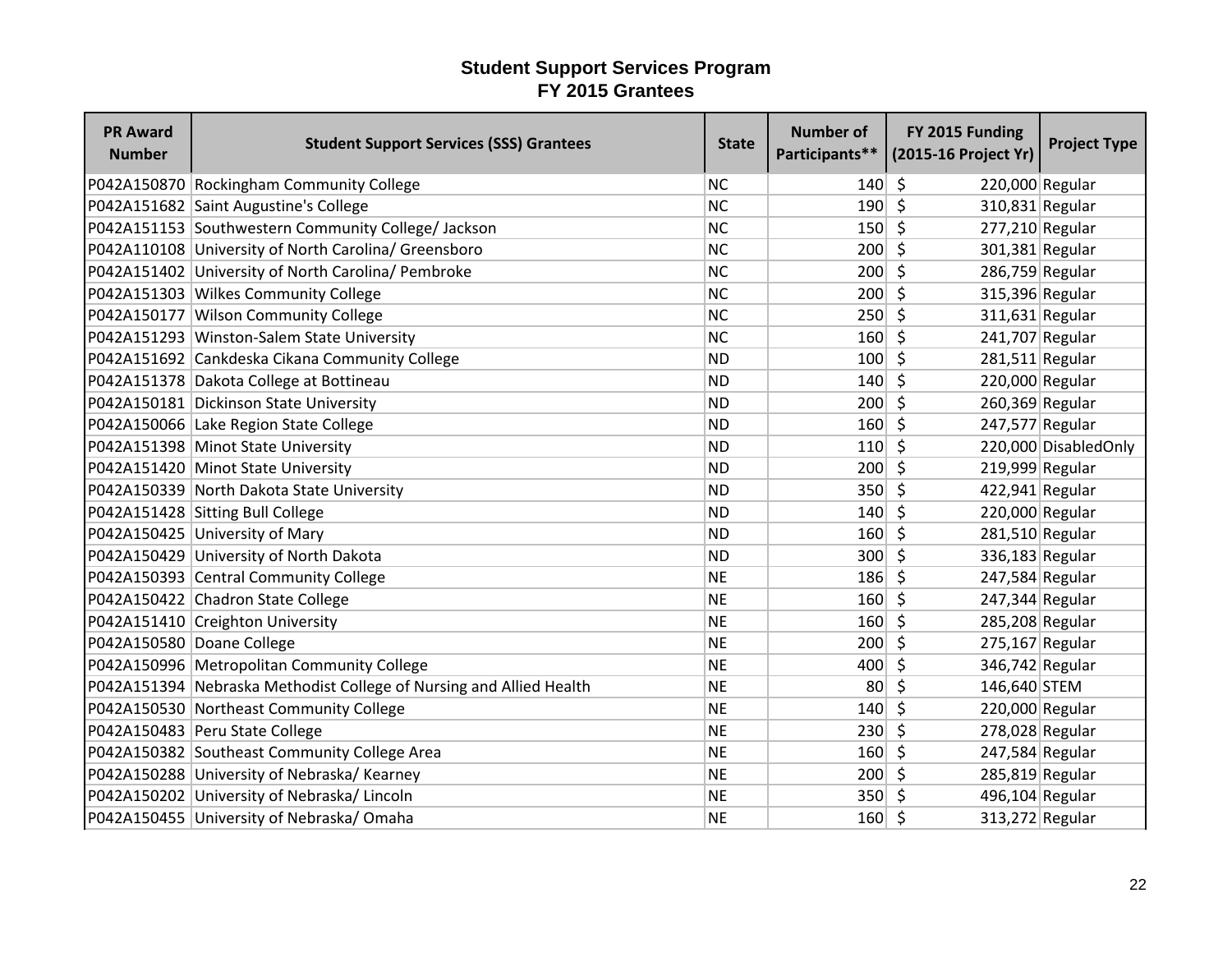# Student Support Services Program
## FY 2015 Grantees

| PR Award Number | Student Support Services (SSS) Grantees | State | Number of Participants** | FY 2015 Funding (2015-16 Project Yr) | Project Type |
|---|---|---|---|---|---|
| P042A150870 | Rockingham Community College | NC | 140 | $ 220,000 | Regular |
| P042A151682 | Saint Augustine's College | NC | 190 | $ 310,831 | Regular |
| P042A151153 | Southwestern Community College/ Jackson | NC | 150 | $ 277,210 | Regular |
| P042A110108 | University of North Carolina/ Greensboro | NC | 200 | $ 301,381 | Regular |
| P042A151402 | University of North Carolina/ Pembroke | NC | 200 | $ 286,759 | Regular |
| P042A151303 | Wilkes Community College | NC | 200 | $ 315,396 | Regular |
| P042A150177 | Wilson Community College | NC | 250 | $ 311,631 | Regular |
| P042A151293 | Winston-Salem State University | NC | 160 | $ 241,707 | Regular |
| P042A151692 | Cankdeska Cikana Community College | ND | 100 | $ 281,511 | Regular |
| P042A151378 | Dakota College at Bottineau | ND | 140 | $ 220,000 | Regular |
| P042A150181 | Dickinson State University | ND | 200 | $ 260,369 | Regular |
| P042A150066 | Lake Region State College | ND | 160 | $ 247,577 | Regular |
| P042A151398 | Minot State University | ND | 110 | $ 220,000 | DisabledOnly |
| P042A151420 | Minot State University | ND | 200 | $ 219,999 | Regular |
| P042A150339 | North Dakota State University | ND | 350 | $ 422,941 | Regular |
| P042A151428 | Sitting Bull College | ND | 140 | $ 220,000 | Regular |
| P042A150425 | University of Mary | ND | 160 | $ 281,510 | Regular |
| P042A150429 | University of North Dakota | ND | 300 | $ 336,183 | Regular |
| P042A150393 | Central Community College | NE | 186 | $ 247,584 | Regular |
| P042A150422 | Chadron State College | NE | 160 | $ 247,344 | Regular |
| P042A151410 | Creighton University | NE | 160 | $ 285,208 | Regular |
| P042A150580 | Doane College | NE | 200 | $ 275,167 | Regular |
| P042A150996 | Metropolitan Community College | NE | 400 | $ 346,742 | Regular |
| P042A151394 | Nebraska Methodist College of Nursing and Allied Health | NE | 80 | $ 146,640 | STEM |
| P042A150530 | Northeast Community College | NE | 140 | $ 220,000 | Regular |
| P042A150483 | Peru State College | NE | 230 | $ 278,028 | Regular |
| P042A150382 | Southeast Community College Area | NE | 160 | $ 247,584 | Regular |
| P042A150288 | University of Nebraska/ Kearney | NE | 200 | $ 285,819 | Regular |
| P042A150202 | University of Nebraska/ Lincoln | NE | 350 | $ 496,104 | Regular |
| P042A150455 | University of Nebraska/ Omaha | NE | 160 | $ 313,272 | Regular |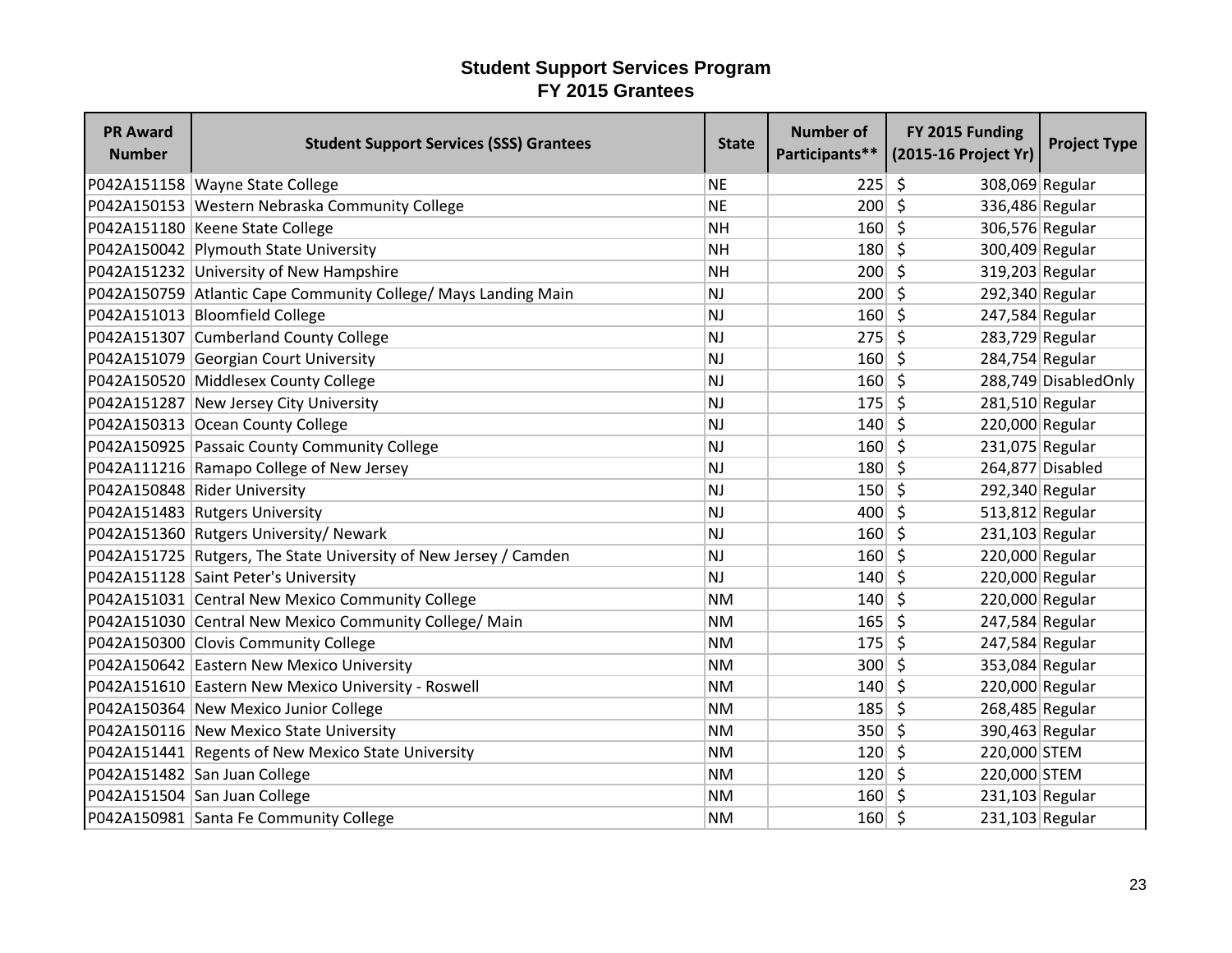# Student Support Services Program
## FY 2015 Grantees

| PR Award Number | Student Support Services (SSS) Grantees | State | Number of Participants** | FY 2015 Funding (2015-16 Project Yr) | Project Type |
|---|---|---|---|---|---|
| P042A151158 | Wayne State College | NE | 225 | $ 308,069 | Regular |
| P042A150153 | Western Nebraska Community College | NE | 200 | $ 336,486 | Regular |
| P042A151180 | Keene State College | NH | 160 | $ 306,576 | Regular |
| P042A150042 | Plymouth State University | NH | 180 | $ 300,409 | Regular |
| P042A151232 | University of New Hampshire | NH | 200 | $ 319,203 | Regular |
| P042A150759 | Atlantic Cape Community College/ Mays Landing Main | NJ | 200 | $ 292,340 | Regular |
| P042A151013 | Bloomfield College | NJ | 160 | $ 247,584 | Regular |
| P042A151307 | Cumberland County College | NJ | 275 | $ 283,729 | Regular |
| P042A151079 | Georgian Court University | NJ | 160 | $ 284,754 | Regular |
| P042A150520 | Middlesex County College | NJ | 160 | $ 288,749 | DisabledOnly |
| P042A151287 | New Jersey City University | NJ | 175 | $ 281,510 | Regular |
| P042A150313 | Ocean County College | NJ | 140 | $ 220,000 | Regular |
| P042A150925 | Passaic County Community College | NJ | 160 | $ 231,075 | Regular |
| P042A111216 | Ramapo College of New Jersey | NJ | 180 | $ 264,877 | Disabled |
| P042A150848 | Rider University | NJ | 150 | $ 292,340 | Regular |
| P042A151483 | Rutgers University | NJ | 400 | $ 513,812 | Regular |
| P042A151360 | Rutgers University/ Newark | NJ | 160 | $ 231,103 | Regular |
| P042A151725 | Rutgers, The State University of New Jersey / Camden | NJ | 160 | $ 220,000 | Regular |
| P042A151128 | Saint Peter's University | NJ | 140 | $ 220,000 | Regular |
| P042A151031 | Central New Mexico Community College | NM | 140 | $ 220,000 | Regular |
| P042A151030 | Central New Mexico Community College/ Main | NM | 165 | $ 247,584 | Regular |
| P042A150300 | Clovis Community College | NM | 175 | $ 247,584 | Regular |
| P042A150642 | Eastern New Mexico University | NM | 300 | $ 353,084 | Regular |
| P042A151610 | Eastern New Mexico University - Roswell | NM | 140 | $ 220,000 | Regular |
| P042A150364 | New Mexico Junior College | NM | 185 | $ 268,485 | Regular |
| P042A150116 | New Mexico State University | NM | 350 | $ 390,463 | Regular |
| P042A151441 | Regents of New Mexico State University | NM | 120 | $ 220,000 | STEM |
| P042A151482 | San Juan College | NM | 120 | $ 220,000 | STEM |
| P042A151504 | San Juan College | NM | 160 | $ 231,103 | Regular |
| P042A150981 | Santa Fe Community College | NM | 160 | $ 231,103 | Regular |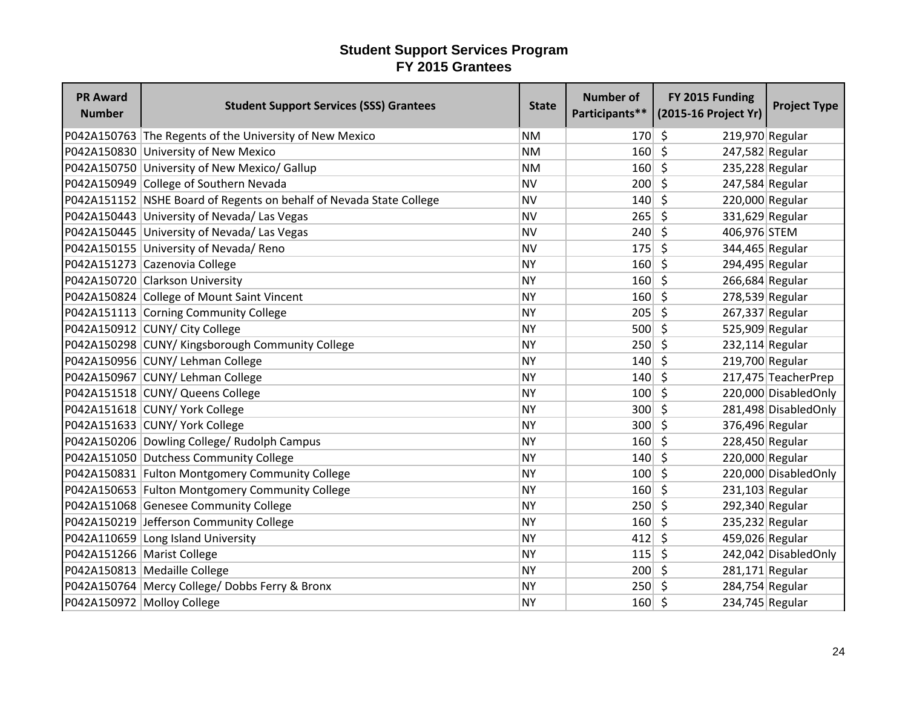# Student Support Services Program
## FY 2015 Grantees

| PR Award Number | Student Support Services (SSS) Grantees | State | Number of Participants** | FY 2015 Funding (2015-16 Project Yr) | Project Type |
|---|---|---|---|---|---|
| P042A150763 | The Regents of the University of New Mexico | NM | 170 | $ 219,970 | Regular |
| P042A150830 | University of New Mexico | NM | 160 | $ 247,582 | Regular |
| P042A150750 | University of New Mexico/ Gallup | NM | 160 | $ 235,228 | Regular |
| P042A150949 | College of Southern Nevada | NV | 200 | $ 247,584 | Regular |
| P042A151152 | NSHE Board of Regents on behalf of Nevada State College | NV | 140 | $ 220,000 | Regular |
| P042A150443 | University of Nevada/ Las Vegas | NV | 265 | $ 331,629 | Regular |
| P042A150445 | University of Nevada/ Las Vegas | NV | 240 | $ 406,976 | STEM |
| P042A150155 | University of Nevada/ Reno | NV | 175 | $ 344,465 | Regular |
| P042A151273 | Cazenovia College | NY | 160 | $ 294,495 | Regular |
| P042A150720 | Clarkson University | NY | 160 | $ 266,684 | Regular |
| P042A150824 | College of Mount Saint Vincent | NY | 160 | $ 278,539 | Regular |
| P042A151113 | Corning Community College | NY | 205 | $ 267,337 | Regular |
| P042A150912 | CUNY/ City College | NY | 500 | $ 525,909 | Regular |
| P042A150298 | CUNY/ Kingsborough Community College | NY | 250 | $ 232,114 | Regular |
| P042A150956 | CUNY/ Lehman College | NY | 140 | $ 219,700 | Regular |
| P042A150967 | CUNY/ Lehman College | NY | 140 | $ 217,475 | TeacherPrep |
| P042A151518 | CUNY/ Queens College | NY | 100 | $ 220,000 | DisabledOnly |
| P042A151618 | CUNY/ York College | NY | 300 | $ 281,498 | DisabledOnly |
| P042A151633 | CUNY/ York College | NY | 300 | $ 376,496 | Regular |
| P042A150206 | Dowling College/ Rudolph Campus | NY | 160 | $ 228,450 | Regular |
| P042A151050 | Dutchess Community College | NY | 140 | $ 220,000 | Regular |
| P042A150831 | Fulton Montgomery Community College | NY | 100 | $ 220,000 | DisabledOnly |
| P042A150653 | Fulton Montgomery Community College | NY | 160 | $ 231,103 | Regular |
| P042A151068 | Genesee Community College | NY | 250 | $ 292,340 | Regular |
| P042A150219 | Jefferson Community College | NY | 160 | $ 235,232 | Regular |
| P042A110659 | Long Island University | NY | 412 | $ 459,026 | Regular |
| P042A151266 | Marist College | NY | 115 | $ 242,042 | DisabledOnly |
| P042A150813 | Medaille College | NY | 200 | $ 281,171 | Regular |
| P042A150764 | Mercy College/ Dobbs Ferry & Bronx | NY | 250 | $ 284,754 | Regular |
| P042A150972 | Molloy College | NY | 160 | $ 234,745 | Regular |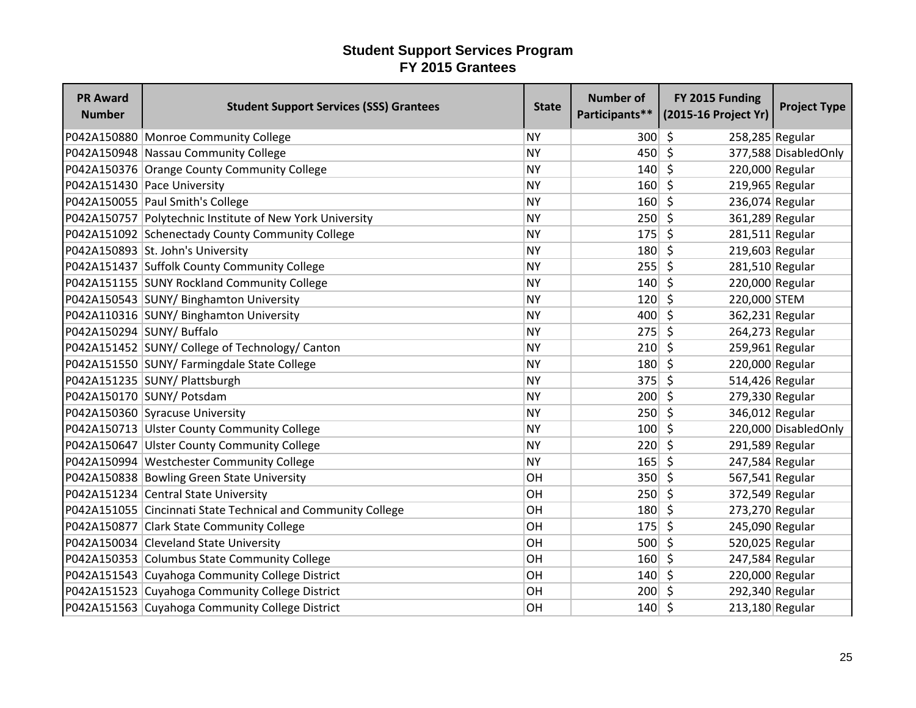# Student Support Services Program
## FY 2015 Grantees

| PR Award Number | Student Support Services (SSS) Grantees | State | Number of Participants** | FY 2015 Funding (2015-16 Project Yr) | Project Type |
|---|---|---|---|---|---|
| P042A150880 | Monroe Community College | NY | 300 | $ 258,285 | Regular |
| P042A150948 | Nassau Community College | NY | 450 | $ 377,588 | DisabledOnly |
| P042A150376 | Orange County Community College | NY | 140 | $ 220,000 | Regular |
| P042A151430 | Pace University | NY | 160 | $ 219,965 | Regular |
| P042A150055 | Paul Smith's College | NY | 160 | $ 236,074 | Regular |
| P042A150757 | Polytechnic Institute of New York University | NY | 250 | $ 361,289 | Regular |
| P042A151092 | Schenectady County Community College | NY | 175 | $ 281,511 | Regular |
| P042A150893 | St. John's University | NY | 180 | $ 219,603 | Regular |
| P042A151437 | Suffolk County Community College | NY | 255 | $ 281,510 | Regular |
| P042A151155 | SUNY Rockland Community College | NY | 140 | $ 220,000 | Regular |
| P042A150543 | SUNY/ Binghamton University | NY | 120 | $ 220,000 | STEM |
| P042A110316 | SUNY/ Binghamton University | NY | 400 | $ 362,231 | Regular |
| P042A150294 | SUNY/ Buffalo | NY | 275 | $ 264,273 | Regular |
| P042A151452 | SUNY/ College of Technology/ Canton | NY | 210 | $ 259,961 | Regular |
| P042A151550 | SUNY/ Farmingdale State College | NY | 180 | $ 220,000 | Regular |
| P042A151235 | SUNY/ Plattsburgh | NY | 375 | $ 514,426 | Regular |
| P042A150170 | SUNY/ Potsdam | NY | 200 | $ 279,330 | Regular |
| P042A150360 | Syracuse University | NY | 250 | $ 346,012 | Regular |
| P042A150713 | Ulster County Community College | NY | 100 | $ 220,000 | DisabledOnly |
| P042A150647 | Ulster County Community College | NY | 220 | $ 291,589 | Regular |
| P042A150994 | Westchester Community College | NY | 165 | $ 247,584 | Regular |
| P042A150838 | Bowling Green State University | OH | 350 | $ 567,541 | Regular |
| P042A151234 | Central State University | OH | 250 | $ 372,549 | Regular |
| P042A151055 | Cincinnati State Technical and Community College | OH | 180 | $ 273,270 | Regular |
| P042A150877 | Clark State Community College | OH | 175 | $ 245,090 | Regular |
| P042A150034 | Cleveland State University | OH | 500 | $ 520,025 | Regular |
| P042A150353 | Columbus State Community College | OH | 160 | $ 247,584 | Regular |
| P042A151543 | Cuyahoga Community College District | OH | 140 | $ 220,000 | Regular |
| P042A151523 | Cuyahoga Community College District | OH | 200 | $ 292,340 | Regular |
| P042A151563 | Cuyahoga Community College District | OH | 140 | $ 213,180 | Regular |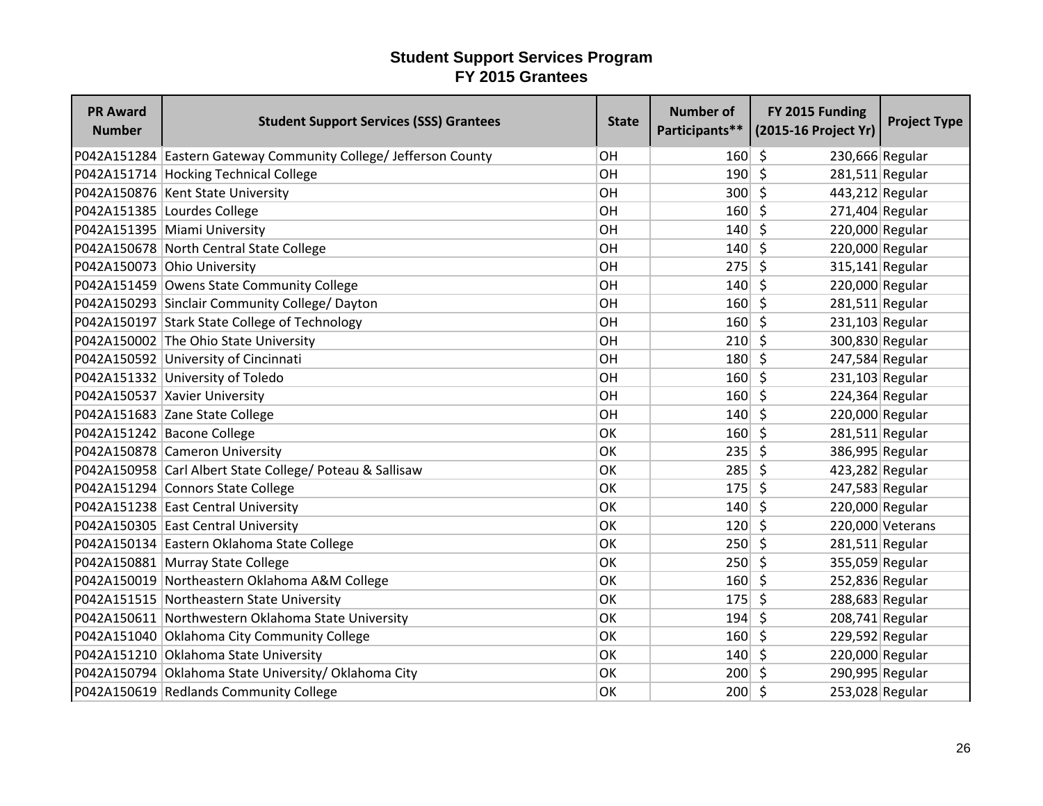# Student Support Services Program
## FY 2015 Grantees

| PR Award Number | Student Support Services (SSS) Grantees | State | Number of Participants** | FY 2015 Funding (2015-16 Project Yr) | Project Type |
|---|---|---|---|---|---|
| P042A151284 | Eastern Gateway Community College/ Jefferson County | OH | 160 | $ 230,666 | Regular |
| P042A151714 | Hocking Technical College | OH | 190 | $ 281,511 | Regular |
| P042A150876 | Kent State University | OH | 300 | $ 443,212 | Regular |
| P042A151385 | Lourdes College | OH | 160 | $ 271,404 | Regular |
| P042A151395 | Miami University | OH | 140 | $ 220,000 | Regular |
| P042A150678 | North Central State College | OH | 140 | $ 220,000 | Regular |
| P042A150073 | Ohio University | OH | 275 | $ 315,141 | Regular |
| P042A151459 | Owens State Community College | OH | 140 | $ 220,000 | Regular |
| P042A150293 | Sinclair Community College/ Dayton | OH | 160 | $ 281,511 | Regular |
| P042A150197 | Stark State College of Technology | OH | 160 | $ 231,103 | Regular |
| P042A150002 | The Ohio State University | OH | 210 | $ 300,830 | Regular |
| P042A150592 | University of Cincinnati | OH | 180 | $ 247,584 | Regular |
| P042A151332 | University of Toledo | OH | 160 | $ 231,103 | Regular |
| P042A150537 | Xavier University | OH | 160 | $ 224,364 | Regular |
| P042A151683 | Zane State College | OH | 140 | $ 220,000 | Regular |
| P042A151242 | Bacone College | OK | 160 | $ 281,511 | Regular |
| P042A150878 | Cameron University | OK | 235 | $ 386,995 | Regular |
| P042A150958 | Carl Albert State College/ Poteau & Sallisaw | OK | 285 | $ 423,282 | Regular |
| P042A151294 | Connors State College | OK | 175 | $ 247,583 | Regular |
| P042A151238 | East Central University | OK | 140 | $ 220,000 | Regular |
| P042A150305 | East Central University | OK | 120 | $ 220,000 | Veterans |
| P042A150134 | Eastern Oklahoma State College | OK | 250 | $ 281,511 | Regular |
| P042A150881 | Murray State College | OK | 250 | $ 355,059 | Regular |
| P042A150019 | Northeastern Oklahoma A&M College | OK | 160 | $ 252,836 | Regular |
| P042A151515 | Northeastern State University | OK | 175 | $ 288,683 | Regular |
| P042A150611 | Northwestern Oklahoma State University | OK | 194 | $ 208,741 | Regular |
| P042A151040 | Oklahoma City Community College | OK | 160 | $ 229,592 | Regular |
| P042A151210 | Oklahoma State University | OK | 140 | $ 220,000 | Regular |
| P042A150794 | Oklahoma State University/ Oklahoma City | OK | 200 | $ 290,995 | Regular |
| P042A150619 | Redlands Community College | OK | 200 | $ 253,028 | Regular |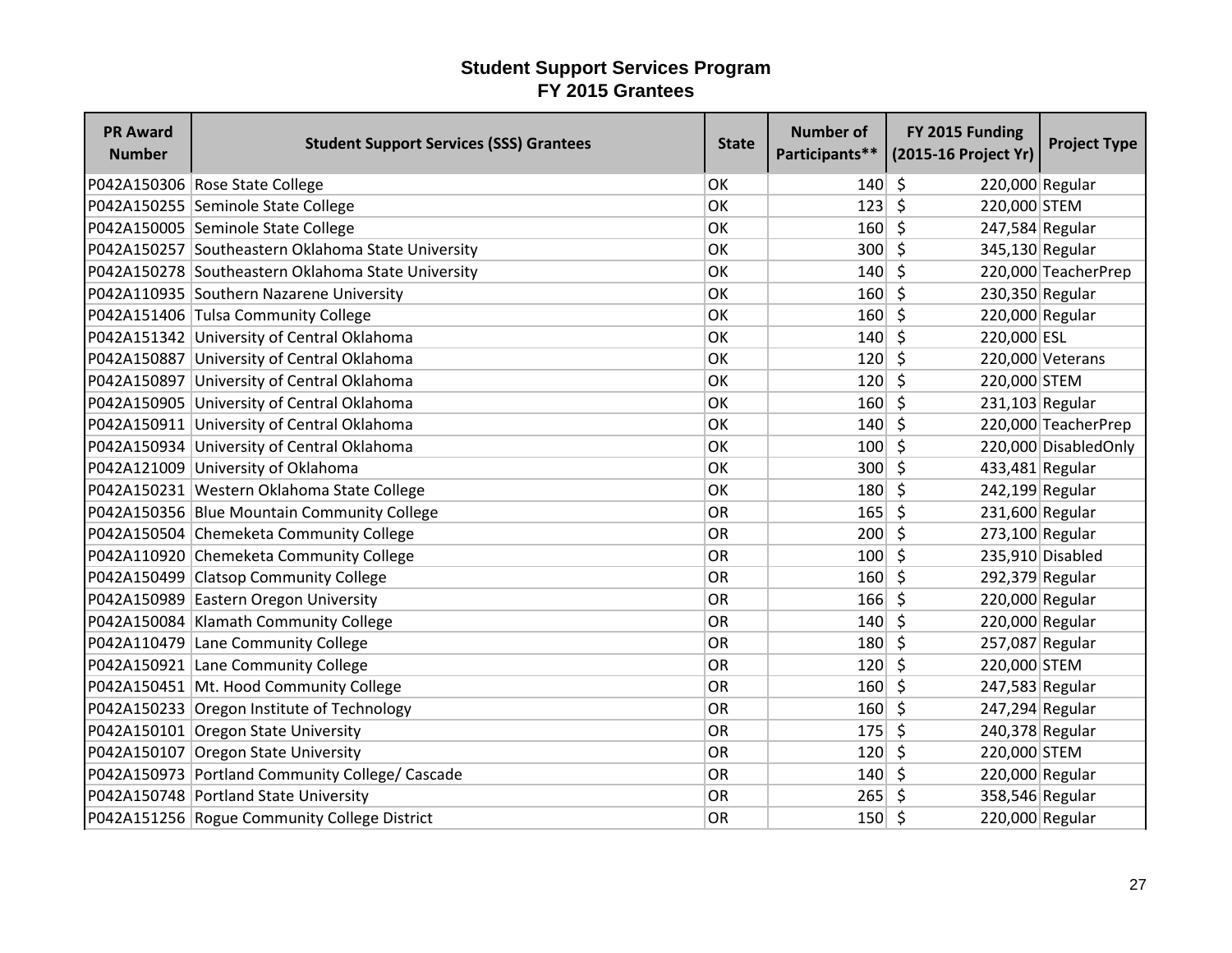# Student Support Services Program
## FY 2015 Grantees

| PR Award Number | Student Support Services (SSS) Grantees | State | Number of Participants** | FY 2015 Funding (2015-16 Project Yr) | Project Type |
|---|---|---|---|---|---|
| P042A150306 | Rose State College | OK | 140 | $ 220,000 | Regular |
| P042A150255 | Seminole State College | OK | 123 | $ 220,000 | STEM |
| P042A150005 | Seminole State College | OK | 160 | $ 247,584 | Regular |
| P042A150257 | Southeastern Oklahoma State University | OK | 300 | $ 345,130 | Regular |
| P042A150278 | Southeastern Oklahoma State University | OK | 140 | $ 220,000 | TeacherPrep |
| P042A110935 | Southern Nazarene University | OK | 160 | $ 230,350 | Regular |
| P042A151406 | Tulsa Community College | OK | 160 | $ 220,000 | Regular |
| P042A151342 | University of Central Oklahoma | OK | 140 | $ 220,000 | ESL |
| P042A150887 | University of Central Oklahoma | OK | 120 | $ 220,000 | Veterans |
| P042A150897 | University of Central Oklahoma | OK | 120 | $ 220,000 | STEM |
| P042A150905 | University of Central Oklahoma | OK | 160 | $ 231,103 | Regular |
| P042A150911 | University of Central Oklahoma | OK | 140 | $ 220,000 | TeacherPrep |
| P042A150934 | University of Central Oklahoma | OK | 100 | $ 220,000 | DisabledOnly |
| P042A121009 | University of Oklahoma | OK | 300 | $ 433,481 | Regular |
| P042A150231 | Western Oklahoma State College | OK | 180 | $ 242,199 | Regular |
| P042A150356 | Blue Mountain Community College | OR | 165 | $ 231,600 | Regular |
| P042A150504 | Chemeketa Community College | OR | 200 | $ 273,100 | Regular |
| P042A110920 | Chemeketa Community College | OR | 100 | $ 235,910 | Disabled |
| P042A150499 | Clatsop Community College | OR | 160 | $ 292,379 | Regular |
| P042A150989 | Eastern Oregon University | OR | 166 | $ 220,000 | Regular |
| P042A150084 | Klamath Community College | OR | 140 | $ 220,000 | Regular |
| P042A110479 | Lane Community College | OR | 180 | $ 257,087 | Regular |
| P042A150921 | Lane Community College | OR | 120 | $ 220,000 | STEM |
| P042A150451 | Mt. Hood Community College | OR | 160 | $ 247,583 | Regular |
| P042A150233 | Oregon Institute of Technology | OR | 160 | $ 247,294 | Regular |
| P042A150101 | Oregon State University | OR | 175 | $ 240,378 | Regular |
| P042A150107 | Oregon State University | OR | 120 | $ 220,000 | STEM |
| P042A150973 | Portland Community College/ Cascade | OR | 140 | $ 220,000 | Regular |
| P042A150748 | Portland State University | OR | 265 | $ 358,546 | Regular |
| P042A151256 | Rogue Community College District | OR | 150 | $ 220,000 | Regular |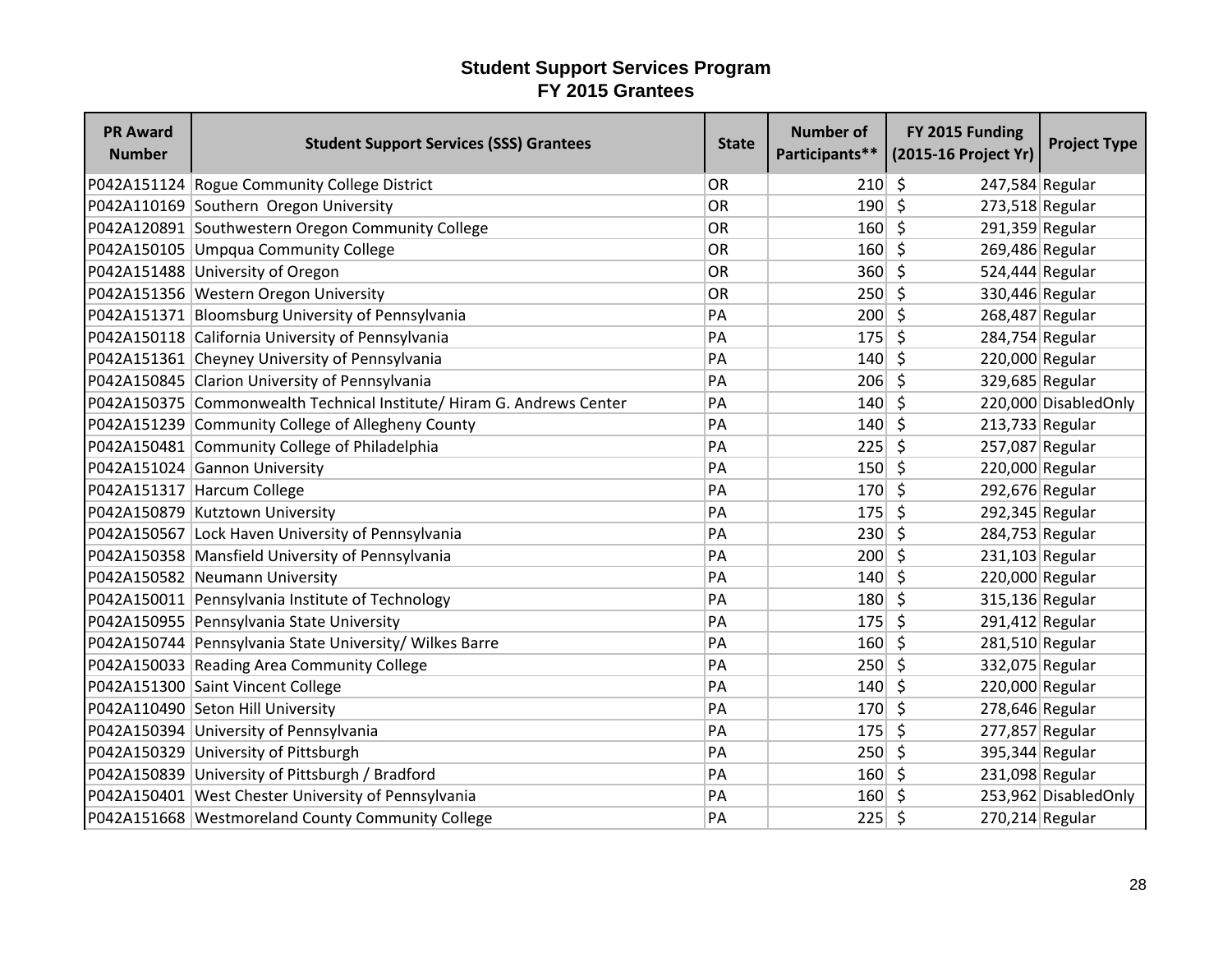# Student Support Services Program
## FY 2015 Grantees

| PR Award Number | Student Support Services (SSS) Grantees | State | Number of Participants** | FY 2015 Funding (2015-16 Project Yr) | Project Type |
|---|---|---|---|---|---|
| P042A151124 | Rogue Community College District | OR | 210 | $ 247,584 | Regular |
| P042A110169 | Southern Oregon University | OR | 190 | $ 273,518 | Regular |
| P042A120891 | Southwestern Oregon Community College | OR | 160 | $ 291,359 | Regular |
| P042A150105 | Umpqua Community College | OR | 160 | $ 269,486 | Regular |
| P042A151488 | University of Oregon | OR | 360 | $ 524,444 | Regular |
| P042A151356 | Western Oregon University | OR | 250 | $ 330,446 | Regular |
| P042A151371 | Bloomsburg University of Pennsylvania | PA | 200 | $ 268,487 | Regular |
| P042A150118 | California University of Pennsylvania | PA | 175 | $ 284,754 | Regular |
| P042A151361 | Cheyney University of Pennsylvania | PA | 140 | $ 220,000 | Regular |
| P042A150845 | Clarion University of Pennsylvania | PA | 206 | $ 329,685 | Regular |
| P042A150375 | Commonwealth Technical Institute/ Hiram G. Andrews Center | PA | 140 | $ 220,000 | DisabledOnly |
| P042A151239 | Community College of Allegheny County | PA | 140 | $ 213,733 | Regular |
| P042A150481 | Community College of Philadelphia | PA | 225 | $ 257,087 | Regular |
| P042A151024 | Gannon University | PA | 150 | $ 220,000 | Regular |
| P042A151317 | Harcum College | PA | 170 | $ 292,676 | Regular |
| P042A150879 | Kutztown University | PA | 175 | $ 292,345 | Regular |
| P042A150567 | Lock Haven University of Pennsylvania | PA | 230 | $ 284,753 | Regular |
| P042A150358 | Mansfield University of Pennsylvania | PA | 200 | $ 231,103 | Regular |
| P042A150582 | Neumann University | PA | 140 | $ 220,000 | Regular |
| P042A150011 | Pennsylvania Institute of Technology | PA | 180 | $ 315,136 | Regular |
| P042A150955 | Pennsylvania State University | PA | 175 | $ 291,412 | Regular |
| P042A150744 | Pennsylvania State University/ Wilkes Barre | PA | 160 | $ 281,510 | Regular |
| P042A150033 | Reading Area Community College | PA | 250 | $ 332,075 | Regular |
| P042A151300 | Saint Vincent College | PA | 140 | $ 220,000 | Regular |
| P042A110490 | Seton Hill University | PA | 170 | $ 278,646 | Regular |
| P042A150394 | University of Pennsylvania | PA | 175 | $ 277,857 | Regular |
| P042A150329 | University of Pittsburgh | PA | 250 | $ 395,344 | Regular |
| P042A150839 | University of Pittsburgh / Bradford | PA | 160 | $ 231,098 | Regular |
| P042A150401 | West Chester University of Pennsylvania | PA | 160 | $ 253,962 | DisabledOnly |
| P042A151668 | Westmoreland County Community College | PA | 225 | $ 270,214 | Regular |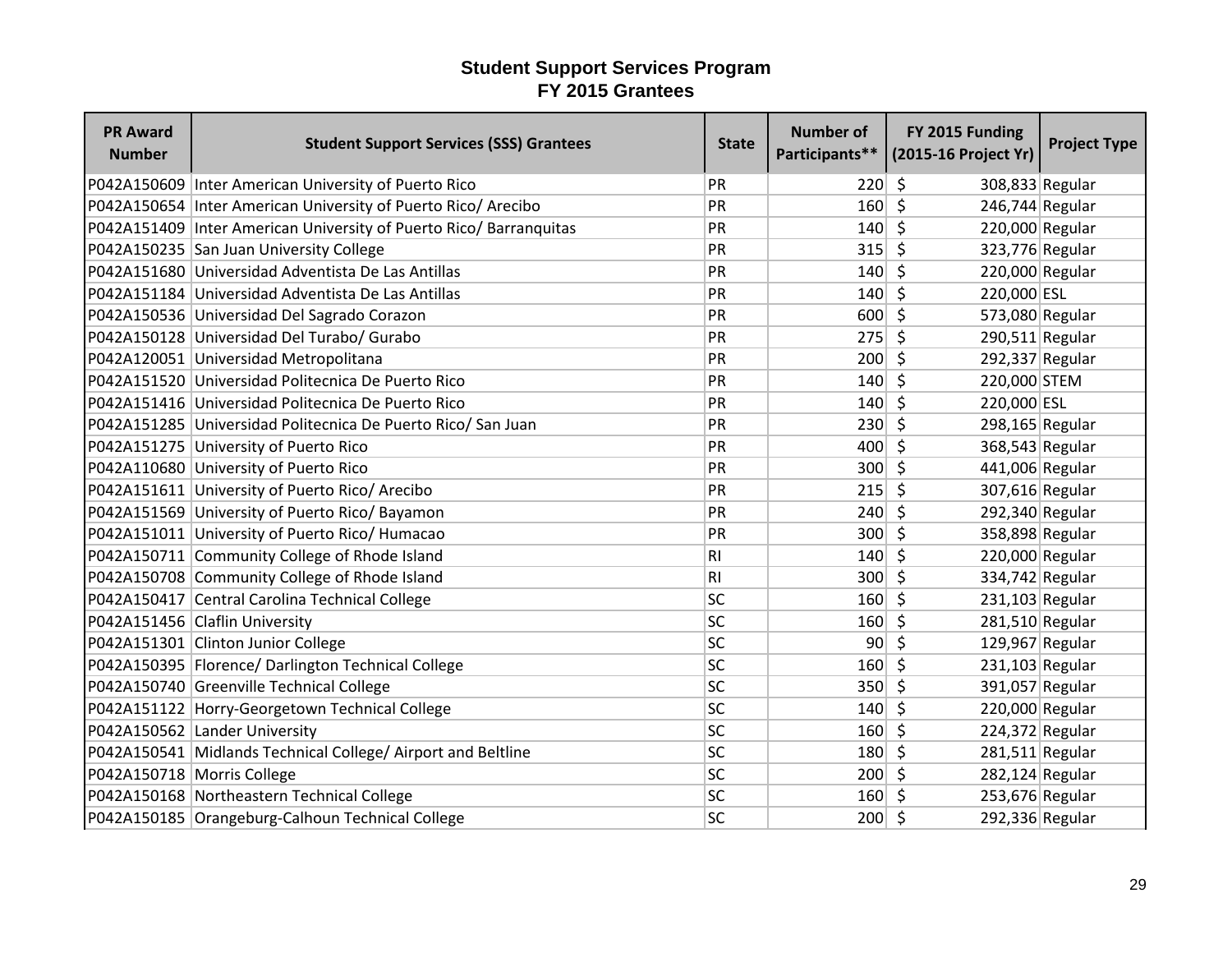# Student Support Services Program
## FY 2015 Grantees

| PR Award Number | Student Support Services (SSS) Grantees | State | Number of Participants** | FY 2015 Funding (2015-16 Project Yr) | Project Type |
|---|---|---|---|---|---|
| P042A150609 | Inter American University of Puerto Rico | PR | 220 | $ 308,833 | Regular |
| P042A150654 | Inter American University of Puerto Rico/ Arecibo | PR | 160 | $ 246,744 | Regular |
| P042A151409 | Inter American University of Puerto Rico/ Barranquitas | PR | 140 | $ 220,000 | Regular |
| P042A150235 | San Juan University College | PR | 315 | $ 323,776 | Regular |
| P042A151680 | Universidad Adventista De Las Antillas | PR | 140 | $ 220,000 | Regular |
| P042A151184 | Universidad Adventista De Las Antillas | PR | 140 | $ 220,000 | ESL |
| P042A150536 | Universidad Del Sagrado Corazon | PR | 600 | $ 573,080 | Regular |
| P042A150128 | Universidad Del Turabo/ Gurabo | PR | 275 | $ 290,511 | Regular |
| P042A120051 | Universidad Metropolitana | PR | 200 | $ 292,337 | Regular |
| P042A151520 | Universidad Politecnica De Puerto Rico | PR | 140 | $ 220,000 | STEM |
| P042A151416 | Universidad Politecnica De Puerto Rico | PR | 140 | $ 220,000 | ESL |
| P042A151285 | Universidad Politecnica De Puerto Rico/ San Juan | PR | 230 | $ 298,165 | Regular |
| P042A151275 | University of Puerto Rico | PR | 400 | $ 368,543 | Regular |
| P042A110680 | University of Puerto Rico | PR | 300 | $ 441,006 | Regular |
| P042A151611 | University of Puerto Rico/ Arecibo | PR | 215 | $ 307,616 | Regular |
| P042A151569 | University of Puerto Rico/ Bayamon | PR | 240 | $ 292,340 | Regular |
| P042A151011 | University of Puerto Rico/ Humacao | PR | 300 | $ 358,898 | Regular |
| P042A150711 | Community College of Rhode Island | RI | 140 | $ 220,000 | Regular |
| P042A150708 | Community College of Rhode Island | RI | 300 | $ 334,742 | Regular |
| P042A150417 | Central Carolina Technical College | SC | 160 | $ 231,103 | Regular |
| P042A151456 | Claflin University | SC | 160 | $ 281,510 | Regular |
| P042A151301 | Clinton Junior College | SC | 90 | $ 129,967 | Regular |
| P042A150395 | Florence/ Darlington Technical College | SC | 160 | $ 231,103 | Regular |
| P042A150740 | Greenville Technical College | SC | 350 | $ 391,057 | Regular |
| P042A151122 | Horry-Georgetown Technical College | SC | 140 | $ 220,000 | Regular |
| P042A150562 | Lander University | SC | 160 | $ 224,372 | Regular |
| P042A150541 | Midlands Technical College/ Airport and Beltline | SC | 180 | $ 281,511 | Regular |
| P042A150718 | Morris College | SC | 200 | $ 282,124 | Regular |
| P042A150168 | Northeastern Technical College | SC | 160 | $ 253,676 | Regular |
| P042A150185 | Orangeburg-Calhoun Technical College | SC | 200 | $ 292,336 | Regular |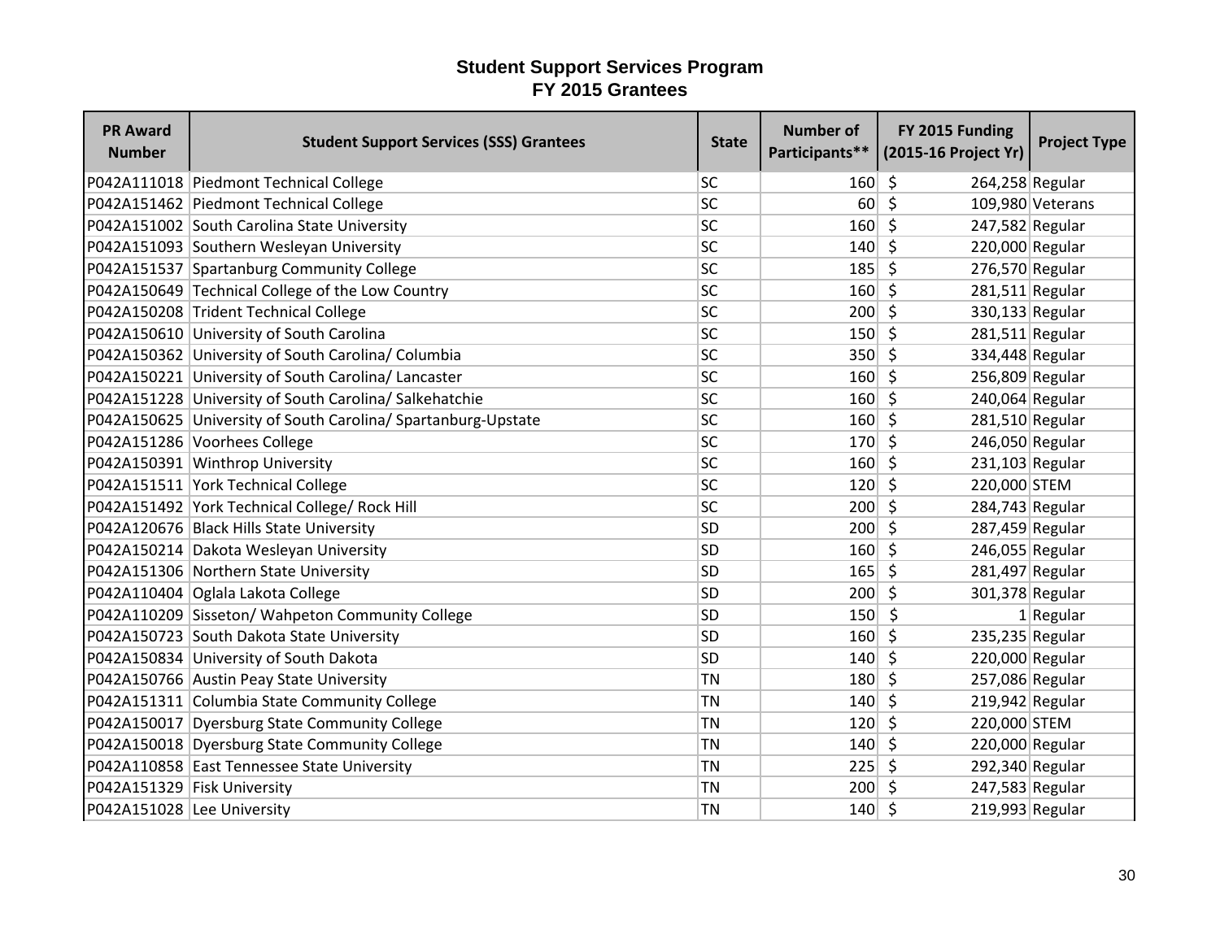# Student Support Services Program
## FY 2015 Grantees

| PR Award Number | Student Support Services (SSS) Grantees | State | Number of Participants** | FY 2015 Funding (2015-16 Project Yr) | Project Type |
|---|---|---|---|---|---|
| P042A111018 | Piedmont Technical College | SC | 160 | $ 264,258 | Regular |
| P042A151462 | Piedmont Technical College | SC | 60 | $ 109,980 | Veterans |
| P042A151002 | South Carolina State University | SC | 160 | $ 247,582 | Regular |
| P042A151093 | Southern Wesleyan University | SC | 140 | $ 220,000 | Regular |
| P042A151537 | Spartanburg Community College | SC | 185 | $ 276,570 | Regular |
| P042A150649 | Technical College of the Low Country | SC | 160 | $ 281,511 | Regular |
| P042A150208 | Trident Technical College | SC | 200 | $ 330,133 | Regular |
| P042A150610 | University of South Carolina | SC | 150 | $ 281,511 | Regular |
| P042A150362 | University of South Carolina/ Columbia | SC | 350 | $ 334,448 | Regular |
| P042A150221 | University of South Carolina/ Lancaster | SC | 160 | $ 256,809 | Regular |
| P042A151228 | University of South Carolina/ Salkehatchie | SC | 160 | $ 240,064 | Regular |
| P042A150625 | University of South Carolina/ Spartanburg-Upstate | SC | 160 | $ 281,510 | Regular |
| P042A151286 | Voorhees College | SC | 170 | $ 246,050 | Regular |
| P042A150391 | Winthrop University | SC | 160 | $ 231,103 | Regular |
| P042A151511 | York Technical College | SC | 120 | $ 220,000 | STEM |
| P042A151492 | York Technical College/ Rock Hill | SC | 200 | $ 284,743 | Regular |
| P042A120676 | Black Hills State University | SD | 200 | $ 287,459 | Regular |
| P042A150214 | Dakota Wesleyan University | SD | 160 | $ 246,055 | Regular |
| P042A151306 | Northern State University | SD | 165 | $ 281,497 | Regular |
| P042A110404 | Oglala Lakota College | SD | 200 | $ 301,378 | Regular |
| P042A110209 | Sisseton/ Wahpeton Community College | SD | 150 | $ 1 | Regular |
| P042A150723 | South Dakota State University | SD | 160 | $ 235,235 | Regular |
| P042A150834 | University of South Dakota | SD | 140 | $ 220,000 | Regular |
| P042A150766 | Austin Peay State University | TN | 180 | $ 257,086 | Regular |
| P042A151311 | Columbia State Community College | TN | 140 | $ 219,942 | Regular |
| P042A150017 | Dyersburg State Community College | TN | 120 | $ 220,000 | STEM |
| P042A150018 | Dyersburg State Community College | TN | 140 | $ 220,000 | Regular |
| P042A110858 | East Tennessee State University | TN | 225 | $ 292,340 | Regular |
| P042A151329 | Fisk University | TN | 200 | $ 247,583 | Regular |
| P042A151028 | Lee University | TN | 140 | $ 219,993 | Regular |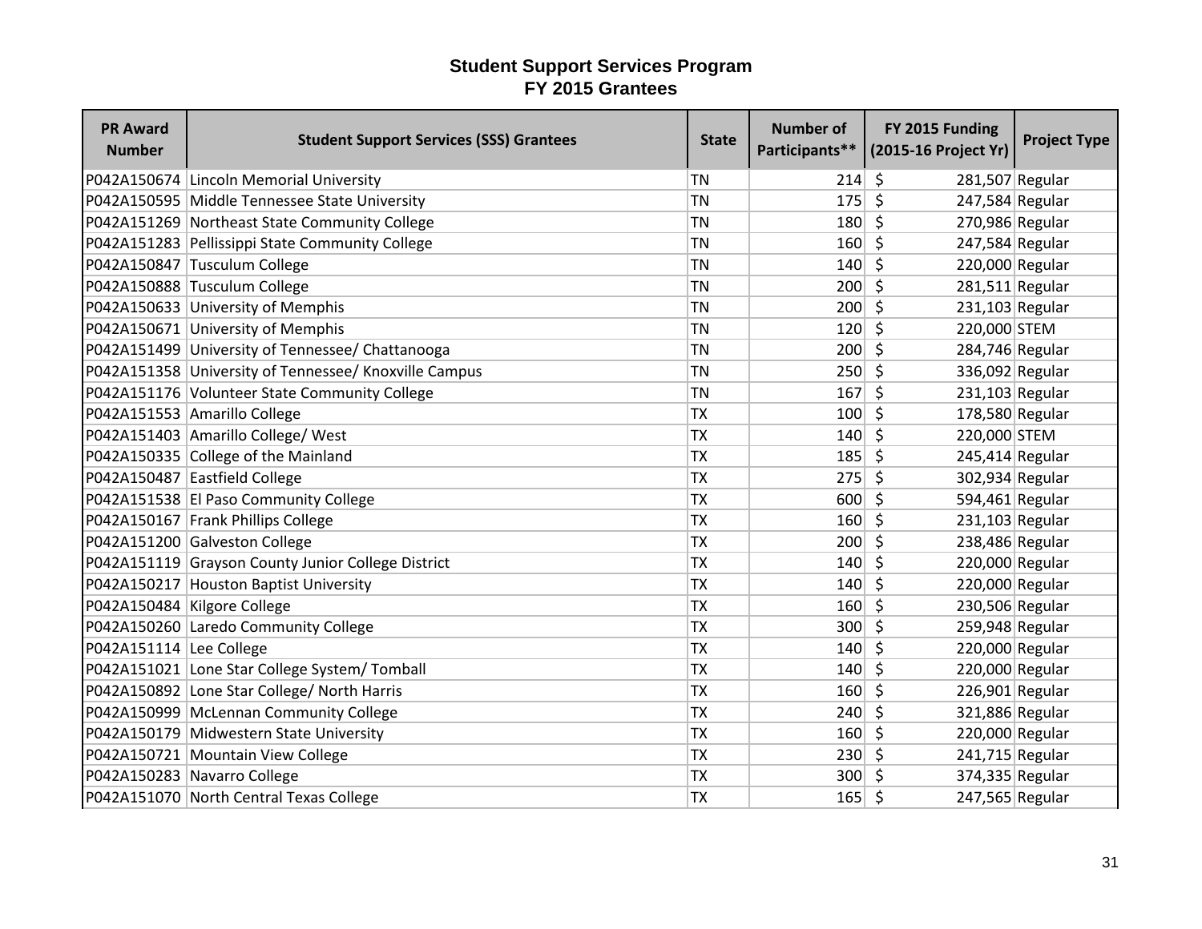# Student Support Services Program
## FY 2015 Grantees

| PR Award Number | Student Support Services (SSS) Grantees | State | Number of Participants** | FY 2015 Funding (2015-16 Project Yr) | Project Type |
|---|---|---|---|---|---|
| P042A150674 | Lincoln Memorial University | TN | 214 | $ 281,507 | Regular |
| P042A150595 | Middle Tennessee State University | TN | 175 | $ 247,584 | Regular |
| P042A151269 | Northeast State Community College | TN | 180 | $ 270,986 | Regular |
| P042A151283 | Pellissippi State Community College | TN | 160 | $ 247,584 | Regular |
| P042A150847 | Tusculum College | TN | 140 | $ 220,000 | Regular |
| P042A150888 | Tusculum College | TN | 200 | $ 281,511 | Regular |
| P042A150633 | University of Memphis | TN | 200 | $ 231,103 | Regular |
| P042A150671 | University of Memphis | TN | 120 | $ 220,000 | STEM |
| P042A151499 | University of Tennessee/ Chattanooga | TN | 200 | $ 284,746 | Regular |
| P042A151358 | University of Tennessee/ Knoxville Campus | TN | 250 | $ 336,092 | Regular |
| P042A151176 | Volunteer State Community College | TN | 167 | $ 231,103 | Regular |
| P042A151553 | Amarillo College | TX | 100 | $ 178,580 | Regular |
| P042A151403 | Amarillo College/ West | TX | 140 | $ 220,000 | STEM |
| P042A150335 | College of the Mainland | TX | 185 | $ 245,414 | Regular |
| P042A150487 | Eastfield College | TX | 275 | $ 302,934 | Regular |
| P042A151538 | El Paso Community College | TX | 600 | $ 594,461 | Regular |
| P042A150167 | Frank Phillips College | TX | 160 | $ 231,103 | Regular |
| P042A151200 | Galveston College | TX | 200 | $ 238,486 | Regular |
| P042A151119 | Grayson County Junior College District | TX | 140 | $ 220,000 | Regular |
| P042A150217 | Houston Baptist University | TX | 140 | $ 220,000 | Regular |
| P042A150484 | Kilgore College | TX | 160 | $ 230,506 | Regular |
| P042A150260 | Laredo Community College | TX | 300 | $ 259,948 | Regular |
| P042A151114 | Lee College | TX | 140 | $ 220,000 | Regular |
| P042A151021 | Lone Star College System/ Tomball | TX | 140 | $ 220,000 | Regular |
| P042A150892 | Lone Star College/ North Harris | TX | 160 | $ 226,901 | Regular |
| P042A150999 | McLennan Community College | TX | 240 | $ 321,886 | Regular |
| P042A150179 | Midwestern State University | TX | 160 | $ 220,000 | Regular |
| P042A150721 | Mountain View College | TX | 230 | $ 241,715 | Regular |
| P042A150283 | Navarro College | TX | 300 | $ 374,335 | Regular |
| P042A151070 | North Central Texas College | TX | 165 | $ 247,565 | Regular |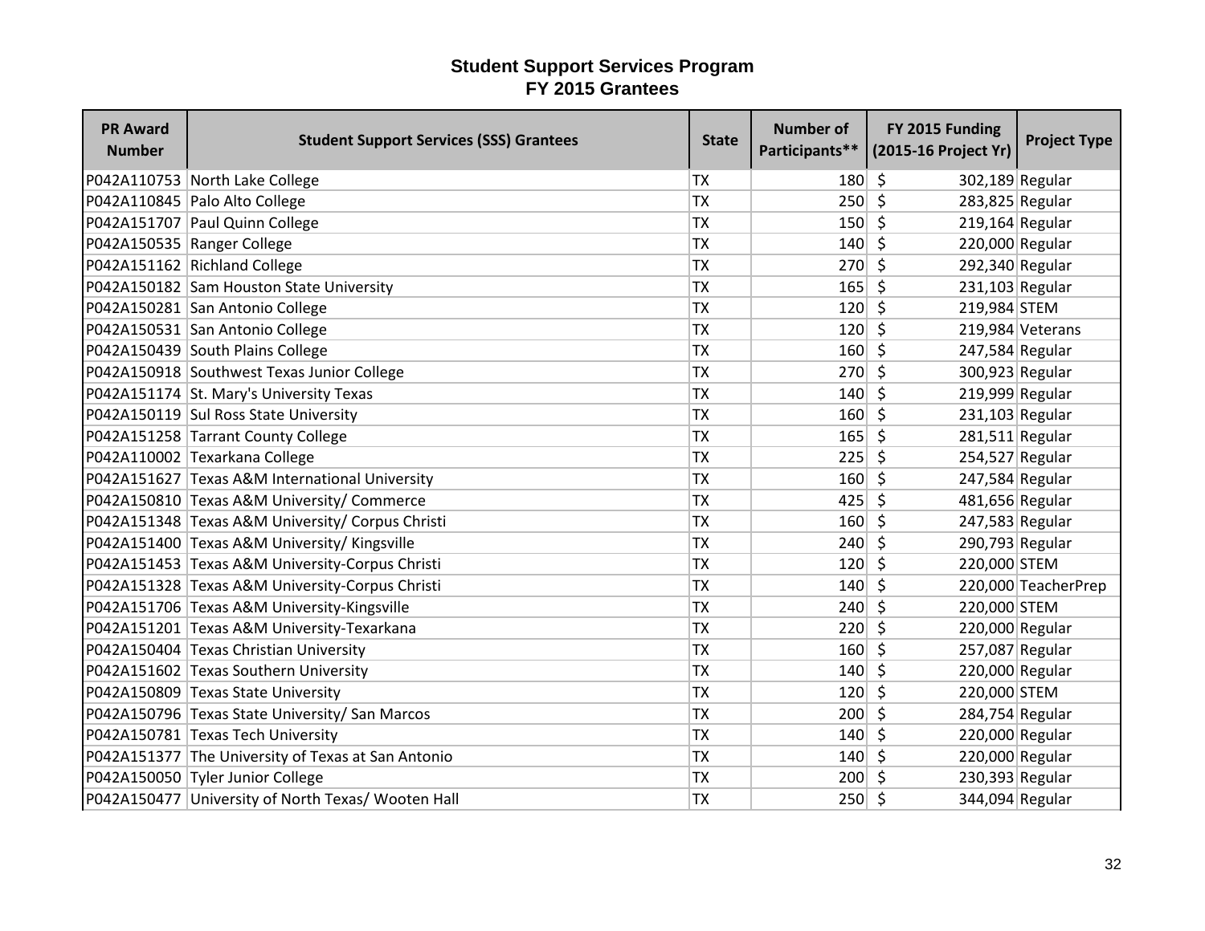# Student Support Services Program
## FY 2015 Grantees

| PR Award Number | Student Support Services (SSS) Grantees | State | Number of Participants** | FY 2015 Funding (2015-16 Project Yr) | Project Type |
|---|---|---|---|---|---|
| P042A110753 | North Lake College | TX | 180 | $ 302,189 | Regular |
| P042A110845 | Palo Alto College | TX | 250 | $ 283,825 | Regular |
| P042A151707 | Paul Quinn College | TX | 150 | $ 219,164 | Regular |
| P042A150535 | Ranger College | TX | 140 | $ 220,000 | Regular |
| P042A151162 | Richland College | TX | 270 | $ 292,340 | Regular |
| P042A150182 | Sam Houston State University | TX | 165 | $ 231,103 | Regular |
| P042A150281 | San Antonio College | TX | 120 | $ 219,984 | STEM |
| P042A150531 | San Antonio College | TX | 120 | $ 219,984 | Veterans |
| P042A150439 | South Plains College | TX | 160 | $ 247,584 | Regular |
| P042A150918 | Southwest Texas Junior College | TX | 270 | $ 300,923 | Regular |
| P042A151174 | St. Mary's University Texas | TX | 140 | $ 219,999 | Regular |
| P042A150119 | Sul Ross State University | TX | 160 | $ 231,103 | Regular |
| P042A151258 | Tarrant County College | TX | 165 | $ 281,511 | Regular |
| P042A110002 | Texarkana College | TX | 225 | $ 254,527 | Regular |
| P042A151627 | Texas A&M International University | TX | 160 | $ 247,584 | Regular |
| P042A150810 | Texas A&M University/ Commerce | TX | 425 | $ 481,656 | Regular |
| P042A151348 | Texas A&M University/ Corpus Christi | TX | 160 | $ 247,583 | Regular |
| P042A151400 | Texas A&M University/ Kingsville | TX | 240 | $ 290,793 | Regular |
| P042A151453 | Texas A&M University-Corpus Christi | TX | 120 | $ 220,000 | STEM |
| P042A151328 | Texas A&M University-Corpus Christi | TX | 140 | $ 220,000 | TeacherPrep |
| P042A151706 | Texas A&M University-Kingsville | TX | 240 | $ 220,000 | STEM |
| P042A151201 | Texas A&M University-Texarkana | TX | 220 | $ 220,000 | Regular |
| P042A150404 | Texas Christian University | TX | 160 | $ 257,087 | Regular |
| P042A151602 | Texas Southern University | TX | 140 | $ 220,000 | Regular |
| P042A150809 | Texas State University | TX | 120 | $ 220,000 | STEM |
| P042A150796 | Texas State University/ San Marcos | TX | 200 | $ 284,754 | Regular |
| P042A150781 | Texas Tech University | TX | 140 | $ 220,000 | Regular |
| P042A151377 | The University of Texas at San Antonio | TX | 140 | $ 220,000 | Regular |
| P042A150050 | Tyler Junior College | TX | 200 | $ 230,393 | Regular |
| P042A150477 | University of North Texas/ Wooten Hall | TX | 250 | $ 344,094 | Regular |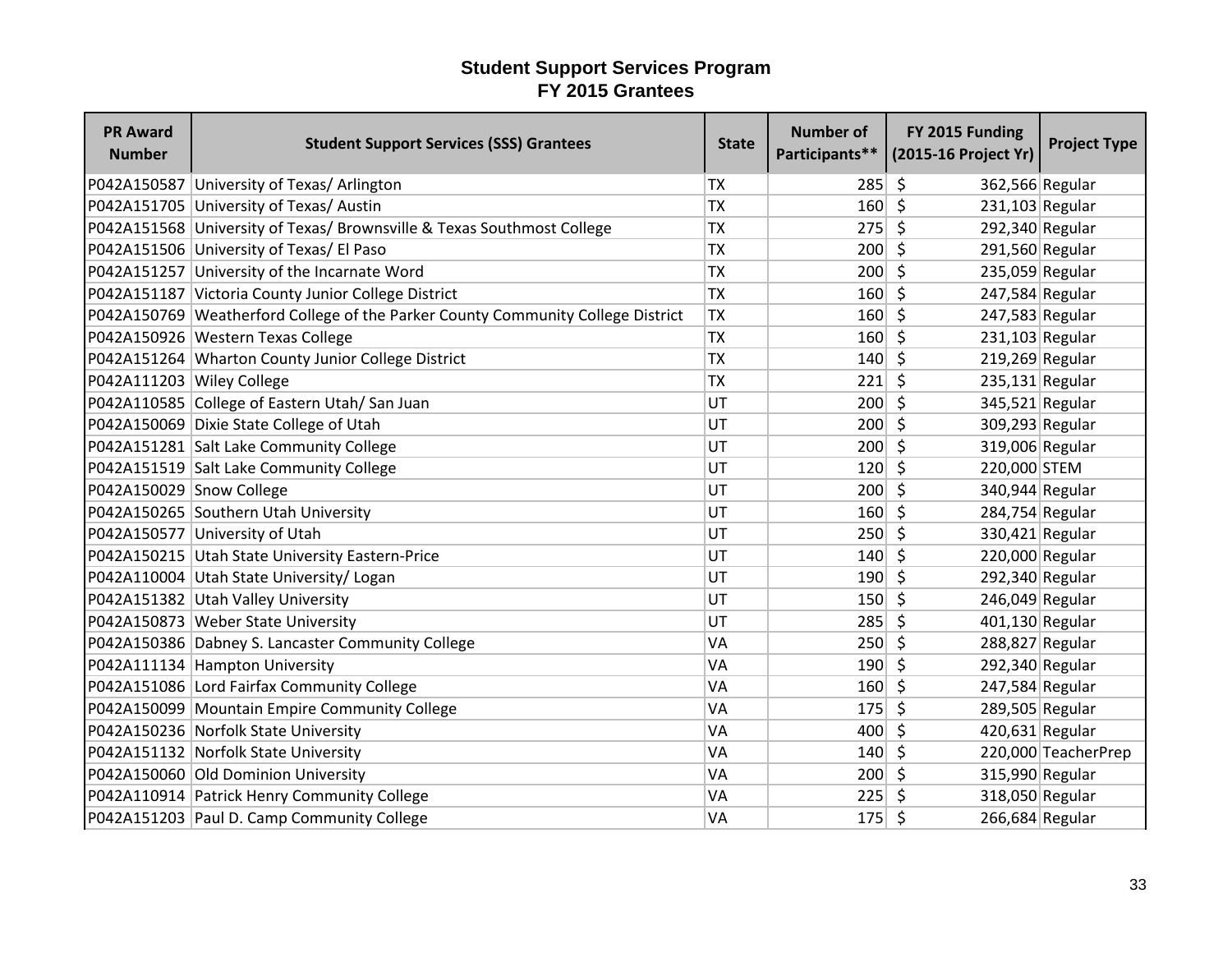# Student Support Services Program
## FY 2015 Grantees

| PR Award Number | Student Support Services (SSS) Grantees | State | Number of Participants** | FY 2015 Funding (2015-16 Project Yr) | Project Type |
|---|---|---|---|---|---|
| P042A150587 | University of Texas/ Arlington | TX | 285 | $ 362,566 | Regular |
| P042A151705 | University of Texas/ Austin | TX | 160 | $ 231,103 | Regular |
| P042A151568 | University of Texas/ Brownsville & Texas Southmost College | TX | 275 | $ 292,340 | Regular |
| P042A151506 | University of Texas/ El Paso | TX | 200 | $ 291,560 | Regular |
| P042A151257 | University of the Incarnate Word | TX | 200 | $ 235,059 | Regular |
| P042A151187 | Victoria County Junior College District | TX | 160 | $ 247,584 | Regular |
| P042A150769 | Weatherford College of the Parker County Community College District | TX | 160 | $ 247,583 | Regular |
| P042A150926 | Western Texas College | TX | 160 | $ 231,103 | Regular |
| P042A151264 | Wharton County Junior College District | TX | 140 | $ 219,269 | Regular |
| P042A111203 | Wiley College | TX | 221 | $ 235,131 | Regular |
| P042A110585 | College of Eastern Utah/ San Juan | UT | 200 | $ 345,521 | Regular |
| P042A150069 | Dixie State College of Utah | UT | 200 | $ 309,293 | Regular |
| P042A151281 | Salt Lake Community College | UT | 200 | $ 319,006 | Regular |
| P042A151519 | Salt Lake Community College | UT | 120 | $ 220,000 | STEM |
| P042A150029 | Snow College | UT | 200 | $ 340,944 | Regular |
| P042A150265 | Southern Utah University | UT | 160 | $ 284,754 | Regular |
| P042A150577 | University of Utah | UT | 250 | $ 330,421 | Regular |
| P042A150215 | Utah State University Eastern-Price | UT | 140 | $ 220,000 | Regular |
| P042A110004 | Utah State University/ Logan | UT | 190 | $ 292,340 | Regular |
| P042A151382 | Utah Valley University | UT | 150 | $ 246,049 | Regular |
| P042A150873 | Weber State University | UT | 285 | $ 401,130 | Regular |
| P042A150386 | Dabney S. Lancaster Community College | VA | 250 | $ 288,827 | Regular |
| P042A111134 | Hampton University | VA | 190 | $ 292,340 | Regular |
| P042A151086 | Lord Fairfax Community College | VA | 160 | $ 247,584 | Regular |
| P042A150099 | Mountain Empire Community College | VA | 175 | $ 289,505 | Regular |
| P042A150236 | Norfolk State University | VA | 400 | $ 420,631 | Regular |
| P042A151132 | Norfolk State University | VA | 140 | $ 220,000 | TeacherPrep |
| P042A150060 | Old Dominion University | VA | 200 | $ 315,990 | Regular |
| P042A110914 | Patrick Henry Community College | VA | 225 | $ 318,050 | Regular |
| P042A151203 | Paul D. Camp Community College | VA | 175 | $ 266,684 | Regular |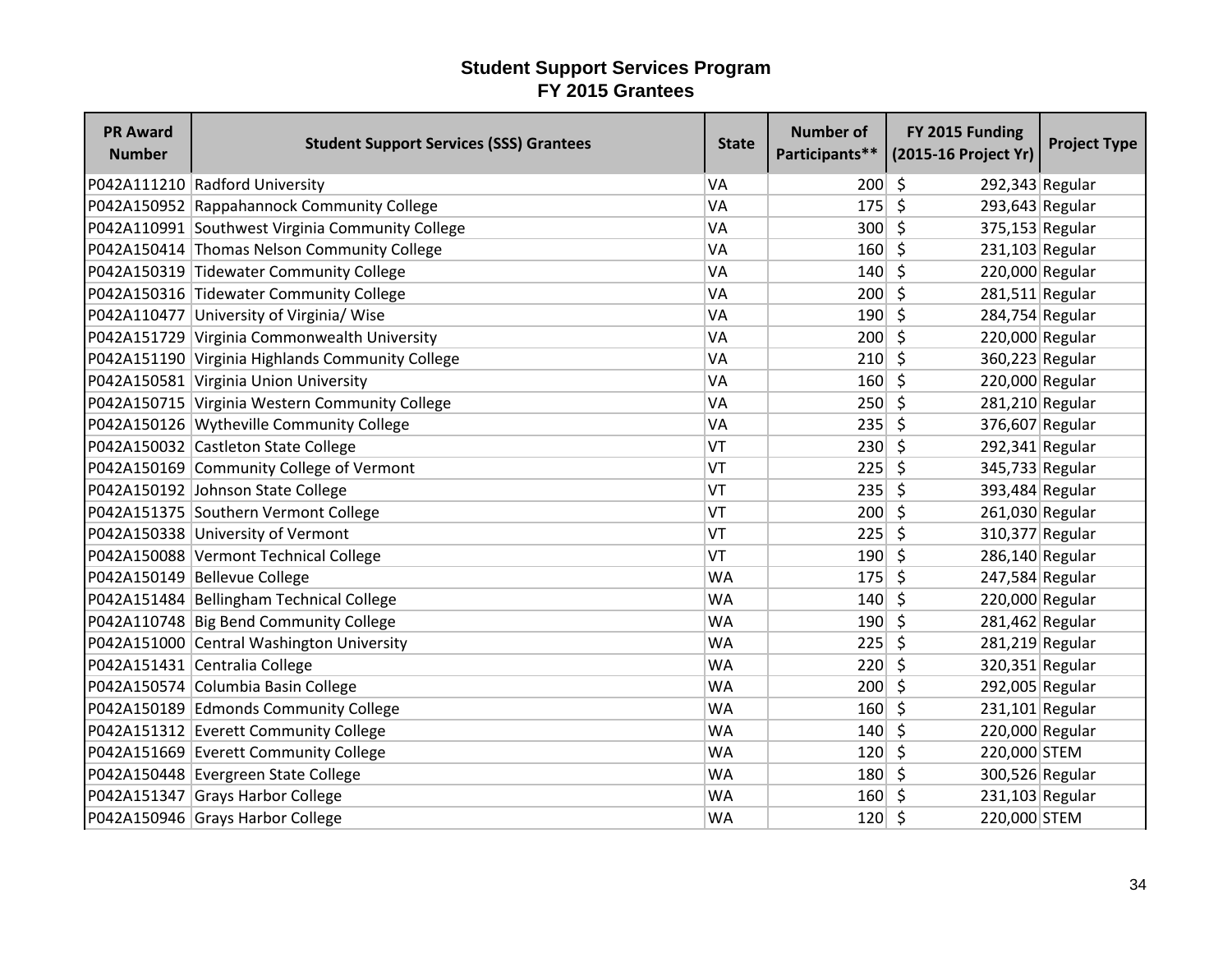# Student Support Services Program
## FY 2015 Grantees

| PR Award Number | Student Support Services (SSS) Grantees | State | Number of Participants** | FY 2015 Funding (2015-16 Project Yr) | Project Type |
|---|---|---|---|---|---|
| P042A111210 | Radford University | VA | 200 | $ 292,343 | Regular |
| P042A150952 | Rappahannock Community College | VA | 175 | $ 293,643 | Regular |
| P042A110991 | Southwest Virginia Community College | VA | 300 | $ 375,153 | Regular |
| P042A150414 | Thomas Nelson Community College | VA | 160 | $ 231,103 | Regular |
| P042A150319 | Tidewater Community College | VA | 140 | $ 220,000 | Regular |
| P042A150316 | Tidewater Community College | VA | 200 | $ 281,511 | Regular |
| P042A110477 | University of Virginia/ Wise | VA | 190 | $ 284,754 | Regular |
| P042A151729 | Virginia Commonwealth University | VA | 200 | $ 220,000 | Regular |
| P042A151190 | Virginia Highlands Community College | VA | 210 | $ 360,223 | Regular |
| P042A150581 | Virginia Union University | VA | 160 | $ 220,000 | Regular |
| P042A150715 | Virginia Western Community College | VA | 250 | $ 281,210 | Regular |
| P042A150126 | Wytheville Community College | VA | 235 | $ 376,607 | Regular |
| P042A150032 | Castleton State College | VT | 230 | $ 292,341 | Regular |
| P042A150169 | Community College of Vermont | VT | 225 | $ 345,733 | Regular |
| P042A150192 | Johnson State College | VT | 235 | $ 393,484 | Regular |
| P042A151375 | Southern Vermont College | VT | 200 | $ 261,030 | Regular |
| P042A150338 | University of Vermont | VT | 225 | $ 310,377 | Regular |
| P042A150088 | Vermont Technical College | VT | 190 | $ 286,140 | Regular |
| P042A150149 | Bellevue College | WA | 175 | $ 247,584 | Regular |
| P042A151484 | Bellingham Technical College | WA | 140 | $ 220,000 | Regular |
| P042A110748 | Big Bend Community College | WA | 190 | $ 281,462 | Regular |
| P042A151000 | Central Washington University | WA | 225 | $ 281,219 | Regular |
| P042A151431 | Centralia College | WA | 220 | $ 320,351 | Regular |
| P042A150574 | Columbia Basin College | WA | 200 | $ 292,005 | Regular |
| P042A150189 | Edmonds Community College | WA | 160 | $ 231,101 | Regular |
| P042A151312 | Everett Community College | WA | 140 | $ 220,000 | Regular |
| P042A151669 | Everett Community College | WA | 120 | $ 220,000 | STEM |
| P042A150448 | Evergreen State College | WA | 180 | $ 300,526 | Regular |
| P042A151347 | Grays Harbor College | WA | 160 | $ 231,103 | Regular |
| P042A150946 | Grays Harbor College | WA | 120 | $ 220,000 | STEM |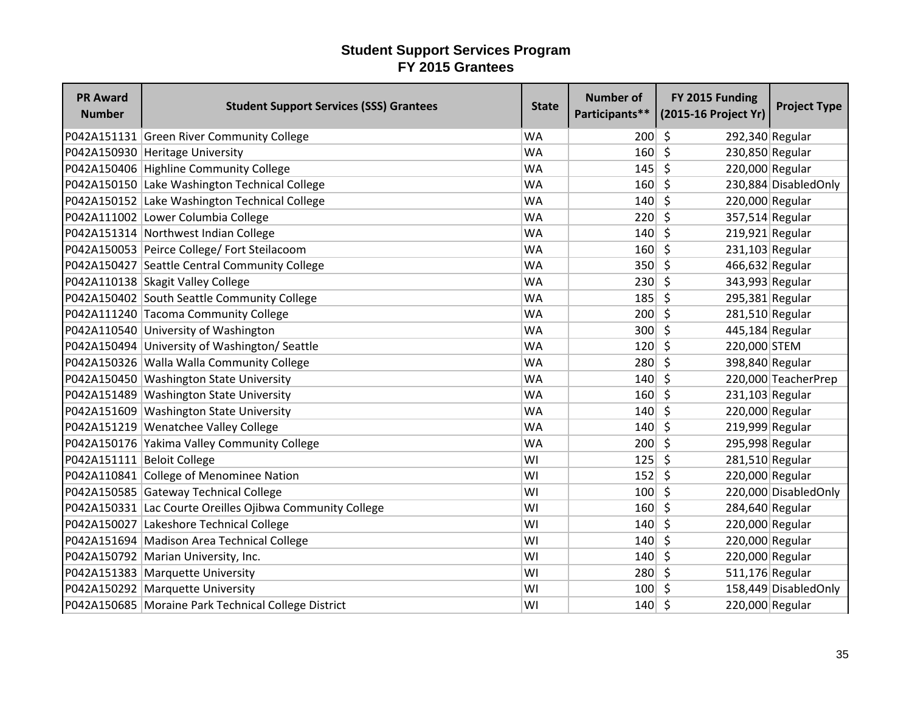# Student Support Services Program
## FY 2015 Grantees

| PR Award Number | Student Support Services (SSS) Grantees | State | Number of Participants** | FY 2015 Funding (2015-16 Project Yr) | Project Type |
|---|---|---|---|---|---|
| P042A151131 | Green River Community College | WA | 200 | $ 292,340 | Regular |
| P042A150930 | Heritage University | WA | 160 | $ 230,850 | Regular |
| P042A150406 | Highline Community College | WA | 145 | $ 220,000 | Regular |
| P042A150150 | Lake Washington Technical College | WA | 160 | $ 230,884 | DisabledOnly |
| P042A150152 | Lake Washington Technical College | WA | 140 | $ 220,000 | Regular |
| P042A111002 | Lower Columbia College | WA | 220 | $ 357,514 | Regular |
| P042A151314 | Northwest Indian College | WA | 140 | $ 219,921 | Regular |
| P042A150053 | Peirce College/ Fort Steilacoom | WA | 160 | $ 231,103 | Regular |
| P042A150427 | Seattle Central Community College | WA | 350 | $ 466,632 | Regular |
| P042A110138 | Skagit Valley College | WA | 230 | $ 343,993 | Regular |
| P042A150402 | South Seattle Community College | WA | 185 | $ 295,381 | Regular |
| P042A111240 | Tacoma Community College | WA | 200 | $ 281,510 | Regular |
| P042A110540 | University of Washington | WA | 300 | $ 445,184 | Regular |
| P042A150494 | University of Washington/ Seattle | WA | 120 | $ 220,000 | STEM |
| P042A150326 | Walla Walla Community College | WA | 280 | $ 398,840 | Regular |
| P042A150450 | Washington State University | WA | 140 | $ 220,000 | TeacherPrep |
| P042A151489 | Washington State University | WA | 160 | $ 231,103 | Regular |
| P042A151609 | Washington State University | WA | 140 | $ 220,000 | Regular |
| P042A151219 | Wenatchee Valley College | WA | 140 | $ 219,999 | Regular |
| P042A150176 | Yakima Valley Community College | WA | 200 | $ 295,998 | Regular |
| P042A151111 | Beloit College | WI | 125 | $ 281,510 | Regular |
| P042A110841 | College of Menominee Nation | WI | 152 | $ 220,000 | Regular |
| P042A150585 | Gateway Technical College | WI | 100 | $ 220,000 | DisabledOnly |
| P042A150331 | Lac Courte Oreilles Ojibwa Community College | WI | 160 | $ 284,640 | Regular |
| P042A150027 | Lakeshore Technical College | WI | 140 | $ 220,000 | Regular |
| P042A151694 | Madison Area Technical College | WI | 140 | $ 220,000 | Regular |
| P042A150792 | Marian University, Inc. | WI | 140 | $ 220,000 | Regular |
| P042A151383 | Marquette University | WI | 280 | $ 511,176 | Regular |
| P042A150292 | Marquette University | WI | 100 | $ 158,449 | DisabledOnly |
| P042A150685 | Moraine Park Technical College District | WI | 140 | $ 220,000 | Regular |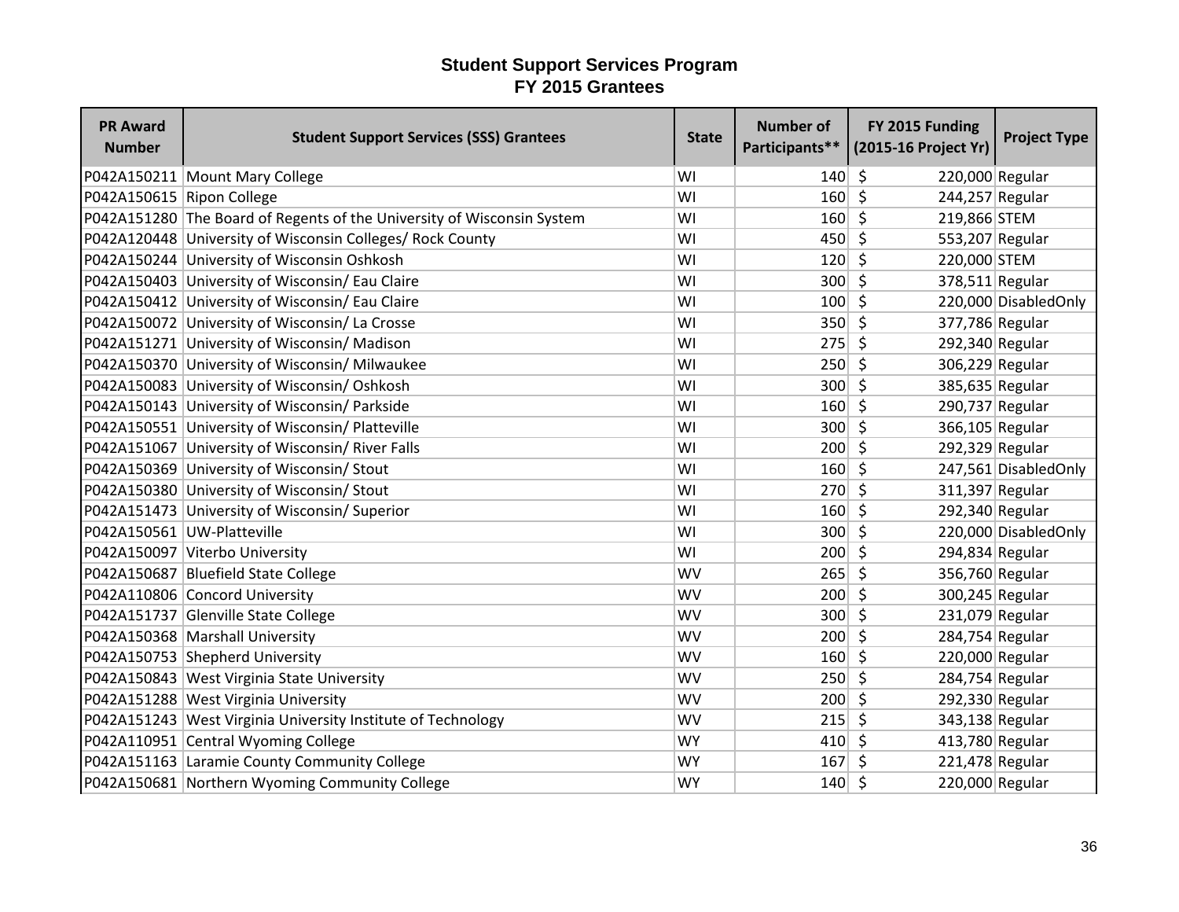# Student Support Services Program
## FY 2015 Grantees

| PR Award Number | Student Support Services (SSS) Grantees | State | Number of Participants** | FY 2015 Funding (2015-16 Project Yr) | Project Type |
|---|---|---|---|---|---|
| P042A150211 | Mount Mary College | WI | 140 | $ 220,000 | Regular |
| P042A150615 | Ripon College | WI | 160 | $ 244,257 | Regular |
| P042A151280 | The Board of Regents of the University of Wisconsin System | WI | 160 | $ 219,866 | STEM |
| P042A120448 | University of Wisconsin Colleges/ Rock County | WI | 450 | $ 553,207 | Regular |
| P042A150244 | University of Wisconsin Oshkosh | WI | 120 | $ 220,000 | STEM |
| P042A150403 | University of Wisconsin/ Eau Claire | WI | 300 | $ 378,511 | Regular |
| P042A150412 | University of Wisconsin/ Eau Claire | WI | 100 | $ 220,000 | DisabledOnly |
| P042A150072 | University of Wisconsin/ La Crosse | WI | 350 | $ 377,786 | Regular |
| P042A151271 | University of Wisconsin/ Madison | WI | 275 | $ 292,340 | Regular |
| P042A150370 | University of Wisconsin/ Milwaukee | WI | 250 | $ 306,229 | Regular |
| P042A150083 | University of Wisconsin/ Oshkosh | WI | 300 | $ 385,635 | Regular |
| P042A150143 | University of Wisconsin/ Parkside | WI | 160 | $ 290,737 | Regular |
| P042A150551 | University of Wisconsin/ Platteville | WI | 300 | $ 366,105 | Regular |
| P042A151067 | University of Wisconsin/ River Falls | WI | 200 | $ 292,329 | Regular |
| P042A150369 | University of Wisconsin/ Stout | WI | 160 | $ 247,561 | DisabledOnly |
| P042A150380 | University of Wisconsin/ Stout | WI | 270 | $ 311,397 | Regular |
| P042A151473 | University of Wisconsin/ Superior | WI | 160 | $ 292,340 | Regular |
| P042A150561 | UW-Platteville | WI | 300 | $ 220,000 | DisabledOnly |
| P042A150097 | Viterbo University | WI | 200 | $ 294,834 | Regular |
| P042A150687 | Bluefield State College | WV | 265 | $ 356,760 | Regular |
| P042A110806 | Concord University | WV | 200 | $ 300,245 | Regular |
| P042A151737 | Glenville State College | WV | 300 | $ 231,079 | Regular |
| P042A150368 | Marshall University | WV | 200 | $ 284,754 | Regular |
| P042A150753 | Shepherd University | WV | 160 | $ 220,000 | Regular |
| P042A150843 | West Virginia State University | WV | 250 | $ 284,754 | Regular |
| P042A151288 | West Virginia University | WV | 200 | $ 292,330 | Regular |
| P042A151243 | West Virginia University Institute of Technology | WV | 215 | $ 343,138 | Regular |
| P042A110951 | Central Wyoming College | WY | 410 | $ 413,780 | Regular |
| P042A151163 | Laramie County Community College | WY | 167 | $ 221,478 | Regular |
| P042A150681 | Northern Wyoming Community College | WY | 140 | $ 220,000 | Regular |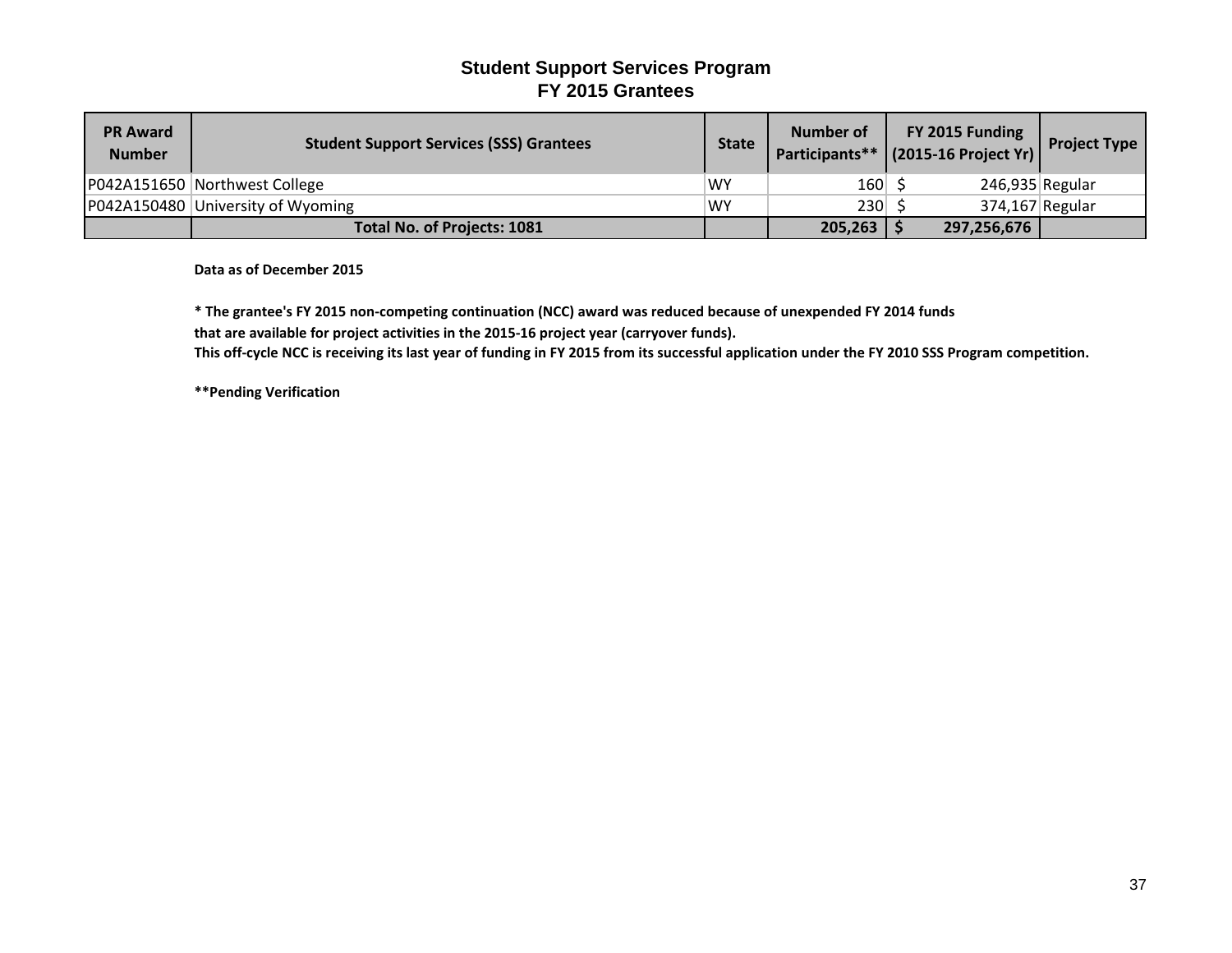# Student Support Services Program
## FY 2015 Grantees

| PR Award Number | Student Support Services (SSS) Grantees | State | Number of Participants** | FY 2015 Funding (2015-16 Project Yr) | Project Type |
|---|---|---|---|---|---|
| P042A151650 | Northwest College | WY | 160 | $ 246,935 | Regular |
| P042A150480 | University of Wyoming | WY | 230 | $ 374,167 | Regular |
| | **Total No. of Projects: 1081** | | **205,263** | **$ 297,256,676** | |

**Data as of December 2015**

**\* The grantee's FY 2015 non-competing continuation (NCC) award was reduced because of unexpended FY 2014 funds that are available for project activities in the 2015-16 project year (carryover funds).**
**This off-cycle NCC is receiving its last year of funding in FY 2015 from its successful application under the FY 2010 SSS Program competition.**

**\*\*Pending Verification**